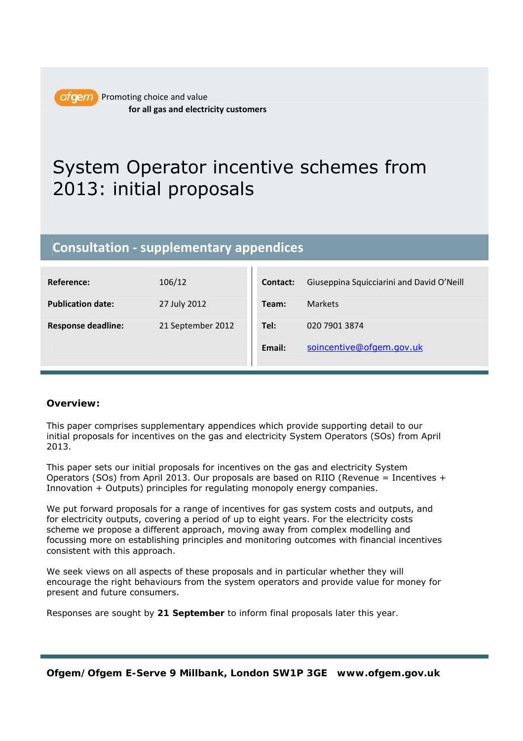ofgem Promoting choice and value
**for all gas and electricity customers**

# System Operator incentive schemes from 2013: initial proposals

## Consultation - supplementary appendices

| | | | |
|---|---|---|---|
| **Reference:** | 106/12 | **Contact:** | Giuseppina Squicciarini and David O'Neill |
| **Publication date:** | 27 July 2012 | **Team:** | Markets |
| **Response deadline:** | 21 September 2012 | **Tel:** | 020 7901 3874 |
| | | **Email:** | soincentive@ofgem.gov.uk |

**Overview:**

This paper comprises supplementary appendices which provide supporting detail to our initial proposals for incentives on the gas and electricity System Operators (SOs) from April 2013.

This paper sets our initial proposals for incentives on the gas and electricity System Operators (SOs) from April 2013. Our proposals are based on RIIO (Revenue = Incentives + Innovation + Outputs) principles for regulating monopoly energy companies.

We put forward proposals for a range of incentives for gas system costs and outputs, and for electricity outputs, covering a period of up to eight years. For the electricity costs scheme we propose a different approach, moving away from complex modelling and focussing more on establishing principles and monitoring outcomes with financial incentives consistent with this approach.

We seek views on all aspects of these proposals and in particular whether they will encourage the right behaviours from the system operators and provide value for money for present and future consumers.

Responses are sought by **21 September** to inform final proposals later this year.

**Ofgem/Ofgem E-Serve 9 Millbank, London SW1P 3GE www.ofgem.gov.uk**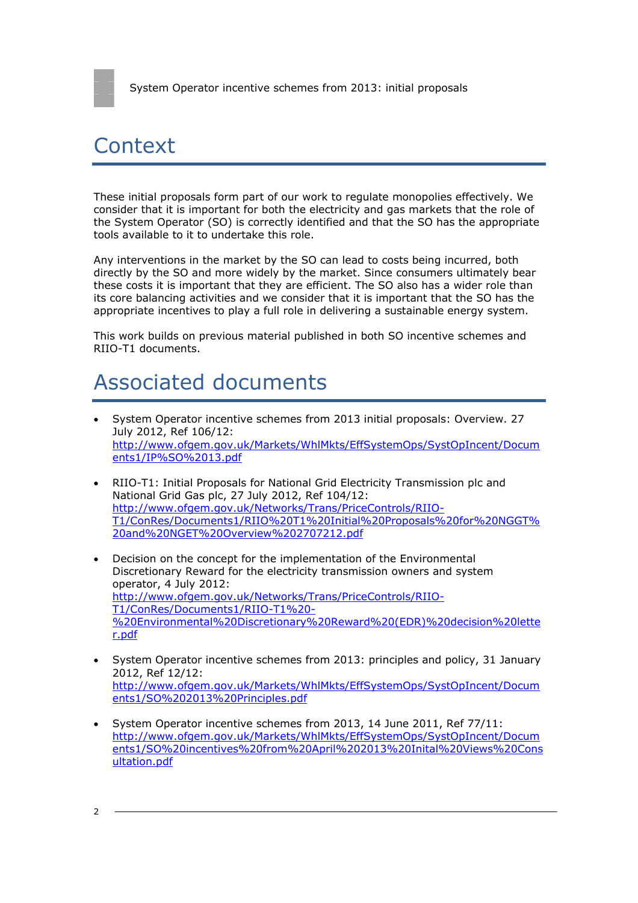# Context

These initial proposals form part of our work to regulate monopolies effectively. We consider that it is important for both the electricity and gas markets that the role of the System Operator (SO) is correctly identified and that the SO has the appropriate tools available to it to undertake this role.

Any interventions in the market by the SO can lead to costs being incurred, both directly by the SO and more widely by the market. Since consumers ultimately bear these costs it is important that they are efficient. The SO also has a wider role than its core balancing activities and we consider that it is important that the SO has the appropriate incentives to play a full role in delivering a sustainable energy system.

This work builds on previous material published in both SO incentive schemes and RIIO-T1 documents.

# Associated documents

- System Operator incentive schemes from 2013 initial proposals: Overview. 27 July 2012, Ref 106/12: http://www.ofgem.gov.uk/Markets/WhlMkts/EffSystemOps/SystOpIncent/Documents1/IP%SO%2013.pdf

- RIIO-T1: Initial Proposals for National Grid Electricity Transmission plc and National Grid Gas plc, 27 July 2012, Ref 104/12: http://www.ofgem.gov.uk/Networks/Trans/PriceControls/RIIO-T1/ConRes/Documents1/RIIO%20T1%20Initial%20Proposals%20for%20NGGT%20and%20NGET%20Overview%202707212.pdf

- Decision on the concept for the implementation of the Environmental Discretionary Reward for the electricity transmission owners and system operator, 4 July 2012: http://www.ofgem.gov.uk/Networks/Trans/PriceControls/RIIO-T1/ConRes/Documents1/RIIO-T1%20-%20Environmental%20Discretionary%20Reward%20(EDR)%20decision%20letter.pdf

- System Operator incentive schemes from 2013: principles and policy, 31 January 2012, Ref 12/12: http://www.ofgem.gov.uk/Markets/WhlMkts/EffSystemOps/SystOpIncent/Documents1/SO%202013%20Principles.pdf

- System Operator incentive schemes from 2013, 14 June 2011, Ref 77/11: http://www.ofgem.gov.uk/Markets/WhlMkts/EffSystemOps/SystOpIncent/Documents1/SO%20incentives%20from%20April%202013%20Inital%20Views%20Consultation.pdf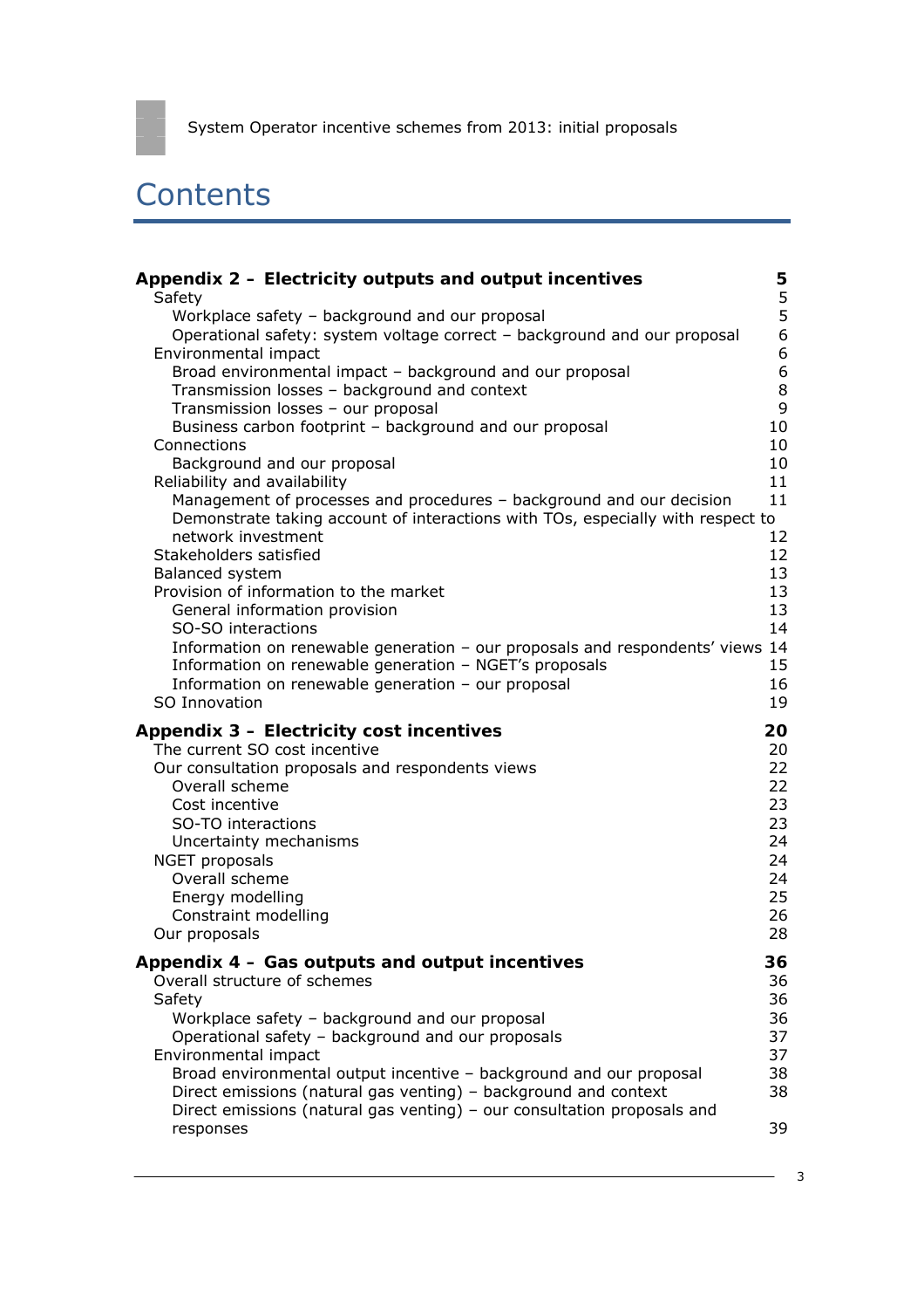# Contents

| | |
|---|---|
| **Appendix 2 - Electricity outputs and output incentives** | **5** |
| Safety | 5 |
| Workplace safety – background and our proposal | 5 |
| Operational safety: system voltage correct – background and our proposal | 6 |
| Environmental impact | 6 |
| Broad environmental impact – background and our proposal | 6 |
| Transmission losses – background and context | 8 |
| Transmission losses – our proposal | 9 |
| Business carbon footprint – background and our proposal | 10 |
| Connections | 10 |
| Background and our proposal | 10 |
| Reliability and availability | 11 |
| Management of processes and procedures – background and our decision | 11 |
| Demonstrate taking account of interactions with TOs, especially with respect to network investment | 12 |
| Stakeholders satisfied | 12 |
| Balanced system | 13 |
| Provision of information to the market | 13 |
| General information provision | 13 |
| SO-SO interactions | 14 |
| Information on renewable generation – our proposals and respondents' views | 14 |
| Information on renewable generation – NGET's proposals | 15 |
| Information on renewable generation – our proposal | 16 |
| SO Innovation | 19 |
| **Appendix 3 - Electricity cost incentives** | **20** |
| The current SO cost incentive | 20 |
| Our consultation proposals and respondents views | 22 |
| Overall scheme | 22 |
| Cost incentive | 23 |
| SO-TO interactions | 23 |
| Uncertainty mechanisms | 24 |
| NGET proposals | 24 |
| Overall scheme | 24 |
| Energy modelling | 25 |
| Constraint modelling | 26 |
| Our proposals | 28 |
| **Appendix 4 - Gas outputs and output incentives** | **36** |
| Overall structure of schemes | 36 |
| Safety | 36 |
| Workplace safety – background and our proposal | 36 |
| Operational safety – background and our proposals | 37 |
| Environmental impact | 37 |
| Broad environmental output incentive – background and our proposal | 38 |
| Direct emissions (natural gas venting) – background and context | 38 |
| Direct emissions (natural gas venting) – our consultation proposals and responses | 39 |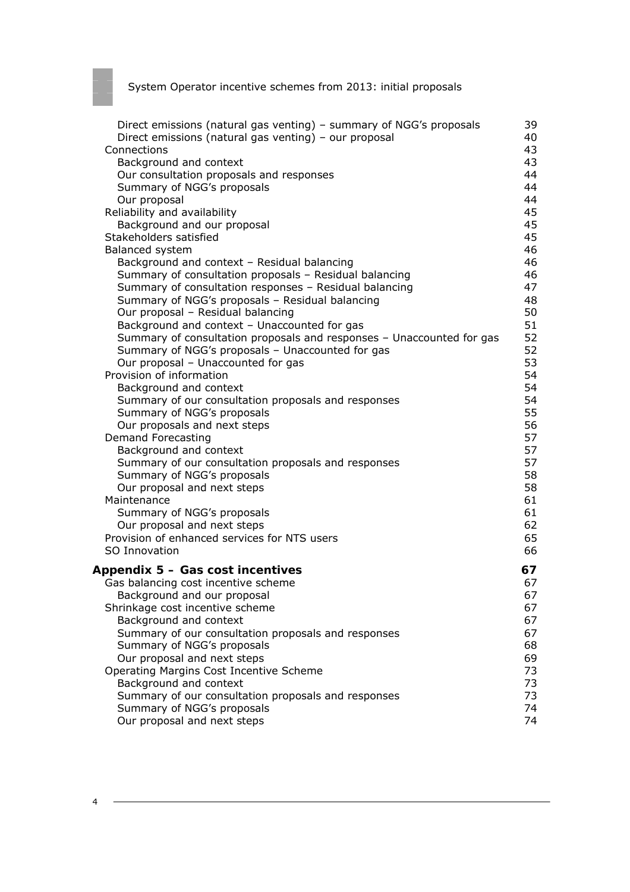| | |
|---|---|
| Direct emissions (natural gas venting) – summary of NGG's proposals | 39 |
| Direct emissions (natural gas venting) – our proposal | 40 |
| Connections | 43 |
| Background and context | 43 |
| Our consultation proposals and responses | 44 |
| Summary of NGG's proposals | 44 |
| Our proposal | 44 |
| Reliability and availability | 45 |
| Background and our proposal | 45 |
| Stakeholders satisfied | 45 |
| Balanced system | 46 |
| Background and context – Residual balancing | 46 |
| Summary of consultation proposals – Residual balancing | 46 |
| Summary of consultation responses – Residual balancing | 47 |
| Summary of NGG's proposals – Residual balancing | 48 |
| Our proposal – Residual balancing | 50 |
| Background and context – Unaccounted for gas | 51 |
| Summary of consultation proposals and responses – Unaccounted for gas | 52 |
| Summary of NGG's proposals – Unaccounted for gas | 52 |
| Our proposal – Unaccounted for gas | 53 |
| Provision of information | 54 |
| Background and context | 54 |
| Summary of our consultation proposals and responses | 54 |
| Summary of NGG's proposals | 55 |
| Our proposals and next steps | 56 |
| Demand Forecasting | 57 |
| Background and context | 57 |
| Summary of our consultation proposals and responses | 57 |
| Summary of NGG's proposals | 58 |
| Our proposal and next steps | 58 |
| Maintenance | 61 |
| Summary of NGG's proposals | 61 |
| Our proposal and next steps | 62 |
| Provision of enhanced services for NTS users | 65 |
| SO Innovation | 66 |
| **Appendix 5 – Gas cost incentives** | **67** |
| Gas balancing cost incentive scheme | 67 |
| Background and our proposal | 67 |
| Shrinkage cost incentive scheme | 67 |
| Background and context | 67 |
| Summary of our consultation proposals and responses | 67 |
| Summary of NGG's proposals | 68 |
| Our proposal and next steps | 69 |
| Operating Margins Cost Incentive Scheme | 73 |
| Background and context | 73 |
| Summary of our consultation proposals and responses | 73 |
| Summary of NGG's proposals | 74 |
| Our proposal and next steps | 74 |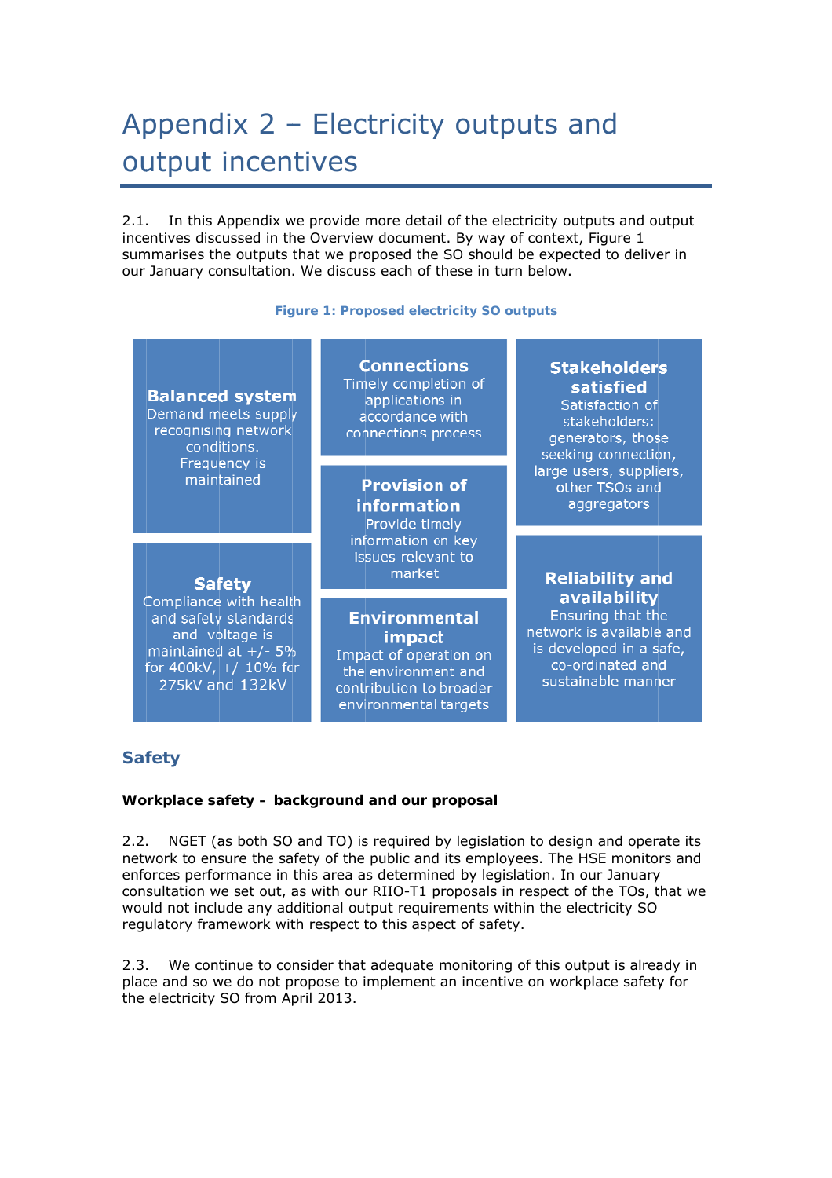# Appendix 2 – Electricity outputs and output incentives

2.1. In this Appendix we provide more detail of the electricity outputs and output incentives discussed in the Overview document. By way of context, Figure 1 summarises the outputs that we proposed the SO should be expected to deliver in our January consultation. We discuss each of these in turn below.

**Figure 1: Proposed electricity SO outputs**

**Balanced system**
Demand meets supply recognising network conditions. Frequency is maintained

**Connections**
Timely completion of applications in accordance with connections process

**Stakeholders satisfied**
Satisfaction of stakeholders: generators, those seeking connection, large users, suppliers, other TSOs and aggregators

**Provision of information**
Provide timely information on key issues relevant to market

**Safety**
Compliance with health and safety standards and voltage is maintained at +/- 5% for 400kV, +/-10% for 275kV and 132kV

**Environmental impact**
Impact of operation on the environment and contribution to broader environmental targets

**Reliability and availability**
Ensuring that the network is available and is developed in a safe, co-ordinated and sustainable manner

## Safety

**Workplace safety – background and our proposal**

2.2. NGET (as both SO and TO) is required by legislation to design and operate its network to ensure the safety of the public and its employees. The HSE monitors and enforces performance in this area as determined by legislation. In our January consultation we set out, as with our RIIO-T1 proposals in respect of the TOs, that we would not include any additional output requirements within the electricity SO regulatory framework with respect to this aspect of safety.

2.3. We continue to consider that adequate monitoring of this output is already in place and so we do not propose to implement an incentive on workplace safety for the electricity SO from April 2013.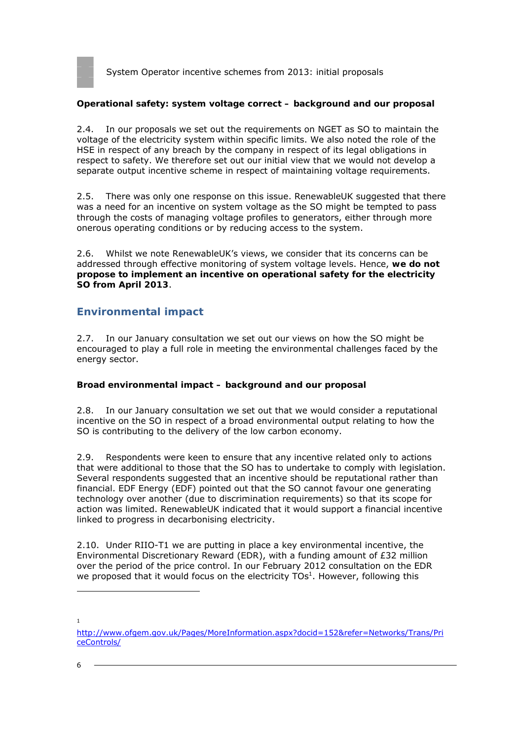**Operational safety: system voltage correct – background and our proposal**

2.4. In our proposals we set out the requirements on NGET as SO to maintain the voltage of the electricity system within specific limits. We also noted the role of the HSE in respect of any breach by the company in respect of its legal obligations in respect to safety. We therefore set out our initial view that we would not develop a separate output incentive scheme in respect of maintaining voltage requirements.

2.5. There was only one response on this issue. RenewableUK suggested that there was a need for an incentive on system voltage as the SO might be tempted to pass through the costs of managing voltage profiles to generators, either through more onerous operating conditions or by reducing access to the system.

2.6. Whilst we note RenewableUK's views, we consider that its concerns can be addressed through effective monitoring of system voltage levels. Hence, **we do not propose to implement an incentive on operational safety for the electricity SO from April 2013**.

## Environmental impact

2.7. In our January consultation we set out our views on how the SO might be encouraged to play a full role in meeting the environmental challenges faced by the energy sector.

**Broad environmental impact – background and our proposal**

2.8. In our January consultation we set out that we would consider a reputational incentive on the SO in respect of a broad environmental output relating to how the SO is contributing to the delivery of the low carbon economy.

2.9. Respondents were keen to ensure that any incentive related only to actions that were additional to those that the SO has to undertake to comply with legislation. Several respondents suggested that an incentive should be reputational rather than financial. EDF Energy (EDF) pointed out that the SO cannot favour one generating technology over another (due to discrimination requirements) so that its scope for action was limited. RenewableUK indicated that it would support a financial incentive linked to progress in decarbonising electricity.

2.10. Under RIIO-T1 we are putting in place a key environmental incentive, the Environmental Discretionary Reward (EDR), with a funding amount of £32 million over the period of the price control. In our February 2012 consultation on the EDR we proposed that it would focus on the electricity TOs[1]. However, following this

[1] http://www.ofgem.gov.uk/Pages/MoreInformation.aspx?docid=152&refer=Networks/Trans/PriceControls/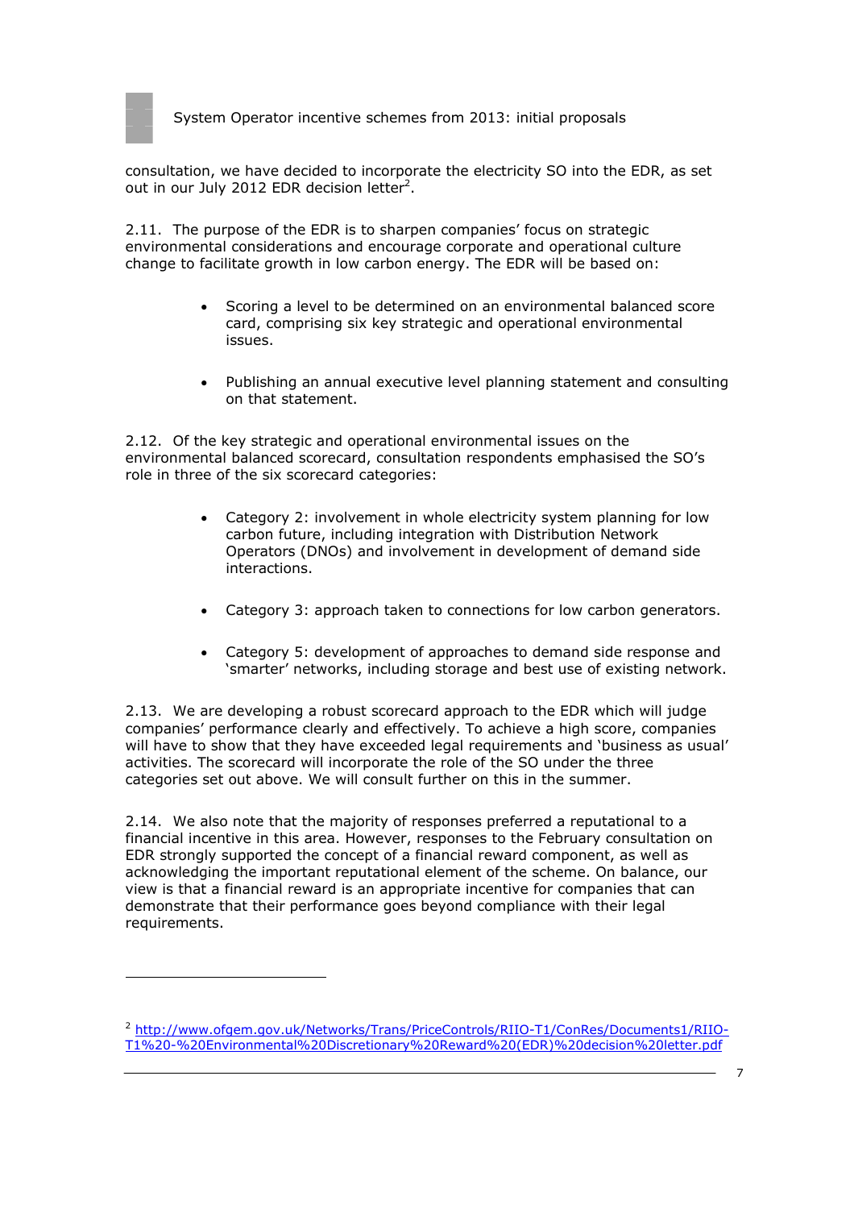consultation, we have decided to incorporate the electricity SO into the EDR, as set out in our July 2012 EDR decision letter[2].

2.11. The purpose of the EDR is to sharpen companies' focus on strategic environmental considerations and encourage corporate and operational culture change to facilitate growth in low carbon energy. The EDR will be based on:

- Scoring a level to be determined on an environmental balanced score card, comprising six key strategic and operational environmental issues.
- Publishing an annual executive level planning statement and consulting on that statement.

2.12. Of the key strategic and operational environmental issues on the environmental balanced scorecard, consultation respondents emphasised the SO's role in three of the six scorecard categories:

- Category 2: involvement in whole electricity system planning for low carbon future, including integration with Distribution Network Operators (DNOs) and involvement in development of demand side interactions.
- Category 3: approach taken to connections for low carbon generators.
- Category 5: development of approaches to demand side response and 'smarter' networks, including storage and best use of existing network.

2.13. We are developing a robust scorecard approach to the EDR which will judge companies' performance clearly and effectively. To achieve a high score, companies will have to show that they have exceeded legal requirements and 'business as usual' activities. The scorecard will incorporate the role of the SO under the three categories set out above. We will consult further on this in the summer.

2.14. We also note that the majority of responses preferred a reputational to a financial incentive in this area. However, responses to the February consultation on EDR strongly supported the concept of a financial reward component, as well as acknowledging the important reputational element of the scheme. On balance, our view is that a financial reward is an appropriate incentive for companies that can demonstrate that their performance goes beyond compliance with their legal requirements.

---

[2] http://www.ofgem.gov.uk/Networks/Trans/PriceControls/RIIO-T1/ConRes/Documents1/RIIO-T1%20-%20Environmental%20Discretionary%20Reward%20(EDR)%20decision%20letter.pdf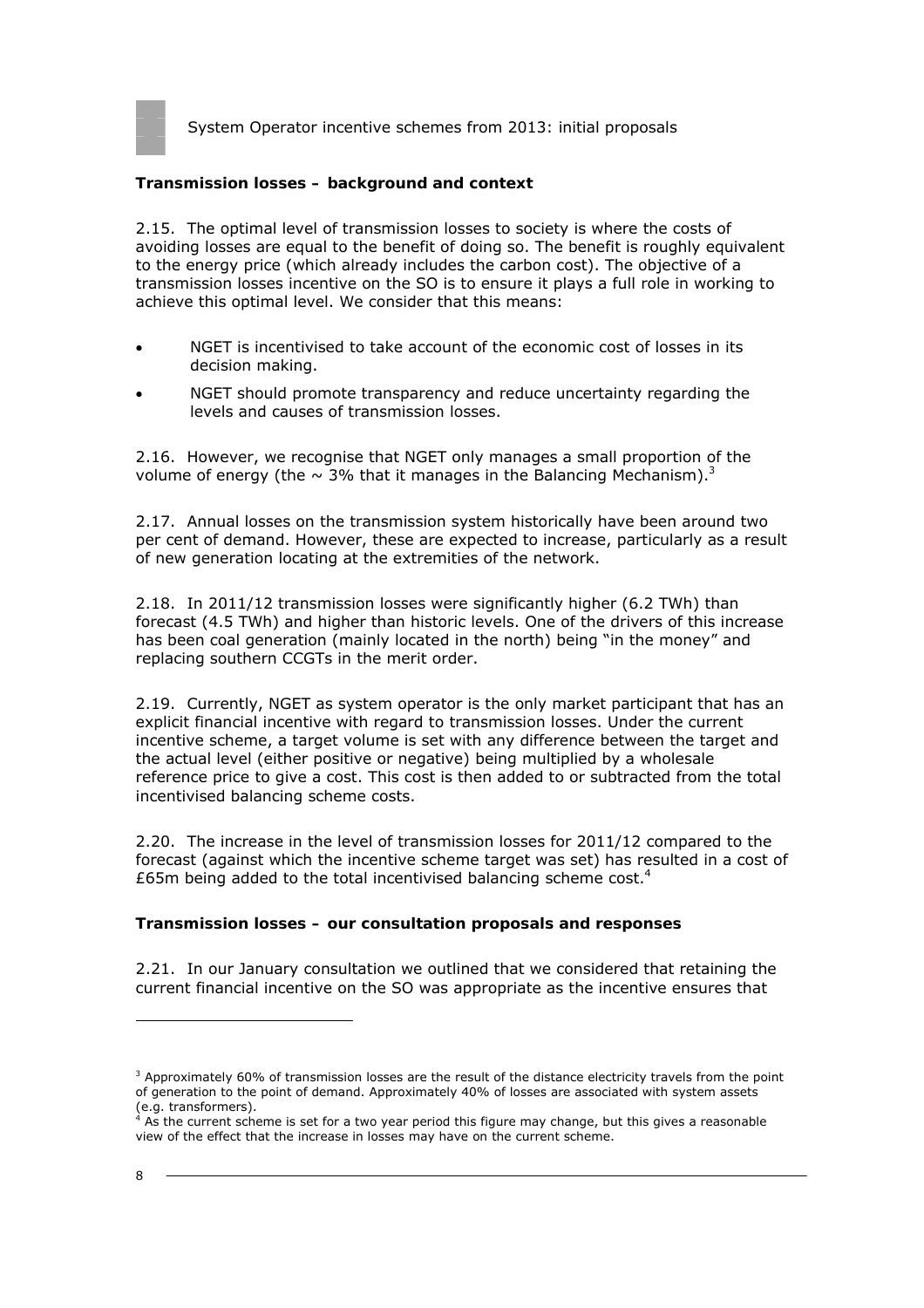**Transmission losses – background and context**

2.15. The optimal level of transmission losses to society is where the costs of avoiding losses are equal to the benefit of doing so. The benefit is roughly equivalent to the energy price (which already includes the carbon cost). The objective of a transmission losses incentive on the SO is to ensure it plays a full role in working to achieve this optimal level. We consider that this means:

- NGET is incentivised to take account of the economic cost of losses in its decision making.
- NGET should promote transparency and reduce uncertainty regarding the levels and causes of transmission losses.

2.16. However, we recognise that NGET only manages a small proportion of the volume of energy (the ~ 3% that it manages in the Balancing Mechanism).[3]

2.17. Annual losses on the transmission system historically have been around two per cent of demand. However, these are expected to increase, particularly as a result of new generation locating at the extremities of the network.

2.18. In 2011/12 transmission losses were significantly higher (6.2 TWh) than forecast (4.5 TWh) and higher than historic levels. One of the drivers of this increase has been coal generation (mainly located in the north) being "in the money" and replacing southern CCGTs in the merit order.

2.19. Currently, NGET as system operator is the only market participant that has an explicit financial incentive with regard to transmission losses. Under the current incentive scheme, a target volume is set with any difference between the target and the actual level (either positive or negative) being multiplied by a wholesale reference price to give a cost. This cost is then added to or subtracted from the total incentivised balancing scheme costs.

2.20. The increase in the level of transmission losses for 2011/12 compared to the forecast (against which the incentive scheme target was set) has resulted in a cost of £65m being added to the total incentivised balancing scheme cost.[4]

**Transmission losses – our consultation proposals and responses**

2.21. In our January consultation we outlined that we considered that retaining the current financial incentive on the SO was appropriate as the incentive ensures that

---

[3] Approximately 60% of transmission losses are the result of the distance electricity travels from the point of generation to the point of demand. Approximately 40% of losses are associated with system assets (e.g. transformers).

[4] As the current scheme is set for a two year period this figure may change, but this gives a reasonable view of the effect that the increase in losses may have on the current scheme.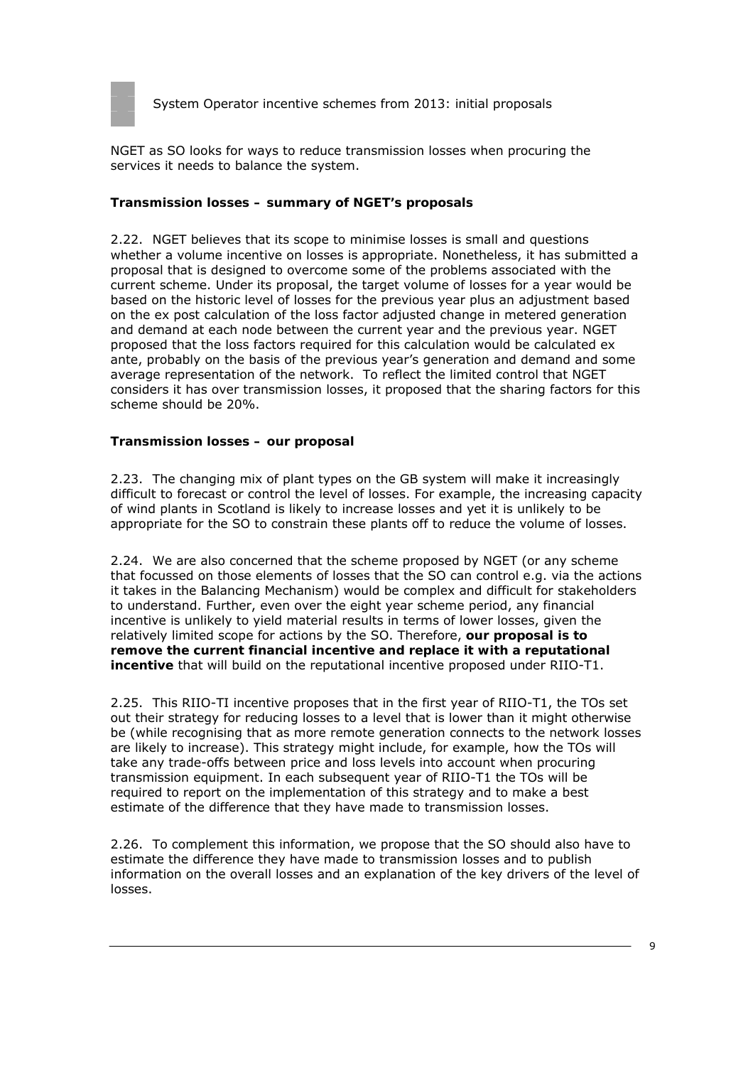NGET as SO looks for ways to reduce transmission losses when procuring the services it needs to balance the system.

### Transmission losses – summary of NGET's proposals

2.22. NGET believes that its scope to minimise losses is small and questions whether a volume incentive on losses is appropriate. Nonetheless, it has submitted a proposal that is designed to overcome some of the problems associated with the current scheme. Under its proposal, the target volume of losses for a year would be based on the historic level of losses for the previous year plus an adjustment based on the ex post calculation of the loss factor adjusted change in metered generation and demand at each node between the current year and the previous year. NGET proposed that the loss factors required for this calculation would be calculated ex ante, probably on the basis of the previous year's generation and demand and some average representation of the network. To reflect the limited control that NGET considers it has over transmission losses, it proposed that the sharing factors for this scheme should be 20%.

### Transmission losses – our proposal

2.23. The changing mix of plant types on the GB system will make it increasingly difficult to forecast or control the level of losses. For example, the increasing capacity of wind plants in Scotland is likely to increase losses and yet it is unlikely to be appropriate for the SO to constrain these plants off to reduce the volume of losses.

2.24. We are also concerned that the scheme proposed by NGET (or any scheme that focussed on those elements of losses that the SO can control e.g. via the actions it takes in the Balancing Mechanism) would be complex and difficult for stakeholders to understand. Further, even over the eight year scheme period, any financial incentive is unlikely to yield material results in terms of lower losses, given the relatively limited scope for actions by the SO. Therefore, **our proposal is to remove the current financial incentive and replace it with a reputational incentive** that will build on the reputational incentive proposed under RIIO-T1.

2.25. This RIIO-TI incentive proposes that in the first year of RIIO-T1, the TOs set out their strategy for reducing losses to a level that is lower than it might otherwise be (while recognising that as more remote generation connects to the network losses are likely to increase). This strategy might include, for example, how the TOs will take any trade-offs between price and loss levels into account when procuring transmission equipment. In each subsequent year of RIIO-T1 the TOs will be required to report on the implementation of this strategy and to make a best estimate of the difference that they have made to transmission losses.

2.26. To complement this information, we propose that the SO should also have to estimate the difference they have made to transmission losses and to publish information on the overall losses and an explanation of the key drivers of the level of losses.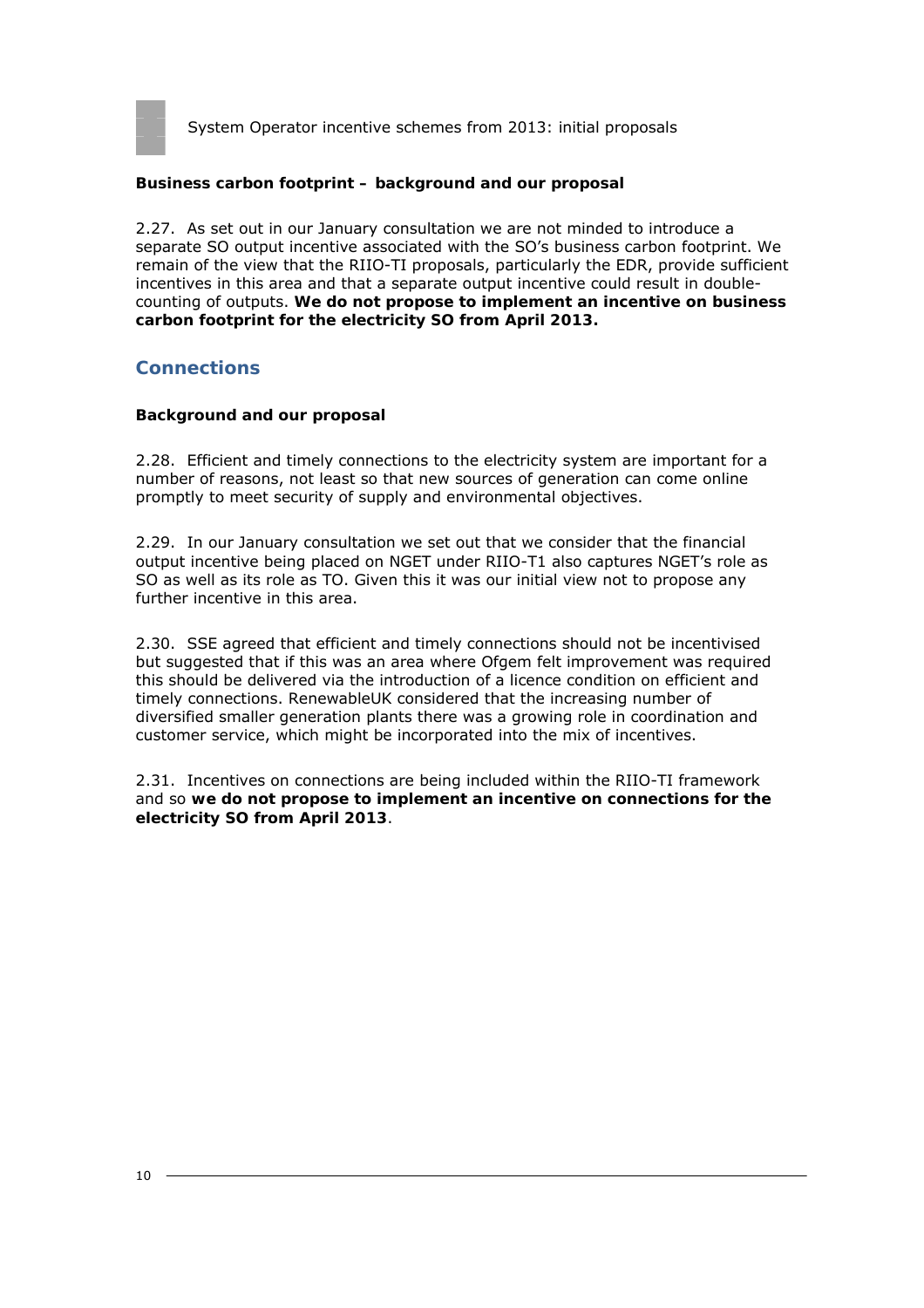**Business carbon footprint – background and our proposal**

2.27. As set out in our January consultation we are not minded to introduce a separate SO output incentive associated with the SO's business carbon footprint. We remain of the view that the RIIO-TI proposals, particularly the EDR, provide sufficient incentives in this area and that a separate output incentive could result in double-counting of outputs. **We do not propose to implement an incentive on business carbon footprint for the electricity SO from April 2013.**

## Connections

**Background and our proposal**

2.28. Efficient and timely connections to the electricity system are important for a number of reasons, not least so that new sources of generation can come online promptly to meet security of supply and environmental objectives.

2.29. In our January consultation we set out that we consider that the financial output incentive being placed on NGET under RIIO-T1 also captures NGET's role as SO as well as its role as TO. Given this it was our initial view not to propose any further incentive in this area.

2.30. SSE agreed that efficient and timely connections should not be incentivised but suggested that if this was an area where Ofgem felt improvement was required this should be delivered via the introduction of a licence condition on efficient and timely connections. RenewableUK considered that the increasing number of diversified smaller generation plants there was a growing role in coordination and customer service, which might be incorporated into the mix of incentives.

2.31. Incentives on connections are being included within the RIIO-TI framework and so **we do not propose to implement an incentive on connections for the electricity SO from April 2013**.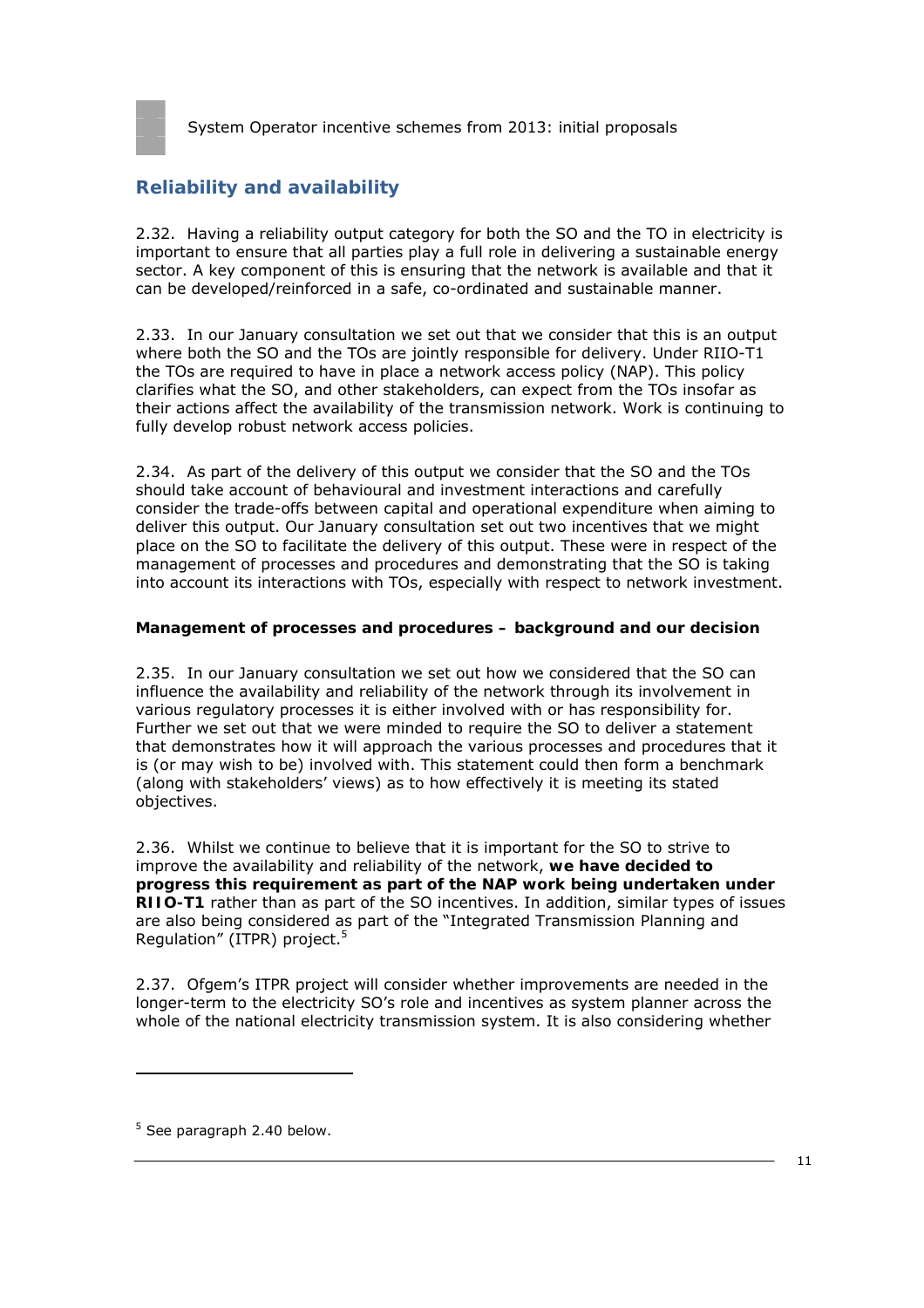## Reliability and availability

2.32. Having a reliability output category for both the SO and the TO in electricity is important to ensure that all parties play a full role in delivering a sustainable energy sector. A key component of this is ensuring that the network is available and that it can be developed/reinforced in a safe, co-ordinated and sustainable manner.

2.33. In our January consultation we set out that we consider that this is an output where both the SO and the TOs are jointly responsible for delivery. Under RIIO-T1 the TOs are required to have in place a network access policy (NAP). This policy clarifies what the SO, and other stakeholders, can expect from the TOs insofar as their actions affect the availability of the transmission network. Work is continuing to fully develop robust network access policies.

2.34. As part of the delivery of this output we consider that the SO and the TOs should take account of behavioural and investment interactions and carefully consider the trade-offs between capital and operational expenditure when aiming to deliver this output. Our January consultation set out two incentives that we might place on the SO to facilitate the delivery of this output. These were in respect of the management of processes and procedures and demonstrating that the SO is taking into account its interactions with TOs, especially with respect to network investment.

**Management of processes and procedures – background and our decision**

2.35. In our January consultation we set out how we considered that the SO can influence the availability and reliability of the network through its involvement in various regulatory processes it is either involved with or has responsibility for. Further we set out that we were minded to require the SO to deliver a statement that demonstrates how it will approach the various processes and procedures that it is (or may wish to be) involved with. This statement could then form a benchmark (along with stakeholders' views) as to how effectively it is meeting its stated objectives.

2.36. Whilst we continue to believe that it is important for the SO to strive to improve the availability and reliability of the network, **we have decided to progress this requirement as part of the NAP work being undertaken under RIIO-T1** rather than as part of the SO incentives. In addition, similar types of issues are also being considered as part of the "Integrated Transmission Planning and Regulation" (ITPR) project.[5]

2.37. Ofgem's ITPR project will consider whether improvements are needed in the longer-term to the electricity SO's role and incentives as system planner across the whole of the national electricity transmission system. It is also considering whether

---

[5] See paragraph 2.40 below.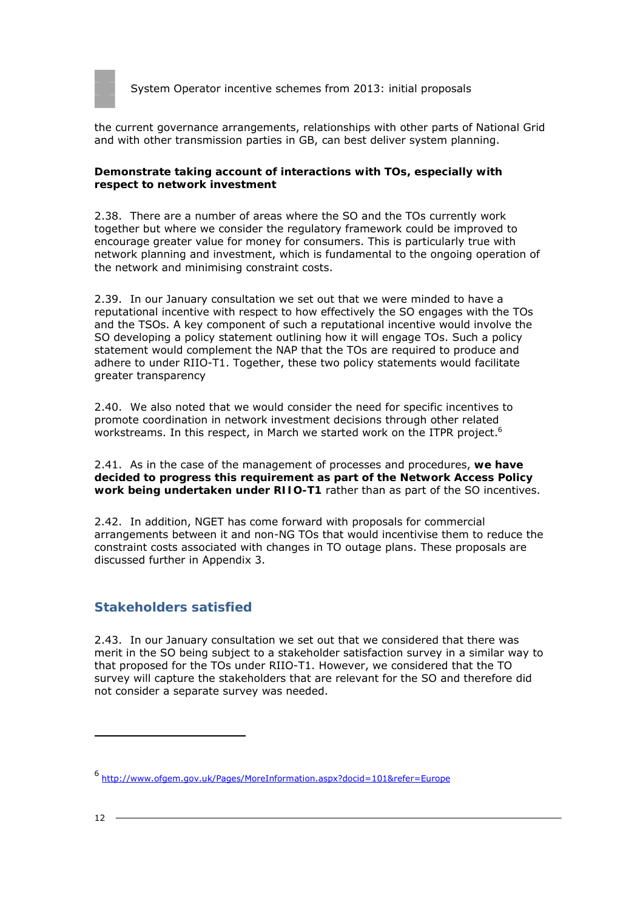the current governance arrangements, relationships with other parts of National Grid and with other transmission parties in GB, can best deliver system planning.

**Demonstrate taking account of interactions with TOs, especially with respect to network investment**

2.38. There are a number of areas where the SO and the TOs currently work together but where we consider the regulatory framework could be improved to encourage greater value for money for consumers. This is particularly true with network planning and investment, which is fundamental to the ongoing operation of the network and minimising constraint costs.

2.39. In our January consultation we set out that we were minded to have a reputational incentive with respect to how effectively the SO engages with the TOs and the TSOs. A key component of such a reputational incentive would involve the SO developing a policy statement outlining how it will engage TOs. Such a policy statement would complement the NAP that the TOs are required to produce and adhere to under RIIO-T1. Together, these two policy statements would facilitate greater transparency

2.40. We also noted that we would consider the need for specific incentives to promote coordination in network investment decisions through other related workstreams. In this respect, in March we started work on the ITPR project.[6]

2.41. As in the case of the management of processes and procedures, **we have decided to progress this requirement as part of the Network Access Policy work being undertaken under RIIO-T1** rather than as part of the SO incentives.

2.42. In addition, NGET has come forward with proposals for commercial arrangements between it and non-NG TOs that would incentivise them to reduce the constraint costs associated with changes in TO outage plans. These proposals are discussed further in Appendix 3.

## Stakeholders satisfied

2.43. In our January consultation we set out that we considered that there was merit in the SO being subject to a stakeholder satisfaction survey in a similar way to that proposed for the TOs under RIIO-T1. However, we considered that the TO survey will capture the stakeholders that are relevant for the SO and therefore did not consider a separate survey was needed.

---

[6] http://www.ofgem.gov.uk/Pages/MoreInformation.aspx?docid=101&refer=Europe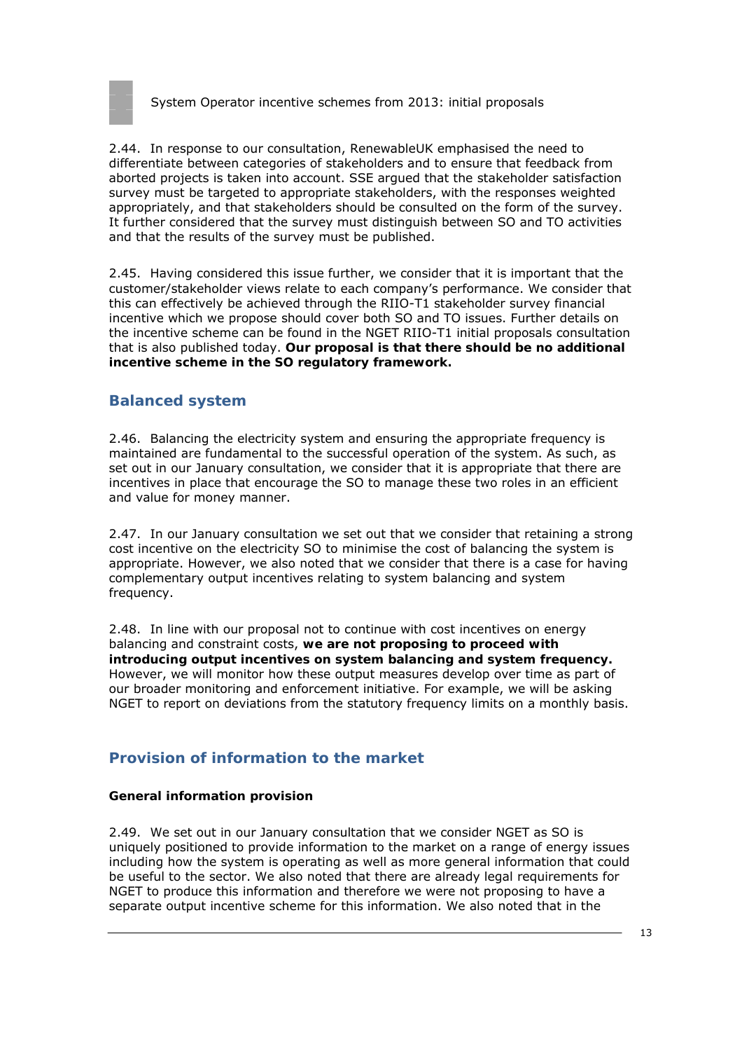2.44. In response to our consultation, RenewableUK emphasised the need to differentiate between categories of stakeholders and to ensure that feedback from aborted projects is taken into account. SSE argued that the stakeholder satisfaction survey must be targeted to appropriate stakeholders, with the responses weighted appropriately, and that stakeholders should be consulted on the form of the survey. It further considered that the survey must distinguish between SO and TO activities and that the results of the survey must be published.

2.45. Having considered this issue further, we consider that it is important that the customer/stakeholder views relate to each company's performance. We consider that this can effectively be achieved through the RIIO-T1 stakeholder survey financial incentive which we propose should cover both SO and TO issues. Further details on the incentive scheme can be found in the NGET RIIO-T1 initial proposals consultation that is also published today. **Our proposal is that there should be no additional incentive scheme in the SO regulatory framework.**

## Balanced system

2.46. Balancing the electricity system and ensuring the appropriate frequency is maintained are fundamental to the successful operation of the system. As such, as set out in our January consultation, we consider that it is appropriate that there are incentives in place that encourage the SO to manage these two roles in an efficient and value for money manner.

2.47. In our January consultation we set out that we consider that retaining a strong cost incentive on the electricity SO to minimise the cost of balancing the system is appropriate. However, we also noted that we consider that there is a case for having complementary output incentives relating to system balancing and system frequency.

2.48. In line with our proposal not to continue with cost incentives on energy balancing and constraint costs, **we are not proposing to proceed with introducing output incentives on system balancing and system frequency.** However, we will monitor how these output measures develop over time as part of our broader monitoring and enforcement initiative. For example, we will be asking NGET to report on deviations from the statutory frequency limits on a monthly basis.

## Provision of information to the market

### General information provision

2.49. We set out in our January consultation that we consider NGET as SO is uniquely positioned to provide information to the market on a range of energy issues including how the system is operating as well as more general information that could be useful to the sector. We also noted that there are already legal requirements for NGET to produce this information and therefore we were not proposing to have a separate output incentive scheme for this information. We also noted that in the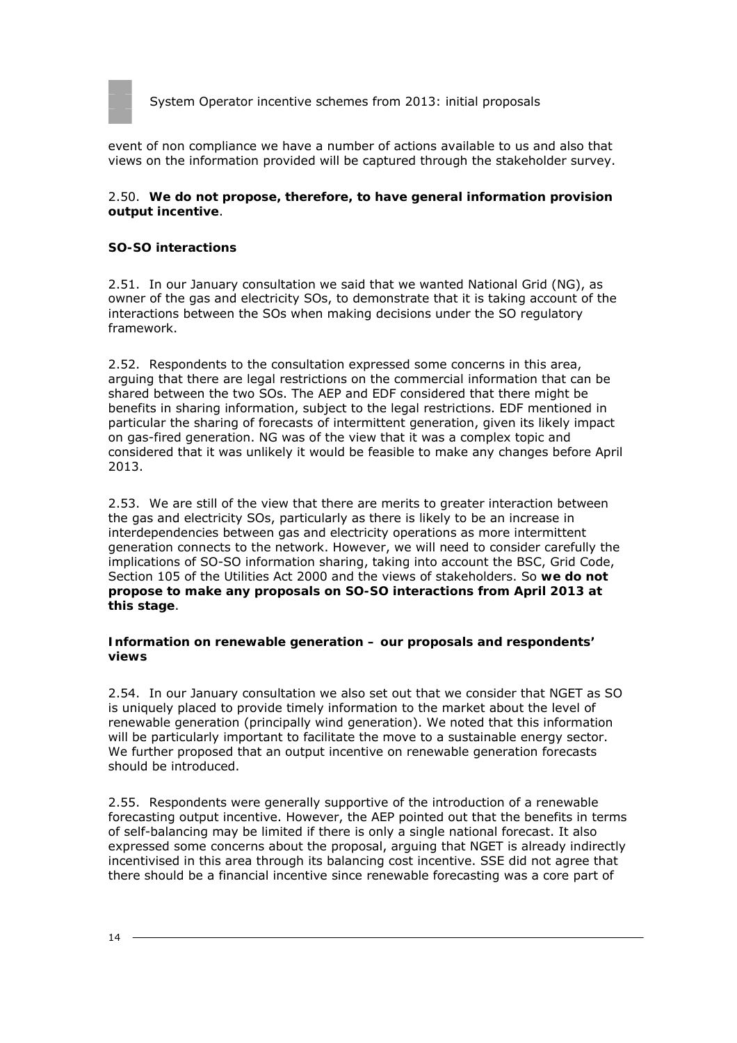event of non compliance we have a number of actions available to us and also that views on the information provided will be captured through the stakeholder survey.

2.50. **We do not propose, therefore, to have general information provision output incentive**.

### SO-SO interactions

2.51. In our January consultation we said that we wanted National Grid (NG), as owner of the gas and electricity SOs, to demonstrate that it is taking account of the interactions between the SOs when making decisions under the SO regulatory framework.

2.52. Respondents to the consultation expressed some concerns in this area, arguing that there are legal restrictions on the commercial information that can be shared between the two SOs. The AEP and EDF considered that there might be benefits in sharing information, subject to the legal restrictions. EDF mentioned in particular the sharing of forecasts of intermittent generation, given its likely impact on gas-fired generation. NG was of the view that it was a complex topic and considered that it was unlikely it would be feasible to make any changes before April 2013.

2.53. We are still of the view that there are merits to greater interaction between the gas and electricity SOs, particularly as there is likely to be an increase in interdependencies between gas and electricity operations as more intermittent generation connects to the network. However, we will need to consider carefully the implications of SO-SO information sharing, taking into account the BSC, Grid Code, Section 105 of the Utilities Act 2000 and the views of stakeholders. So **we do not propose to make any proposals on SO-SO interactions from April 2013 at this stage**.

### Information on renewable generation – our proposals and respondents' views

2.54. In our January consultation we also set out that we consider that NGET as SO is uniquely placed to provide timely information to the market about the level of renewable generation (principally wind generation). We noted that this information will be particularly important to facilitate the move to a sustainable energy sector. We further proposed that an output incentive on renewable generation forecasts should be introduced.

2.55. Respondents were generally supportive of the introduction of a renewable forecasting output incentive. However, the AEP pointed out that the benefits in terms of self-balancing may be limited if there is only a single national forecast. It also expressed some concerns about the proposal, arguing that NGET is already indirectly incentivised in this area through its balancing cost incentive. SSE did not agree that there should be a financial incentive since renewable forecasting was a core part of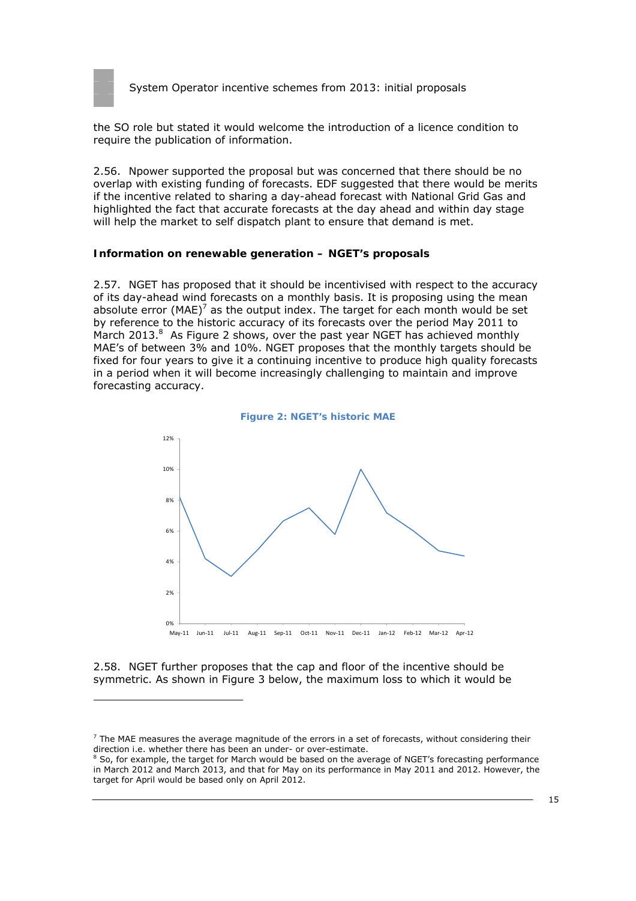the SO role but stated it would welcome the introduction of a licence condition to require the publication of information.

2.56. Npower supported the proposal but was concerned that there should be no overlap with existing funding of forecasts. EDF suggested that there would be merits if the incentive related to sharing a day-ahead forecast with National Grid Gas and highlighted the fact that accurate forecasts at the day ahead and within day stage will help the market to self dispatch plant to ensure that demand is met.

**Information on renewable generation – NGET's proposals**

2.57. NGET has proposed that it should be incentivised with respect to the accuracy of its day-ahead wind forecasts on a monthly basis. It is proposing using the mean absolute error (MAE)[7] as the output index. The target for each month would be set by reference to the historic accuracy of its forecasts over the period May 2011 to March 2013.[8] As Figure 2 shows, over the past year NGET has achieved monthly MAE's of between 3% and 10%. NGET proposes that the monthly targets should be fixed for four years to give it a continuing incentive to produce high quality forecasts in a period when it will become increasingly challenging to maintain and improve forecasting accuracy.

**Figure 2: NGET's historic MAE**

2.58. NGET further proposes that the cap and floor of the incentive should be symmetric. As shown in Figure 3 below, the maximum loss to which it would be

[7] The MAE measures the average magnitude of the errors in a set of forecasts, without considering their direction i.e. whether there has been an under- or over-estimate.

[8] So, for example, the target for March would be based on the average of NGET's forecasting performance in March 2012 and March 2013, and that for May on its performance in May 2011 and 2012. However, the target for April would be based only on April 2012.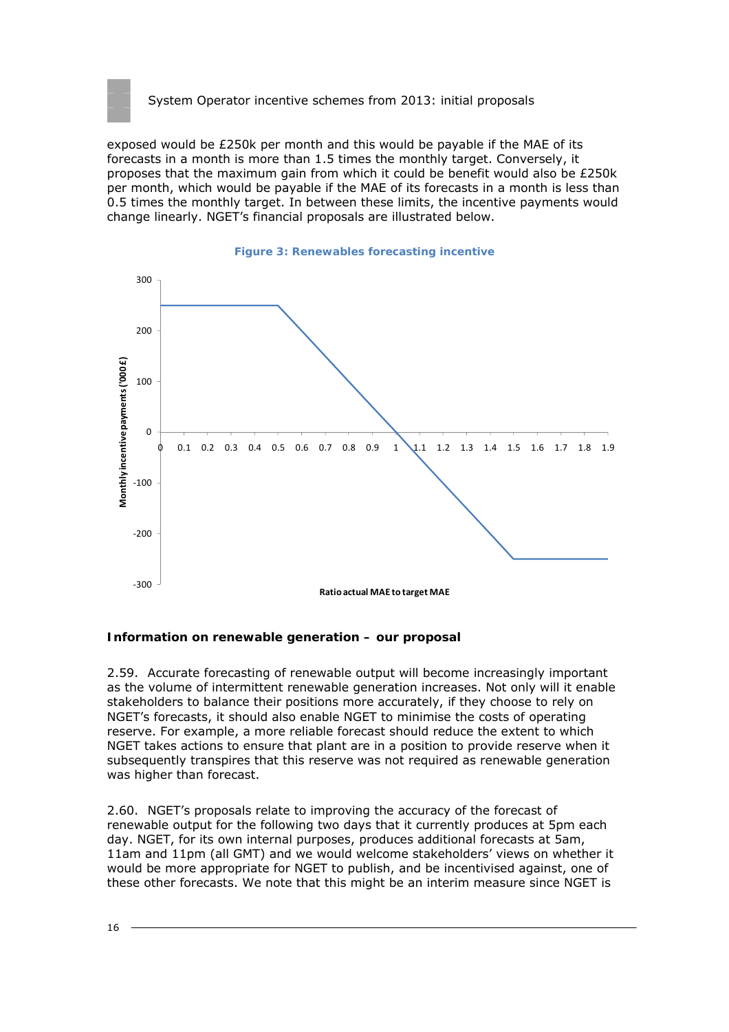exposed would be £250k per month and this would be payable if the MAE of its forecasts in a month is more than 1.5 times the monthly target. Conversely, it proposes that the maximum gain from which it could be benefit would also be £250k per month, which would be payable if the MAE of its forecasts in a month is less than 0.5 times the monthly target. In between these limits, the incentive payments would change linearly. NGET's financial proposals are illustrated below.

**Figure 3: Renewables forecasting incentive**

**Information on renewable generation – our proposal**

2.59. Accurate forecasting of renewable output will become increasingly important as the volume of intermittent renewable generation increases. Not only will it enable stakeholders to balance their positions more accurately, if they choose to rely on NGET's forecasts, it should also enable NGET to minimise the costs of operating reserve. For example, a more reliable forecast should reduce the extent to which NGET takes actions to ensure that plant are in a position to provide reserve when it subsequently transpires that this reserve was not required as renewable generation was higher than forecast.

2.60. NGET's proposals relate to improving the accuracy of the forecast of renewable output for the following two days that it currently produces at 5pm each day. NGET, for its own internal purposes, produces additional forecasts at 5am, 11am and 11pm (all GMT) and we would welcome stakeholders' views on whether it would be more appropriate for NGET to publish, and be incentivised against, one of these other forecasts. We note that this might be an interim measure since NGET is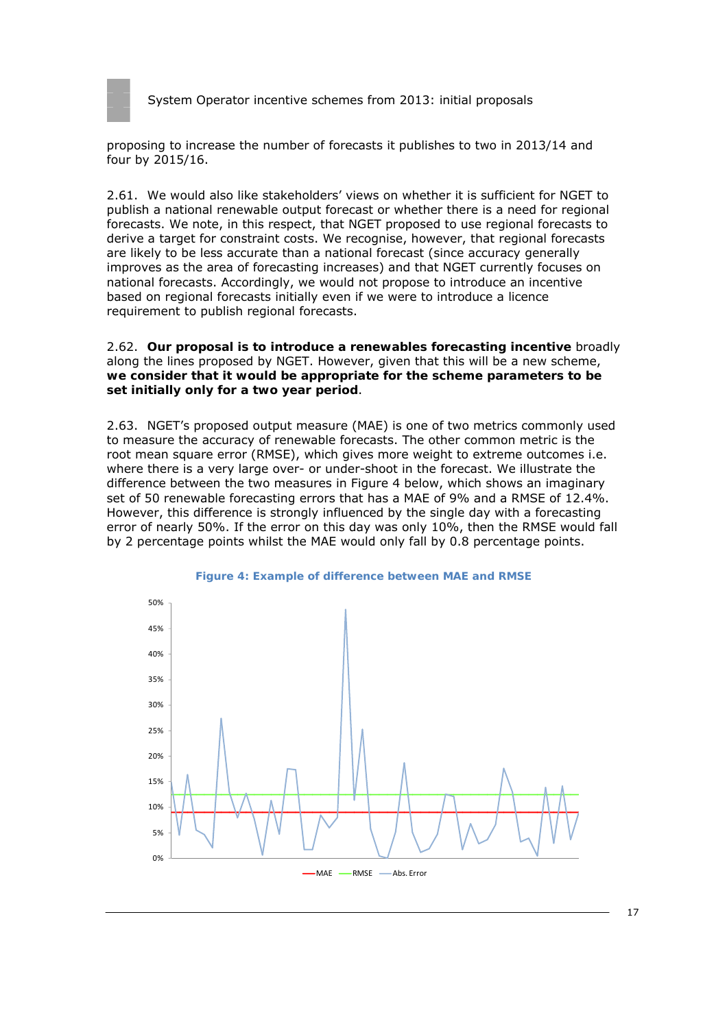proposing to increase the number of forecasts it publishes to two in 2013/14 and four by 2015/16.

2.61. We would also like stakeholders' views on whether it is sufficient for NGET to publish a national renewable output forecast or whether there is a need for regional forecasts. We note, in this respect, that NGET proposed to use regional forecasts to derive a target for constraint costs. We recognise, however, that regional forecasts are likely to be less accurate than a national forecast (since accuracy generally improves as the area of forecasting increases) and that NGET currently focuses on national forecasts. Accordingly, we would not propose to introduce an incentive based on regional forecasts initially even if we were to introduce a licence requirement to publish regional forecasts.

2.62. **Our proposal is to introduce a renewables forecasting incentive** broadly along the lines proposed by NGET. However, given that this will be a new scheme, **we consider that it would be appropriate for the scheme parameters to be set initially only for a two year period**.

2.63. NGET's proposed output measure (MAE) is one of two metrics commonly used to measure the accuracy of renewable forecasts. The other common metric is the root mean square error (RMSE), which gives more weight to extreme outcomes i.e. where there is a very large over- or under-shoot in the forecast. We illustrate the difference between the two measures in Figure 4 below, which shows an imaginary set of 50 renewable forecasting errors that has a MAE of 9% and a RMSE of 12.4%. However, this difference is strongly influenced by the single day with a forecasting error of nearly 50%. If the error on this day was only 10%, then the RMSE would fall by 2 percentage points whilst the MAE would only fall by 0.8 percentage points.

**Figure 4: Example of difference between MAE and RMSE**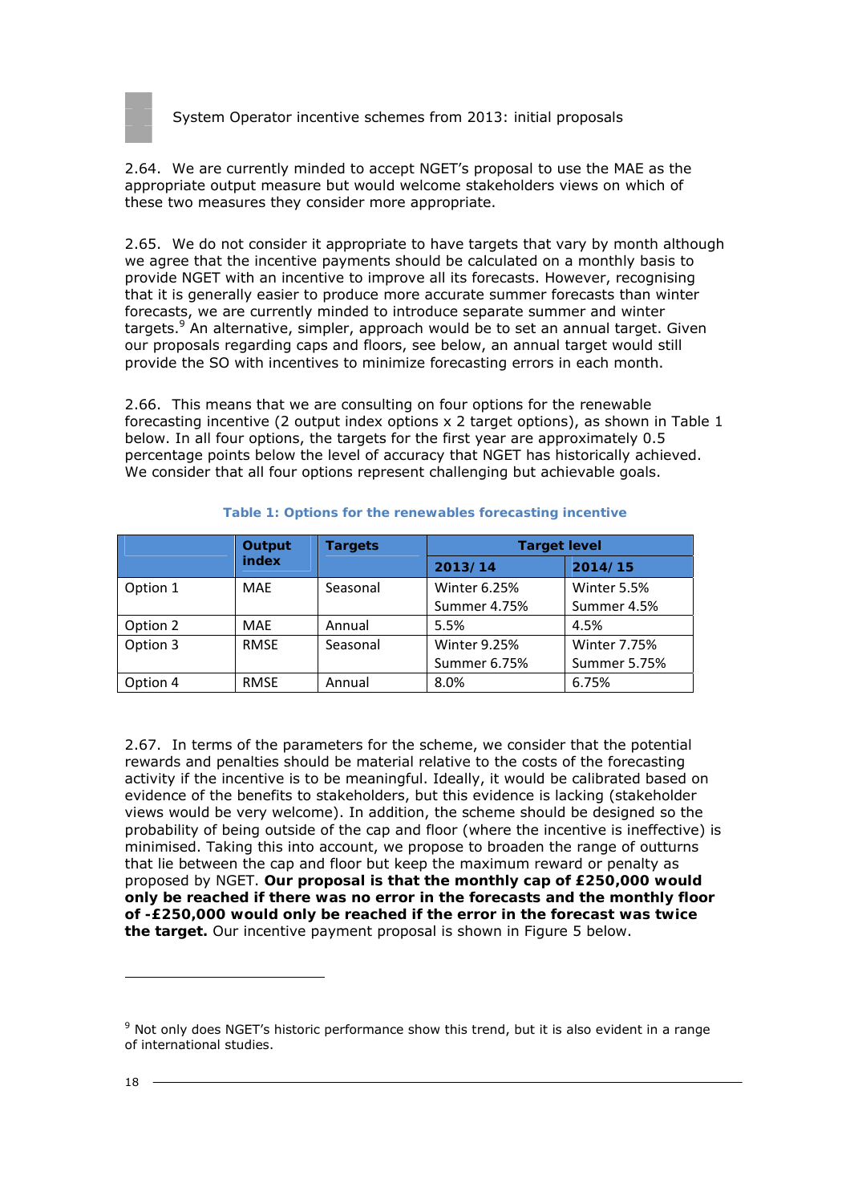2.64. We are currently minded to accept NGET's proposal to use the MAE as the appropriate output measure but would welcome stakeholders views on which of these two measures they consider more appropriate.

2.65. We do not consider it appropriate to have targets that vary by month although we agree that the incentive payments should be calculated on a monthly basis to provide NGET with an incentive to improve all its forecasts. However, recognising that it is generally easier to produce more accurate summer forecasts than winter forecasts, we are currently minded to introduce separate summer and winter targets.[9] An alternative, simpler, approach would be to set an annual target. Given our proposals regarding caps and floors, see below, an annual target would still provide the SO with incentives to minimize forecasting errors in each month.

2.66. This means that we are consulting on four options for the renewable forecasting incentive (2 output index options x 2 target options), as shown in Table 1 below. In all four options, the targets for the first year are approximately 0.5 percentage points below the level of accuracy that NGET has historically achieved. We consider that all four options represent challenging but achievable goals.

**Table 1: Options for the renewables forecasting incentive**

| | Output index | Targets | Target level | |
|---|---|---|---|---|
| | | | **2013/14** | **2014/15** |
| Option 1 | MAE | Seasonal | Winter 6.25%<br>Summer 4.75% | Winter 5.5%<br>Summer 4.5% |
| Option 2 | MAE | Annual | 5.5% | 4.5% |
| Option 3 | RMSE | Seasonal | Winter 9.25%<br>Summer 6.75% | Winter 7.75%<br>Summer 5.75% |
| Option 4 | RMSE | Annual | 8.0% | 6.75% |

2.67. In terms of the parameters for the scheme, we consider that the potential rewards and penalties should be material relative to the costs of the forecasting activity if the incentive is to be meaningful. Ideally, it would be calibrated based on evidence of the benefits to stakeholders, but this evidence is lacking (stakeholder views would be very welcome). In addition, the scheme should be designed so the probability of being outside of the cap and floor (where the incentive is ineffective) is minimised. Taking this into account, we propose to broaden the range of outturns that lie between the cap and floor but keep the maximum reward or penalty as proposed by NGET. **Our proposal is that the monthly cap of £250,000 would only be reached if there was no error in the forecasts and the monthly floor of -£250,000 would only be reached if the error in the forecast was twice the target.** Our incentive payment proposal is shown in Figure 5 below.

[9] Not only does NGET's historic performance show this trend, but it is also evident in a range of international studies.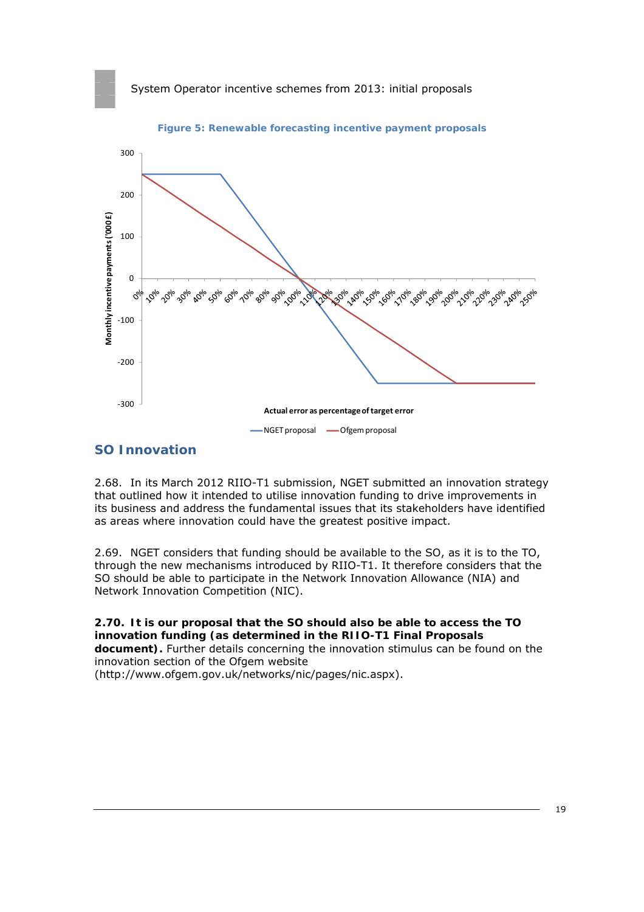**Figure 5: Renewable forecasting incentive payment proposals**

## SO Innovation

2.68. In its March 2012 RIIO-T1 submission, NGET submitted an innovation strategy that outlined how it intended to utilise innovation funding to drive improvements in its business and address the fundamental issues that its stakeholders have identified as areas where innovation could have the greatest positive impact.

2.69. NGET considers that funding should be available to the SO, as it is to the TO, through the new mechanisms introduced by RIIO-T1. It therefore considers that the SO should be able to participate in the Network Innovation Allowance (NIA) and Network Innovation Competition (NIC).

**2.70. It is our proposal that the SO should also be able to access the TO innovation funding (as determined in the RIIO-T1 Final Proposals document).** Further details concerning the innovation stimulus can be found on the innovation section of the Ofgem website (http://www.ofgem.gov.uk/networks/nic/pages/nic.aspx).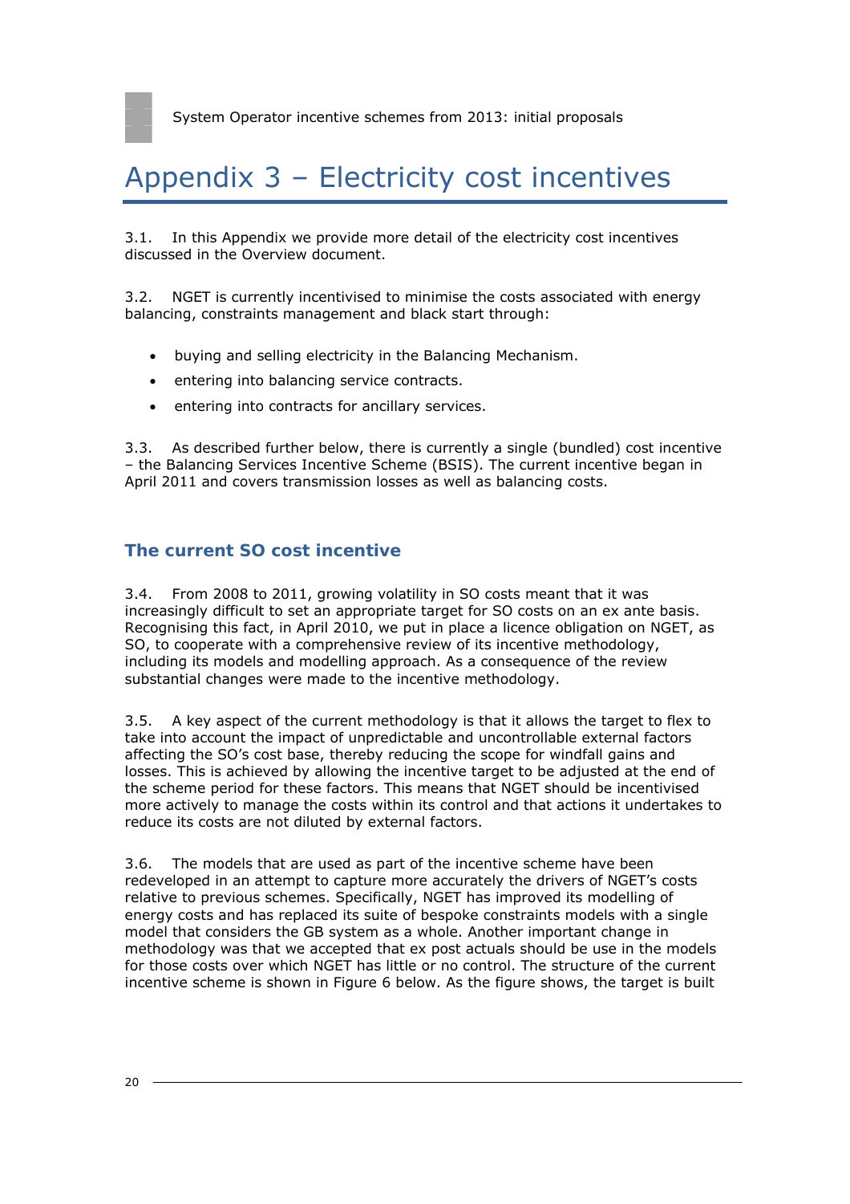# Appendix 3 – Electricity cost incentives

3.1. In this Appendix we provide more detail of the electricity cost incentives discussed in the Overview document.

3.2. NGET is currently incentivised to minimise the costs associated with energy balancing, constraints management and black start through:

- buying and selling electricity in the Balancing Mechanism.
- entering into balancing service contracts.
- entering into contracts for ancillary services.

3.3. As described further below, there is currently a single (bundled) cost incentive – the Balancing Services Incentive Scheme (BSIS). The current incentive began in April 2011 and covers transmission losses as well as balancing costs.

## The current SO cost incentive

3.4. From 2008 to 2011, growing volatility in SO costs meant that it was increasingly difficult to set an appropriate target for SO costs on an ex ante basis. Recognising this fact, in April 2010, we put in place a licence obligation on NGET, as SO, to cooperate with a comprehensive review of its incentive methodology, including its models and modelling approach. As a consequence of the review substantial changes were made to the incentive methodology.

3.5. A key aspect of the current methodology is that it allows the target to flex to take into account the impact of unpredictable and uncontrollable external factors affecting the SO's cost base, thereby reducing the scope for windfall gains and losses. This is achieved by allowing the incentive target to be adjusted at the end of the scheme period for these factors. This means that NGET should be incentivised more actively to manage the costs within its control and that actions it undertakes to reduce its costs are not diluted by external factors.

3.6. The models that are used as part of the incentive scheme have been redeveloped in an attempt to capture more accurately the drivers of NGET's costs relative to previous schemes. Specifically, NGET has improved its modelling of energy costs and has replaced its suite of bespoke constraints models with a single model that considers the GB system as a whole. Another important change in methodology was that we accepted that ex post actuals should be use in the models for those costs over which NGET has little or no control. The structure of the current incentive scheme is shown in Figure 6 below. As the figure shows, the target is built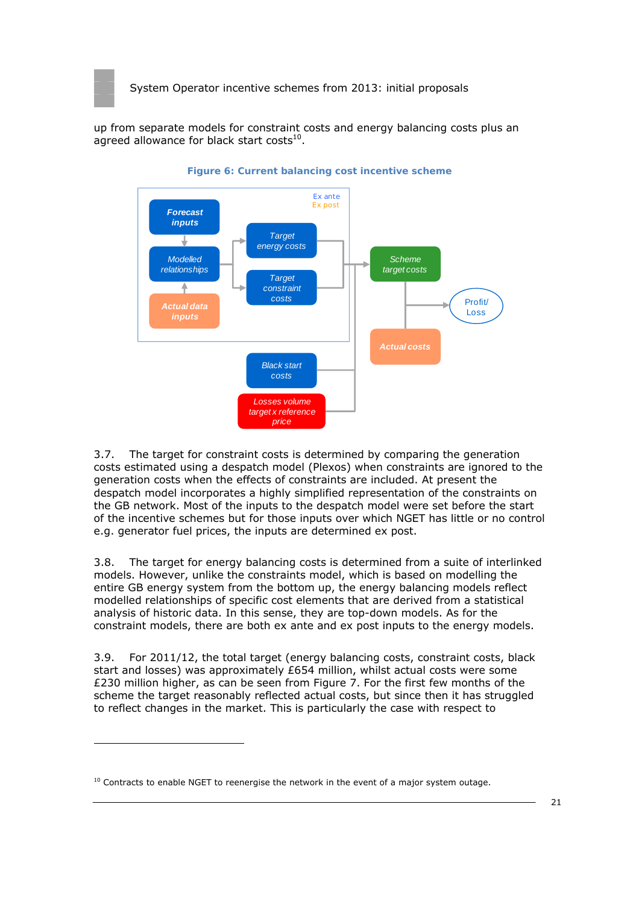up from separate models for constraint costs and energy balancing costs plus an agreed allowance for black start costs[10].

**Figure 6: Current balancing cost incentive scheme**

3.7. The target for constraint costs is determined by comparing the generation costs estimated using a despatch model (Plexos) when constraints are ignored to the generation costs when the effects of constraints are included. At present the despatch model incorporates a highly simplified representation of the constraints on the GB network. Most of the inputs to the despatch model were set before the start of the incentive schemes but for those inputs over which NGET has little or no control e.g. generator fuel prices, the inputs are determined ex post.

3.8. The target for energy balancing costs is determined from a suite of interlinked models. However, unlike the constraints model, which is based on modelling the entire GB energy system from the bottom up, the energy balancing models reflect modelled relationships of specific cost elements that are derived from a statistical analysis of historic data. In this sense, they are top-down models. As for the constraint models, there are both ex ante and ex post inputs to the energy models.

3.9. For 2011/12, the total target (energy balancing costs, constraint costs, black start and losses) was approximately £654 million, whilst actual costs were some £230 million higher, as can be seen from Figure 7. For the first few months of the scheme the target reasonably reflected actual costs, but since then it has struggled to reflect changes in the market. This is particularly the case with respect to

[10] Contracts to enable NGET to reenergise the network in the event of a major system outage.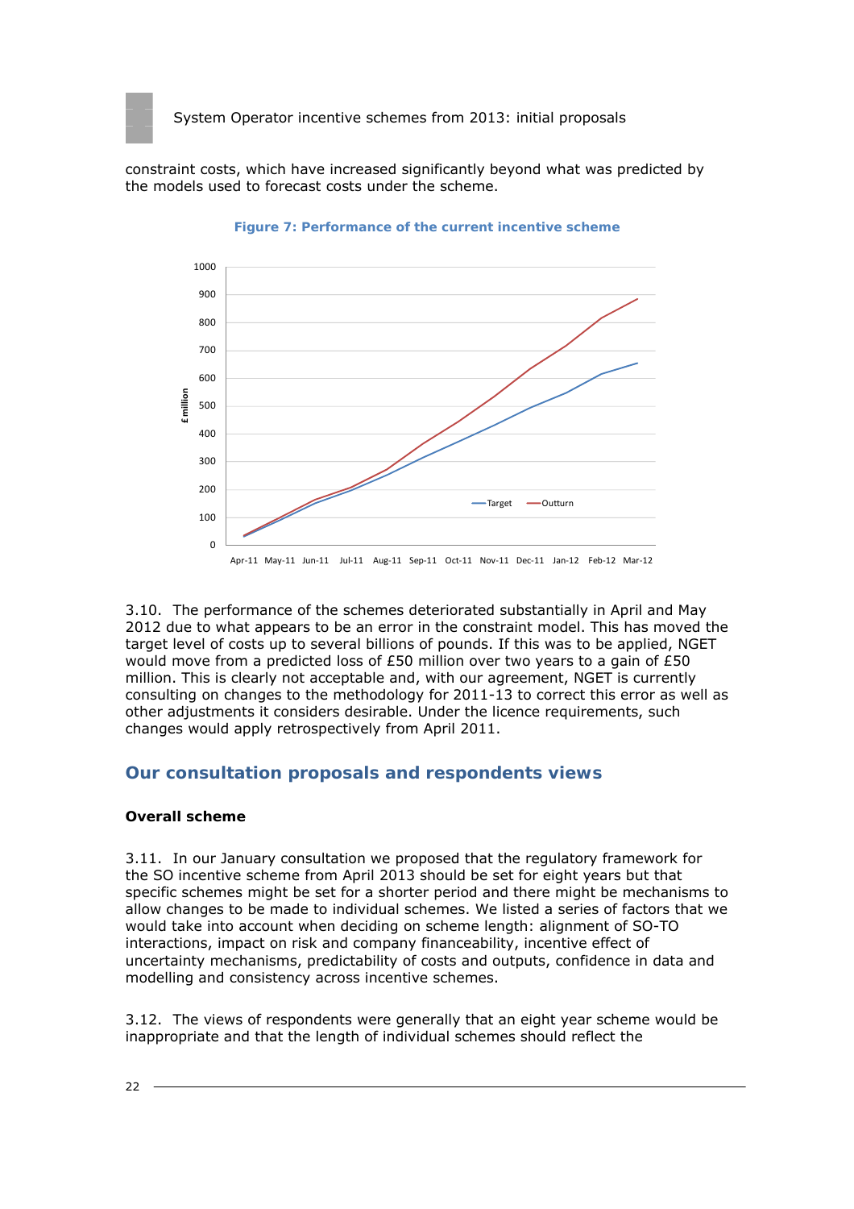constraint costs, which have increased significantly beyond what was predicted by the models used to forecast costs under the scheme.

**Figure 7: Performance of the current incentive scheme**

3.10. The performance of the schemes deteriorated substantially in April and May 2012 due to what appears to be an error in the constraint model. This has moved the target level of costs up to several billions of pounds. If this was to be applied, NGET would move from a predicted loss of £50 million over two years to a gain of £50 million. This is clearly not acceptable and, with our agreement, NGET is currently consulting on changes to the methodology for 2011-13 to correct this error as well as other adjustments it considers desirable. Under the licence requirements, such changes would apply retrospectively from April 2011.

## Our consultation proposals and respondents views

**Overall scheme**

3.11. In our January consultation we proposed that the regulatory framework for the SO incentive scheme from April 2013 should be set for eight years but that specific schemes might be set for a shorter period and there might be mechanisms to allow changes to be made to individual schemes. We listed a series of factors that we would take into account when deciding on scheme length: alignment of SO-TO interactions, impact on risk and company financeability, incentive effect of uncertainty mechanisms, predictability of costs and outputs, confidence in data and modelling and consistency across incentive schemes.

3.12. The views of respondents were generally that an eight year scheme would be inappropriate and that the length of individual schemes should reflect the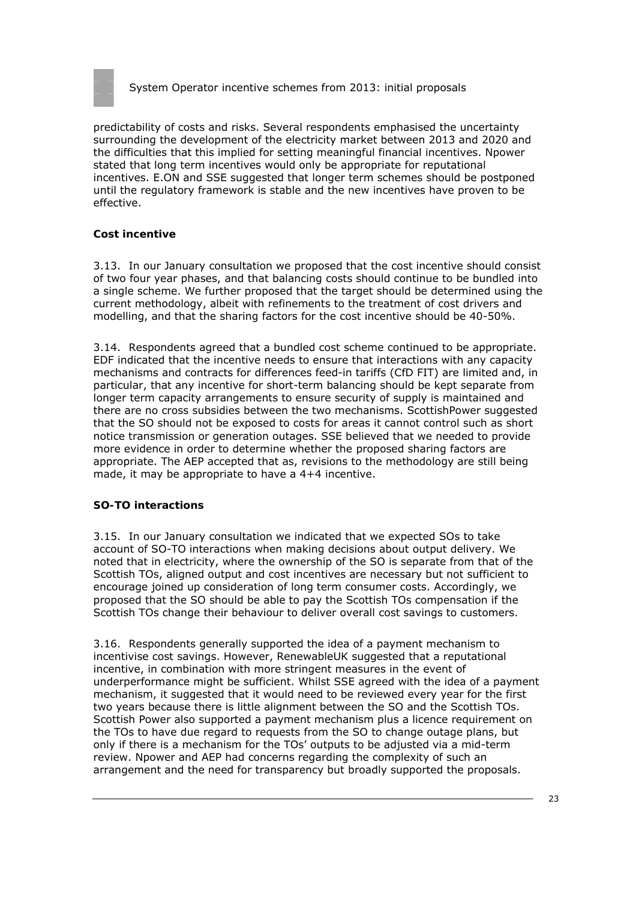predictability of costs and risks. Several respondents emphasised the uncertainty surrounding the development of the electricity market between 2013 and 2020 and the difficulties that this implied for setting meaningful financial incentives. Npower stated that long term incentives would only be appropriate for reputational incentives. E.ON and SSE suggested that longer term schemes should be postponed until the regulatory framework is stable and the new incentives have proven to be effective.

### Cost incentive

3.13. In our January consultation we proposed that the cost incentive should consist of two four year phases, and that balancing costs should continue to be bundled into a single scheme. We further proposed that the target should be determined using the current methodology, albeit with refinements to the treatment of cost drivers and modelling, and that the sharing factors for the cost incentive should be 40-50%.

3.14. Respondents agreed that a bundled cost scheme continued to be appropriate. EDF indicated that the incentive needs to ensure that interactions with any capacity mechanisms and contracts for differences feed-in tariffs (CfD FIT) are limited and, in particular, that any incentive for short-term balancing should be kept separate from longer term capacity arrangements to ensure security of supply is maintained and there are no cross subsidies between the two mechanisms. ScottishPower suggested that the SO should not be exposed to costs for areas it cannot control such as short notice transmission or generation outages. SSE believed that we needed to provide more evidence in order to determine whether the proposed sharing factors are appropriate. The AEP accepted that as, revisions to the methodology are still being made, it may be appropriate to have a 4+4 incentive.

### SO-TO interactions

3.15. In our January consultation we indicated that we expected SOs to take account of SO-TO interactions when making decisions about output delivery. We noted that in electricity, where the ownership of the SO is separate from that of the Scottish TOs, aligned output and cost incentives are necessary but not sufficient to encourage joined up consideration of long term consumer costs. Accordingly, we proposed that the SO should be able to pay the Scottish TOs compensation if the Scottish TOs change their behaviour to deliver overall cost savings to customers.

3.16. Respondents generally supported the idea of a payment mechanism to incentivise cost savings. However, RenewableUK suggested that a reputational incentive, in combination with more stringent measures in the event of underperformance might be sufficient. Whilst SSE agreed with the idea of a payment mechanism, it suggested that it would need to be reviewed every year for the first two years because there is little alignment between the SO and the Scottish TOs. Scottish Power also supported a payment mechanism plus a licence requirement on the TOs to have due regard to requests from the SO to change outage plans, but only if there is a mechanism for the TOs' outputs to be adjusted via a mid-term review. Npower and AEP had concerns regarding the complexity of such an arrangement and the need for transparency but broadly supported the proposals.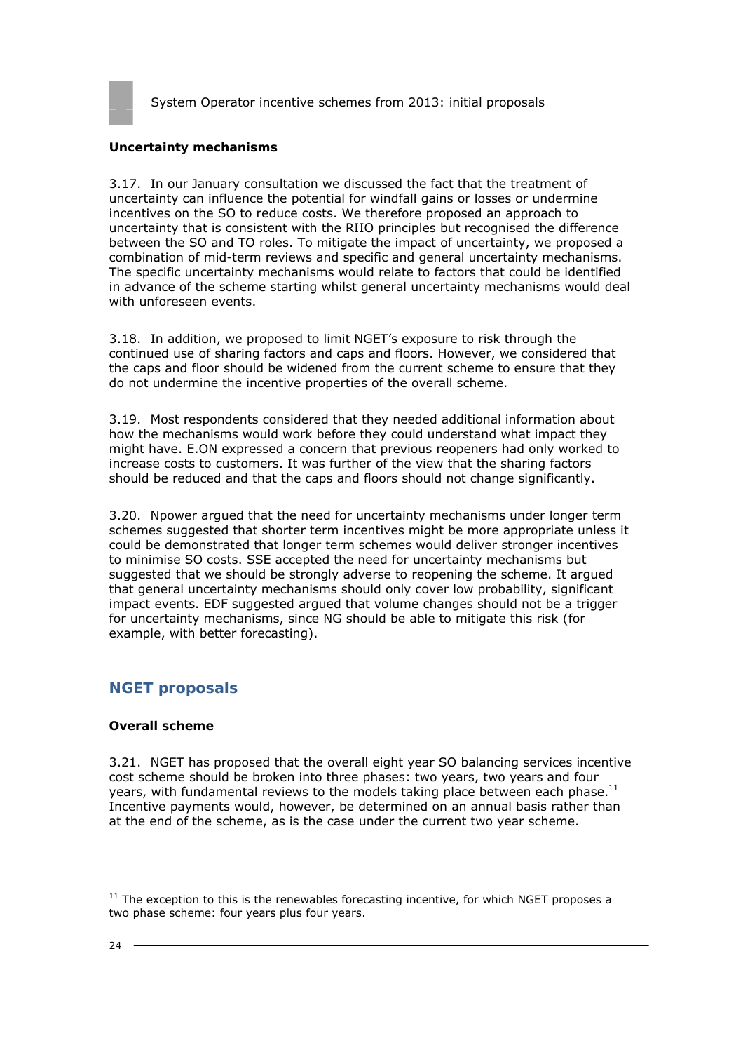**Uncertainty mechanisms**

3.17. In our January consultation we discussed the fact that the treatment of uncertainty can influence the potential for windfall gains or losses or undermine incentives on the SO to reduce costs. We therefore proposed an approach to uncertainty that is consistent with the RIIO principles but recognised the difference between the SO and TO roles. To mitigate the impact of uncertainty, we proposed a combination of mid-term reviews and specific and general uncertainty mechanisms. The specific uncertainty mechanisms would relate to factors that could be identified in advance of the scheme starting whilst general uncertainty mechanisms would deal with unforeseen events.

3.18. In addition, we proposed to limit NGET's exposure to risk through the continued use of sharing factors and caps and floors. However, we considered that the caps and floor should be widened from the current scheme to ensure that they do not undermine the incentive properties of the overall scheme.

3.19. Most respondents considered that they needed additional information about how the mechanisms would work before they could understand what impact they might have. E.ON expressed a concern that previous reopeners had only worked to increase costs to customers. It was further of the view that the sharing factors should be reduced and that the caps and floors should not change significantly.

3.20. Npower argued that the need for uncertainty mechanisms under longer term schemes suggested that shorter term incentives might be more appropriate unless it could be demonstrated that longer term schemes would deliver stronger incentives to minimise SO costs. SSE accepted the need for uncertainty mechanisms but suggested that we should be strongly adverse to reopening the scheme. It argued that general uncertainty mechanisms should only cover low probability, significant impact events. EDF suggested argued that volume changes should not be a trigger for uncertainty mechanisms, since NG should be able to mitigate this risk (for example, with better forecasting).

## NGET proposals

**Overall scheme**

3.21. NGET has proposed that the overall eight year SO balancing services incentive cost scheme should be broken into three phases: two years, two years and four years, with fundamental reviews to the models taking place between each phase.[11] Incentive payments would, however, be determined on an annual basis rather than at the end of the scheme, as is the case under the current two year scheme.

[11] The exception to this is the renewables forecasting incentive, for which NGET proposes a two phase scheme: four years plus four years.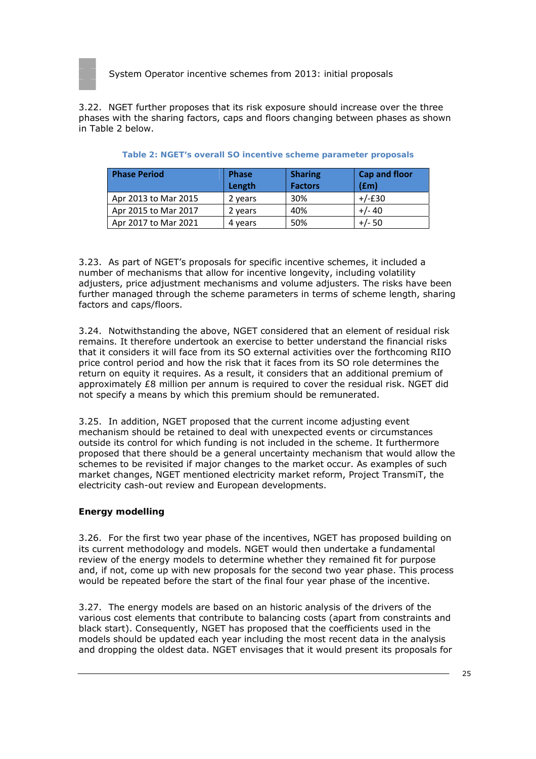3.22. NGET further proposes that its risk exposure should increase over the three phases with the sharing factors, caps and floors changing between phases as shown in Table 2 below.

**Table 2: NGET's overall SO incentive scheme parameter proposals**

| Phase Period | Phase Length | Sharing Factors | Cap and floor (£m) |
|---|---|---|---|
| Apr 2013 to Mar 2015 | 2 years | 30% | +/-£30 |
| Apr 2015 to Mar 2017 | 2 years | 40% | +/- 40 |
| Apr 2017 to Mar 2021 | 4 years | 50% | +/- 50 |

3.23. As part of NGET's proposals for specific incentive schemes, it included a number of mechanisms that allow for incentive longevity, including volatility adjusters, price adjustment mechanisms and volume adjusters. The risks have been further managed through the scheme parameters in terms of scheme length, sharing factors and caps/floors.

3.24. Notwithstanding the above, NGET considered that an element of residual risk remains. It therefore undertook an exercise to better understand the financial risks that it considers it will face from its SO external activities over the forthcoming RIIO price control period and how the risk that it faces from its SO role determines the return on equity it requires. As a result, it considers that an additional premium of approximately £8 million per annum is required to cover the residual risk. NGET did not specify a means by which this premium should be remunerated.

3.25. In addition, NGET proposed that the current income adjusting event mechanism should be retained to deal with unexpected events or circumstances outside its control for which funding is not included in the scheme. It furthermore proposed that there should be a general uncertainty mechanism that would allow the schemes to be revisited if major changes to the market occur. As examples of such market changes, NGET mentioned electricity market reform, Project TransmiT, the electricity cash-out review and European developments.

**Energy modelling**

3.26. For the first two year phase of the incentives, NGET has proposed building on its current methodology and models. NGET would then undertake a fundamental review of the energy models to determine whether they remained fit for purpose and, if not, come up with new proposals for the second two year phase. This process would be repeated before the start of the final four year phase of the incentive.

3.27. The energy models are based on an historic analysis of the drivers of the various cost elements that contribute to balancing costs (apart from constraints and black start). Consequently, NGET has proposed that the coefficients used in the models should be updated each year including the most recent data in the analysis and dropping the oldest data. NGET envisages that it would present its proposals for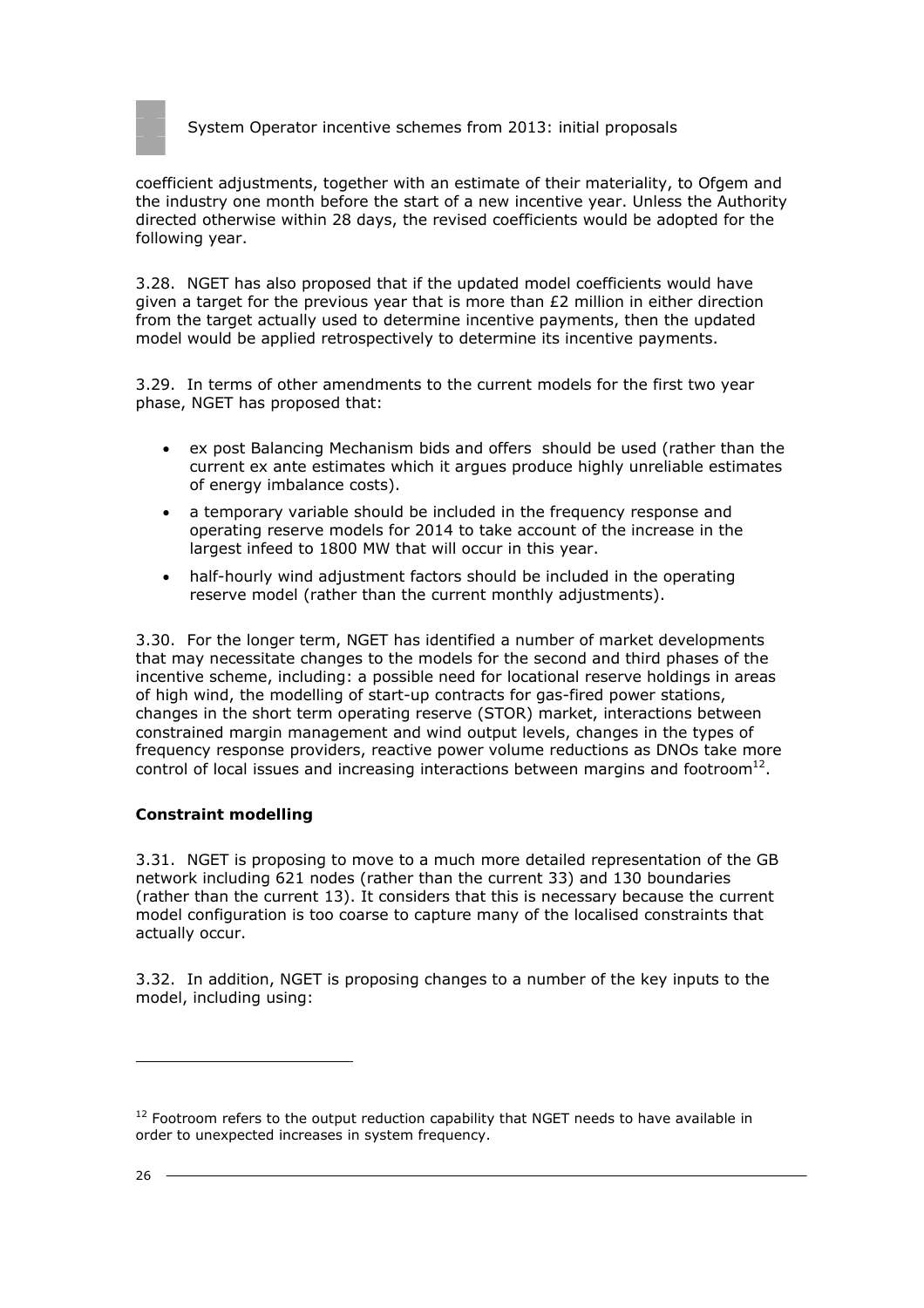coefficient adjustments, together with an estimate of their materiality, to Ofgem and the industry one month before the start of a new incentive year. Unless the Authority directed otherwise within 28 days, the revised coefficients would be adopted for the following year.

3.28. NGET has also proposed that if the updated model coefficients would have given a target for the previous year that is more than £2 million in either direction from the target actually used to determine incentive payments, then the updated model would be applied retrospectively to determine its incentive payments.

3.29. In terms of other amendments to the current models for the first two year phase, NGET has proposed that:

- ex post Balancing Mechanism bids and offers should be used (rather than the current ex ante estimates which it argues produce highly unreliable estimates of energy imbalance costs).
- a temporary variable should be included in the frequency response and operating reserve models for 2014 to take account of the increase in the largest infeed to 1800 MW that will occur in this year.
- half-hourly wind adjustment factors should be included in the operating reserve model (rather than the current monthly adjustments).

3.30. For the longer term, NGET has identified a number of market developments that may necessitate changes to the models for the second and third phases of the incentive scheme, including: a possible need for locational reserve holdings in areas of high wind, the modelling of start-up contracts for gas-fired power stations, changes in the short term operating reserve (STOR) market, interactions between constrained margin management and wind output levels, changes in the types of frequency response providers, reactive power volume reductions as DNOs take more control of local issues and increasing interactions between margins and footroom[12].

**Constraint modelling**

3.31. NGET is proposing to move to a much more detailed representation of the GB network including 621 nodes (rather than the current 33) and 130 boundaries (rather than the current 13). It considers that this is necessary because the current model configuration is too coarse to capture many of the localised constraints that actually occur.

3.32. In addition, NGET is proposing changes to a number of the key inputs to the model, including using:

[12] Footroom refers to the output reduction capability that NGET needs to have available in order to unexpected increases in system frequency.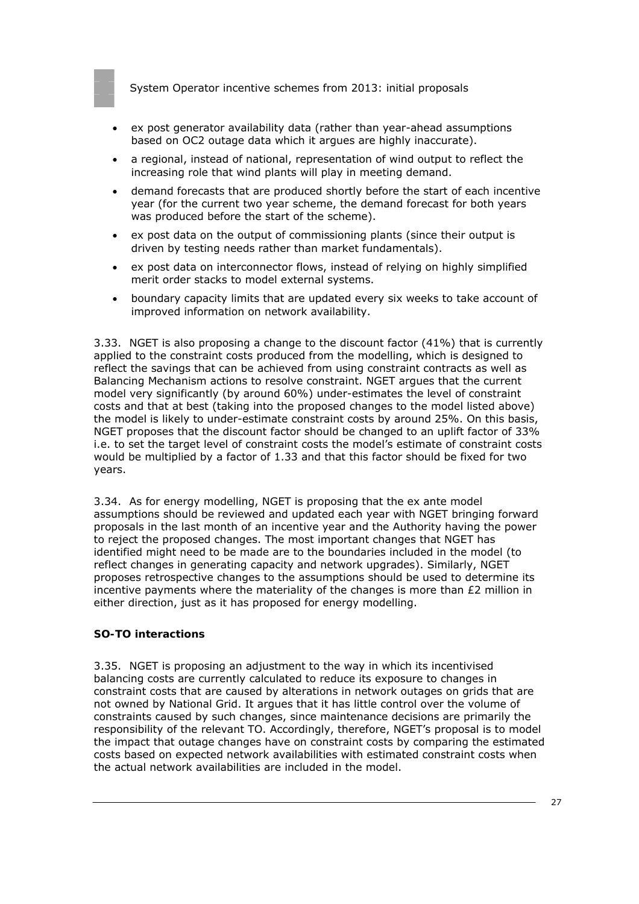- ex post generator availability data (rather than year-ahead assumptions based on OC2 outage data which it argues are highly inaccurate).
- a regional, instead of national, representation of wind output to reflect the increasing role that wind plants will play in meeting demand.
- demand forecasts that are produced shortly before the start of each incentive year (for the current two year scheme, the demand forecast for both years was produced before the start of the scheme).
- ex post data on the output of commissioning plants (since their output is driven by testing needs rather than market fundamentals).
- ex post data on interconnector flows, instead of relying on highly simplified merit order stacks to model external systems.
- boundary capacity limits that are updated every six weeks to take account of improved information on network availability.

3.33. NGET is also proposing a change to the discount factor (41%) that is currently applied to the constraint costs produced from the modelling, which is designed to reflect the savings that can be achieved from using constraint contracts as well as Balancing Mechanism actions to resolve constraint. NGET argues that the current model very significantly (by around 60%) under-estimates the level of constraint costs and that at best (taking into the proposed changes to the model listed above) the model is likely to under-estimate constraint costs by around 25%. On this basis, NGET proposes that the discount factor should be changed to an uplift factor of 33% i.e. to set the target level of constraint costs the model's estimate of constraint costs would be multiplied by a factor of 1.33 and that this factor should be fixed for two years.

3.34. As for energy modelling, NGET is proposing that the ex ante model assumptions should be reviewed and updated each year with NGET bringing forward proposals in the last month of an incentive year and the Authority having the power to reject the proposed changes. The most important changes that NGET has identified might need to be made are to the boundaries included in the model (to reflect changes in generating capacity and network upgrades). Similarly, NGET proposes retrospective changes to the assumptions should be used to determine its incentive payments where the materiality of the changes is more than £2 million in either direction, just as it has proposed for energy modelling.

**SO-TO interactions**

3.35. NGET is proposing an adjustment to the way in which its incentivised balancing costs are currently calculated to reduce its exposure to changes in constraint costs that are caused by alterations in network outages on grids that are not owned by National Grid. It argues that it has little control over the volume of constraints caused by such changes, since maintenance decisions are primarily the responsibility of the relevant TO. Accordingly, therefore, NGET's proposal is to model the impact that outage changes have on constraint costs by comparing the estimated costs based on expected network availabilities with estimated constraint costs when the actual network availabilities are included in the model.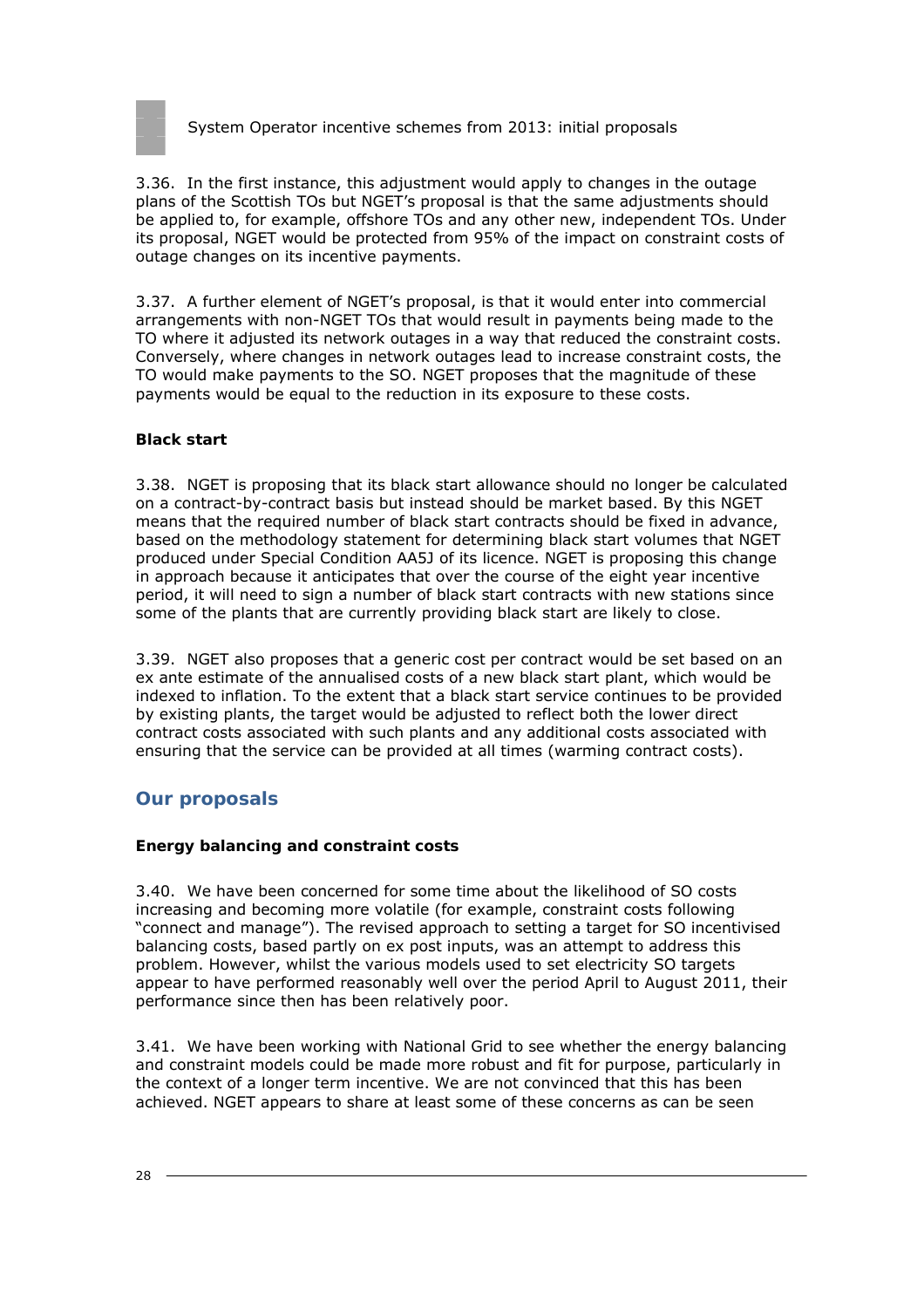3.36. In the first instance, this adjustment would apply to changes in the outage plans of the Scottish TOs but NGET's proposal is that the same adjustments should be applied to, for example, offshore TOs and any other new, independent TOs. Under its proposal, NGET would be protected from 95% of the impact on constraint costs of outage changes on its incentive payments.

3.37. A further element of NGET's proposal, is that it would enter into commercial arrangements with non-NGET TOs that would result in payments being made to the TO where it adjusted its network outages in a way that reduced the constraint costs. Conversely, where changes in network outages lead to increase constraint costs, the TO would make payments to the SO. NGET proposes that the magnitude of these payments would be equal to the reduction in its exposure to these costs.

**Black start**

3.38. NGET is proposing that its black start allowance should no longer be calculated on a contract-by-contract basis but instead should be market based. By this NGET means that the required number of black start contracts should be fixed in advance, based on the methodology statement for determining black start volumes that NGET produced under Special Condition AA5J of its licence. NGET is proposing this change in approach because it anticipates that over the course of the eight year incentive period, it will need to sign a number of black start contracts with new stations since some of the plants that are currently providing black start are likely to close.

3.39. NGET also proposes that a generic cost per contract would be set based on an ex ante estimate of the annualised costs of a new black start plant, which would be indexed to inflation. To the extent that a black start service continues to be provided by existing plants, the target would be adjusted to reflect both the lower direct contract costs associated with such plants and any additional costs associated with ensuring that the service can be provided at all times (warming contract costs).

## Our proposals

**Energy balancing and constraint costs**

3.40. We have been concerned for some time about the likelihood of SO costs increasing and becoming more volatile (for example, constraint costs following "connect and manage"). The revised approach to setting a target for SO incentivised balancing costs, based partly on ex post inputs, was an attempt to address this problem. However, whilst the various models used to set electricity SO targets appear to have performed reasonably well over the period April to August 2011, their performance since then has been relatively poor.

3.41. We have been working with National Grid to see whether the energy balancing and constraint models could be made more robust and fit for purpose, particularly in the context of a longer term incentive. We are not convinced that this has been achieved. NGET appears to share at least some of these concerns as can be seen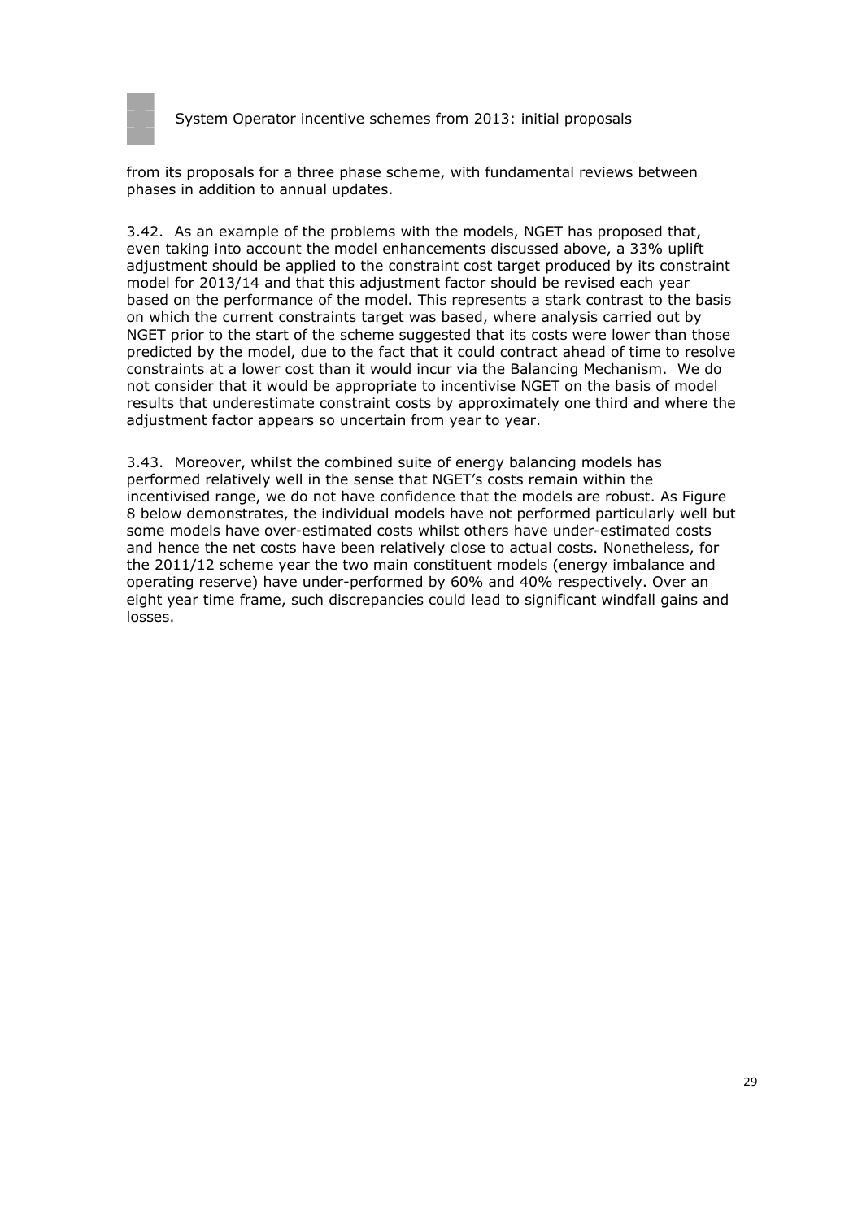from its proposals for a three phase scheme, with fundamental reviews between phases in addition to annual updates.

3.42. As an example of the problems with the models, NGET has proposed that, even taking into account the model enhancements discussed above, a 33% uplift adjustment should be applied to the constraint cost target produced by its constraint model for 2013/14 and that this adjustment factor should be revised each year based on the performance of the model. This represents a stark contrast to the basis on which the current constraints target was based, where analysis carried out by NGET prior to the start of the scheme suggested that its costs were lower than those predicted by the model, due to the fact that it could contract ahead of time to resolve constraints at a lower cost than it would incur via the Balancing Mechanism. We do not consider that it would be appropriate to incentivise NGET on the basis of model results that underestimate constraint costs by approximately one third and where the adjustment factor appears so uncertain from year to year.

3.43. Moreover, whilst the combined suite of energy balancing models has performed relatively well in the sense that NGET's costs remain within the incentivised range, we do not have confidence that the models are robust. As Figure 8 below demonstrates, the individual models have not performed particularly well but some models have over-estimated costs whilst others have under-estimated costs and hence the net costs have been relatively close to actual costs. Nonetheless, for the 2011/12 scheme year the two main constituent models (energy imbalance and operating reserve) have under-performed by 60% and 40% respectively. Over an eight year time frame, such discrepancies could lead to significant windfall gains and losses.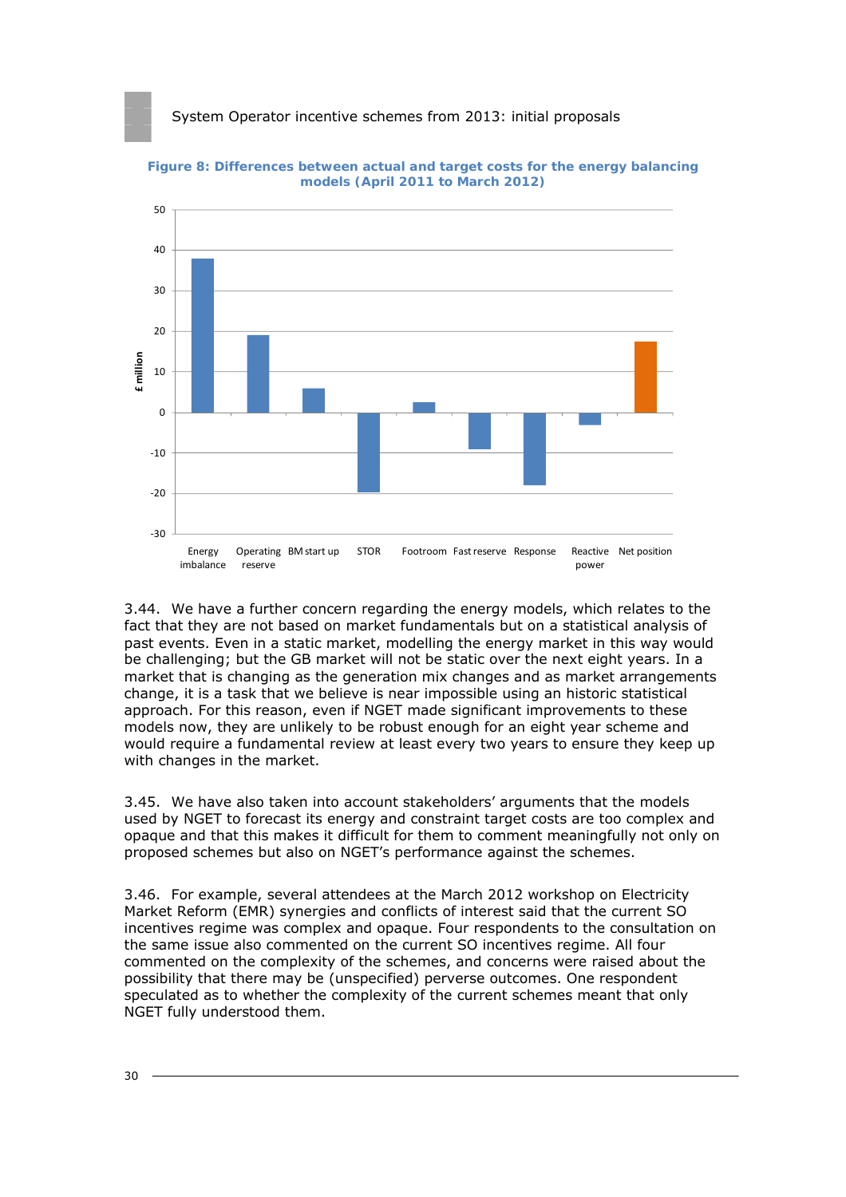**Figure 8: Differences between actual and target costs for the energy balancing models (April 2011 to March 2012)**

3.44. We have a further concern regarding the energy models, which relates to the fact that they are not based on market fundamentals but on a statistical analysis of past events. Even in a static market, modelling the energy market in this way would be challenging; but the GB market will not be static over the next eight years. In a market that is changing as the generation mix changes and as market arrangements change, it is a task that we believe is near impossible using an historic statistical approach. For this reason, even if NGET made significant improvements to these models now, they are unlikely to be robust enough for an eight year scheme and would require a fundamental review at least every two years to ensure they keep up with changes in the market.

3.45. We have also taken into account stakeholders' arguments that the models used by NGET to forecast its energy and constraint target costs are too complex and opaque and that this makes it difficult for them to comment meaningfully not only on proposed schemes but also on NGET's performance against the schemes.

3.46. For example, several attendees at the March 2012 workshop on Electricity Market Reform (EMR) synergies and conflicts of interest said that the current SO incentives regime was complex and opaque. Four respondents to the consultation on the same issue also commented on the current SO incentives regime. All four commented on the complexity of the schemes, and concerns were raised about the possibility that there may be (unspecified) perverse outcomes. One respondent speculated as to whether the complexity of the current schemes meant that only NGET fully understood them.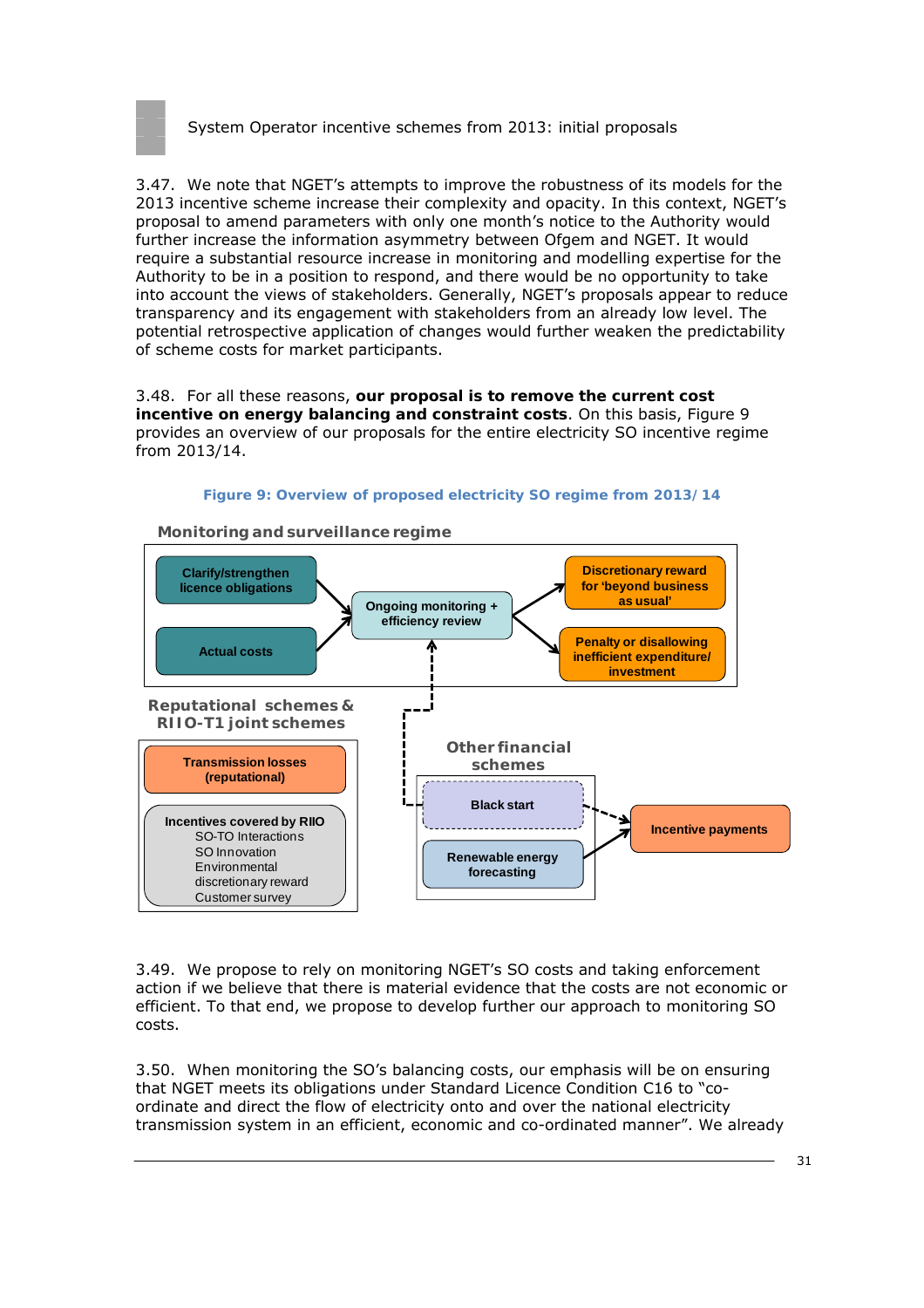3.47. We note that NGET's attempts to improve the robustness of its models for the 2013 incentive scheme increase their complexity and opacity. In this context, NGET's proposal to amend parameters with only one month's notice to the Authority would further increase the information asymmetry between Ofgem and NGET. It would require a substantial resource increase in monitoring and modelling expertise for the Authority to be in a position to respond, and there would be no opportunity to take into account the views of stakeholders. Generally, NGET's proposals appear to reduce transparency and its engagement with stakeholders from an already low level. The potential retrospective application of changes would further weaken the predictability of scheme costs for market participants.

3.48. For all these reasons, **our proposal is to remove the current cost incentive on energy balancing and constraint costs**. On this basis, Figure 9 provides an overview of our proposals for the entire electricity SO incentive regime from 2013/14.

**Figure 9: Overview of proposed electricity SO regime from 2013/14**

**Monitoring and surveillance regime**

- Clarify/strengthen licence obligations
- Actual costs
- Ongoing monitoring + efficiency review
- Discretionary reward for 'beyond business as usual'
- Penalty or disallowing inefficient expenditure/ investment

**Reputational schemes & RIIO-T1 joint schemes**

- Transmission losses (reputational)
- Incentives covered by RIIO
  - SO-TO Interactions
  - SO Innovation
  - Environmental discretionary reward
  - Customer survey

**Other financial schemes**

- Black start
- Renewable energy forecasting
- Incentive payments

3.49. We propose to rely on monitoring NGET's SO costs and taking enforcement action if we believe that there is material evidence that the costs are not economic or efficient. To that end, we propose to develop further our approach to monitoring SO costs.

3.50. When monitoring the SO's balancing costs, our emphasis will be on ensuring that NGET meets its obligations under Standard Licence Condition C16 to "co-ordinate and direct the flow of electricity onto and over the national electricity transmission system in an efficient, economic and co-ordinated manner". We already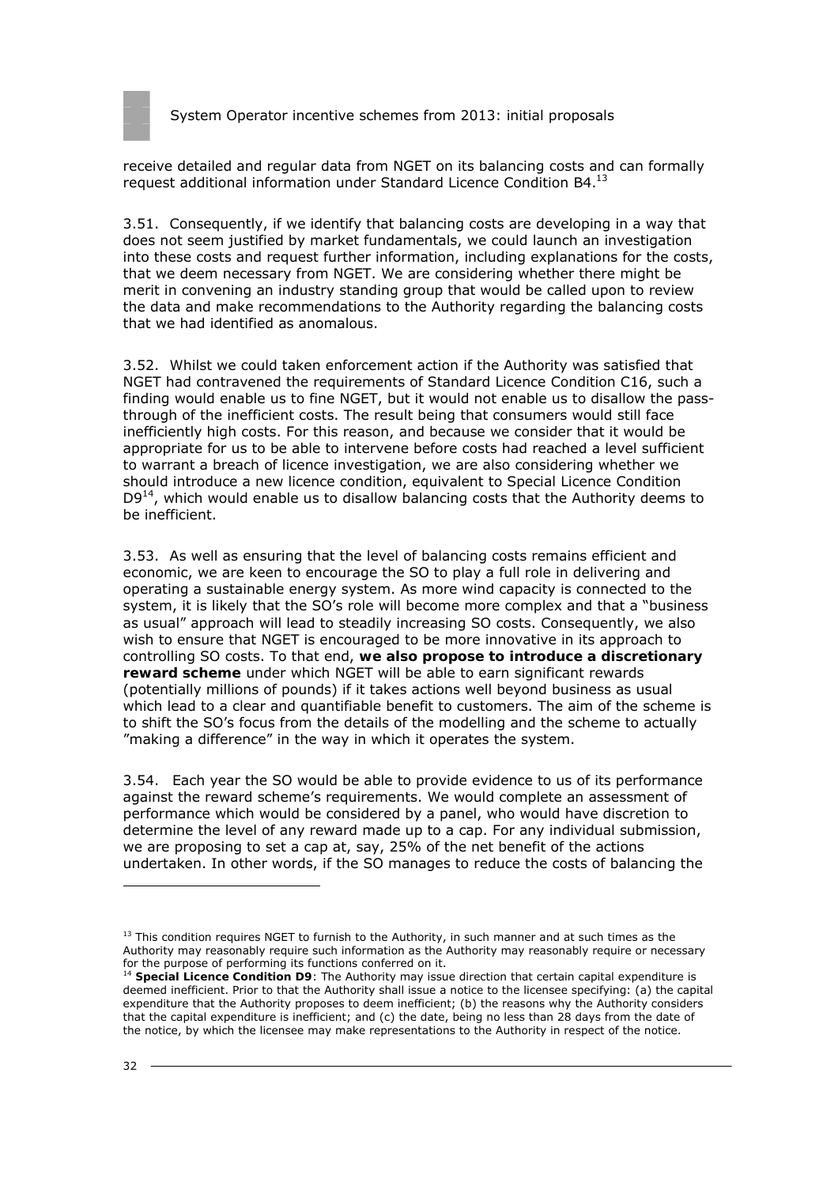receive detailed and regular data from NGET on its balancing costs and can formally request additional information under Standard Licence Condition B4.[13]

3.51. Consequently, if we identify that balancing costs are developing in a way that does not seem justified by market fundamentals, we could launch an investigation into these costs and request further information, including explanations for the costs, that we deem necessary from NGET. We are considering whether there might be merit in convening an industry standing group that would be called upon to review the data and make recommendations to the Authority regarding the balancing costs that we had identified as anomalous.

3.52. Whilst we could taken enforcement action if the Authority was satisfied that NGET had contravened the requirements of Standard Licence Condition C16, such a finding would enable us to fine NGET, but it would not enable us to disallow the pass-through of the inefficient costs. The result being that consumers would still face inefficiently high costs. For this reason, and because we consider that it would be appropriate for us to be able to intervene before costs had reached a level sufficient to warrant a breach of licence investigation, we are also considering whether we should introduce a new licence condition, equivalent to Special Licence Condition D9[14], which would enable us to disallow balancing costs that the Authority deems to be inefficient.

3.53. As well as ensuring that the level of balancing costs remains efficient and economic, we are keen to encourage the SO to play a full role in delivering and operating a sustainable energy system. As more wind capacity is connected to the system, it is likely that the SO's role will become more complex and that a "business as usual" approach will lead to steadily increasing SO costs. Consequently, we also wish to ensure that NGET is encouraged to be more innovative in its approach to controlling SO costs. To that end, **we also propose to introduce a discretionary reward scheme** under which NGET will be able to earn significant rewards (potentially millions of pounds) if it takes actions well beyond business as usual which lead to a clear and quantifiable benefit to customers. The aim of the scheme is to shift the SO's focus from the details of the modelling and the scheme to actually "making a difference" in the way in which it operates the system.

3.54. Each year the SO would be able to provide evidence to us of its performance against the reward scheme's requirements. We would complete an assessment of performance which would be considered by a panel, who would have discretion to determine the level of any reward made up to a cap. For any individual submission, we are proposing to set a cap at, say, 25% of the net benefit of the actions undertaken. In other words, if the SO manages to reduce the costs of balancing the

---

[13] This condition requires NGET to furnish to the Authority, in such manner and at such times as the Authority may reasonably require such information as the Authority may reasonably require or necessary for the purpose of performing its functions conferred on it.

[14] **Special Licence Condition D9**: The Authority may issue direction that certain capital expenditure is deemed inefficient. Prior to that the Authority shall issue a notice to the licensee specifying: (a) the capital expenditure that the Authority proposes to deem inefficient; (b) the reasons why the Authority considers that the capital expenditure is inefficient; and (c) the date, being no less than 28 days from the date of the notice, by which the licensee may make representations to the Authority in respect of the notice.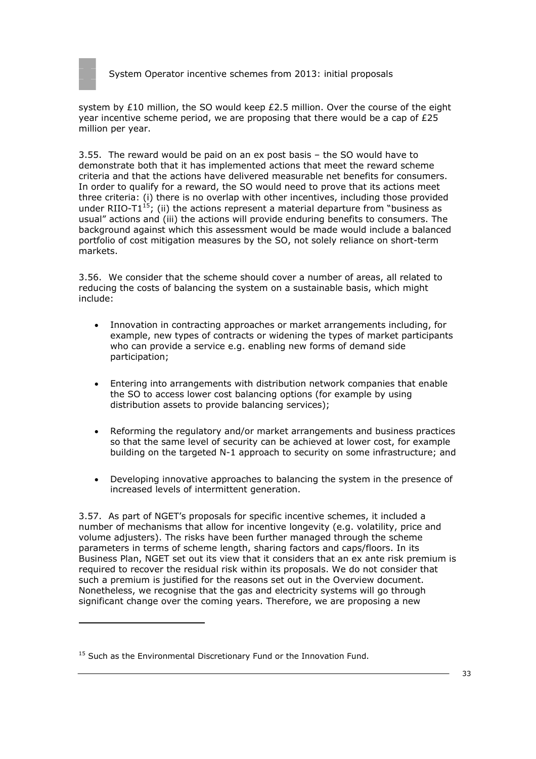system by £10 million, the SO would keep £2.5 million. Over the course of the eight year incentive scheme period, we are proposing that there would be a cap of £25 million per year.

3.55. The reward would be paid on an ex post basis – the SO would have to demonstrate both that it has implemented actions that meet the reward scheme criteria and that the actions have delivered measurable net benefits for consumers. In order to qualify for a reward, the SO would need to prove that its actions meet three criteria: (i) there is no overlap with other incentives, including those provided under RIIO-T1[15]; (ii) the actions represent a material departure from "business as usual" actions and (iii) the actions will provide enduring benefits to consumers. The background against which this assessment would be made would include a balanced portfolio of cost mitigation measures by the SO, not solely reliance on short-term markets.

3.56. We consider that the scheme should cover a number of areas, all related to reducing the costs of balancing the system on a sustainable basis, which might include:

- Innovation in contracting approaches or market arrangements including, for example, new types of contracts or widening the types of market participants who can provide a service e.g. enabling new forms of demand side participation;
- Entering into arrangements with distribution network companies that enable the SO to access lower cost balancing options (for example by using distribution assets to provide balancing services);
- Reforming the regulatory and/or market arrangements and business practices so that the same level of security can be achieved at lower cost, for example building on the targeted N-1 approach to security on some infrastructure; and
- Developing innovative approaches to balancing the system in the presence of increased levels of intermittent generation.

3.57. As part of NGET's proposals for specific incentive schemes, it included a number of mechanisms that allow for incentive longevity (e.g. volatility, price and volume adjusters). The risks have been further managed through the scheme parameters in terms of scheme length, sharing factors and caps/floors. In its Business Plan, NGET set out its view that it considers that an ex ante risk premium is required to recover the residual risk within its proposals. We do not consider that such a premium is justified for the reasons set out in the Overview document. Nonetheless, we recognise that the gas and electricity systems will go through significant change over the coming years. Therefore, we are proposing a new

---

[15] Such as the Environmental Discretionary Fund or the Innovation Fund.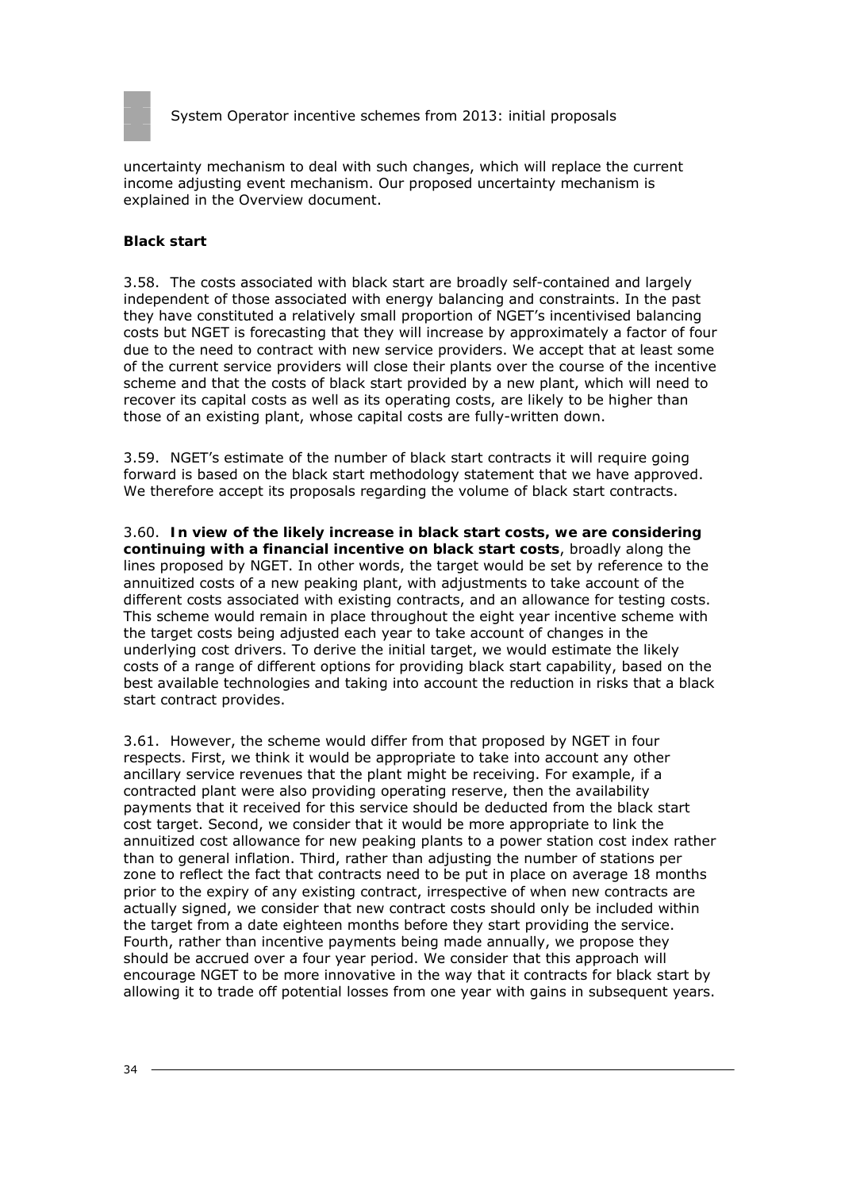uncertainty mechanism to deal with such changes, which will replace the current income adjusting event mechanism. Our proposed uncertainty mechanism is explained in the Overview document.

### Black start

3.58. The costs associated with black start are broadly self-contained and largely independent of those associated with energy balancing and constraints. In the past they have constituted a relatively small proportion of NGET's incentivised balancing costs but NGET is forecasting that they will increase by approximately a factor of four due to the need to contract with new service providers. We accept that at least some of the current service providers will close their plants over the course of the incentive scheme and that the costs of black start provided by a new plant, which will need to recover its capital costs as well as its operating costs, are likely to be higher than those of an existing plant, whose capital costs are fully-written down.

3.59. NGET's estimate of the number of black start contracts it will require going forward is based on the black start methodology statement that we have approved. We therefore accept its proposals regarding the volume of black start contracts.

3.60. **In view of the likely increase in black start costs, we are considering continuing with a financial incentive on black start costs**, broadly along the lines proposed by NGET. In other words, the target would be set by reference to the annuitized costs of a new peaking plant, with adjustments to take account of the different costs associated with existing contracts, and an allowance for testing costs. This scheme would remain in place throughout the eight year incentive scheme with the target costs being adjusted each year to take account of changes in the underlying cost drivers. To derive the initial target, we would estimate the likely costs of a range of different options for providing black start capability, based on the best available technologies and taking into account the reduction in risks that a black start contract provides.

3.61. However, the scheme would differ from that proposed by NGET in four respects. First, we think it would be appropriate to take into account any other ancillary service revenues that the plant might be receiving. For example, if a contracted plant were also providing operating reserve, then the availability payments that it received for this service should be deducted from the black start cost target. Second, we consider that it would be more appropriate to link the annuitized cost allowance for new peaking plants to a power station cost index rather than to general inflation. Third, rather than adjusting the number of stations per zone to reflect the fact that contracts need to be put in place on average 18 months prior to the expiry of any existing contract, irrespective of when new contracts are actually signed, we consider that new contract costs should only be included within the target from a date eighteen months before they start providing the service. Fourth, rather than incentive payments being made annually, we propose they should be accrued over a four year period. We consider that this approach will encourage NGET to be more innovative in the way that it contracts for black start by allowing it to trade off potential losses from one year with gains in subsequent years.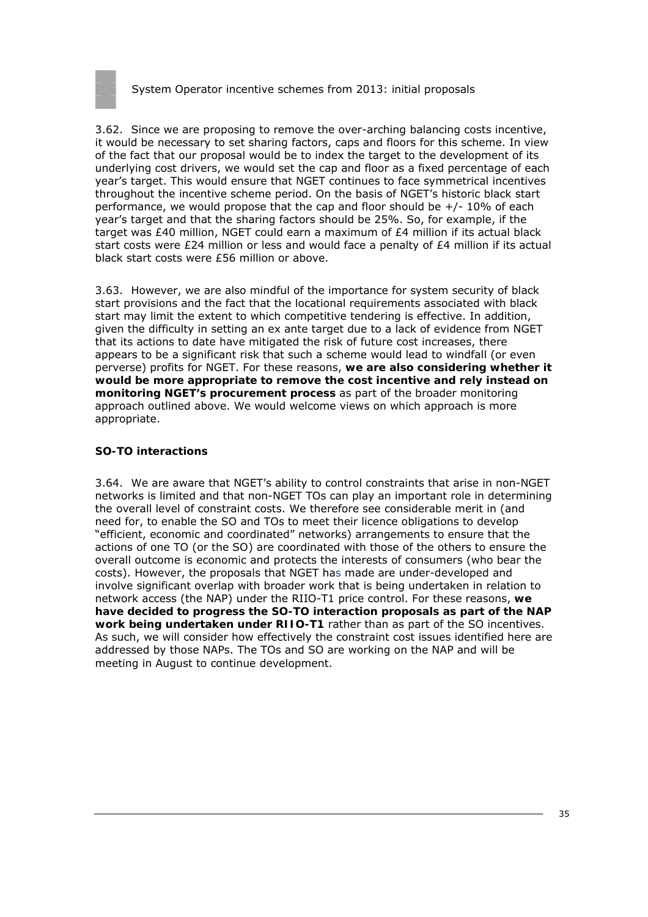3.62. Since we are proposing to remove the over-arching balancing costs incentive, it would be necessary to set sharing factors, caps and floors for this scheme. In view of the fact that our proposal would be to index the target to the development of its underlying cost drivers, we would set the cap and floor as a fixed percentage of each year's target. This would ensure that NGET continues to face symmetrical incentives throughout the incentive scheme period. On the basis of NGET's historic black start performance, we would propose that the cap and floor should be +/- 10% of each year's target and that the sharing factors should be 25%. So, for example, if the target was £40 million, NGET could earn a maximum of £4 million if its actual black start costs were £24 million or less and would face a penalty of £4 million if its actual black start costs were £56 million or above.

3.63. However, we are also mindful of the importance for system security of black start provisions and the fact that the locational requirements associated with black start may limit the extent to which competitive tendering is effective. In addition, given the difficulty in setting an ex ante target due to a lack of evidence from NGET that its actions to date have mitigated the risk of future cost increases, there appears to be a significant risk that such a scheme would lead to windfall (or even perverse) profits for NGET. For these reasons, **we are also considering whether it would be more appropriate to remove the cost incentive and rely instead on monitoring NGET's procurement process** as part of the broader monitoring approach outlined above. We would welcome views on which approach is more appropriate.

### SO-TO interactions

3.64. We are aware that NGET's ability to control constraints that arise in non-NGET networks is limited and that non-NGET TOs can play an important role in determining the overall level of constraint costs. We therefore see considerable merit in (and need for, to enable the SO and TOs to meet their licence obligations to develop "efficient, economic and coordinated" networks) arrangements to ensure that the actions of one TO (or the SO) are coordinated with those of the others to ensure the overall outcome is economic and protects the interests of consumers (who bear the costs). However, the proposals that NGET has made are under-developed and involve significant overlap with broader work that is being undertaken in relation to network access (the NAP) under the RIIO-T1 price control. For these reasons, **we have decided to progress the SO-TO interaction proposals as part of the NAP work being undertaken under RIIO-T1** rather than as part of the SO incentives. As such, we will consider how effectively the constraint cost issues identified here are addressed by those NAPs. The TOs and SO are working on the NAP and will be meeting in August to continue development.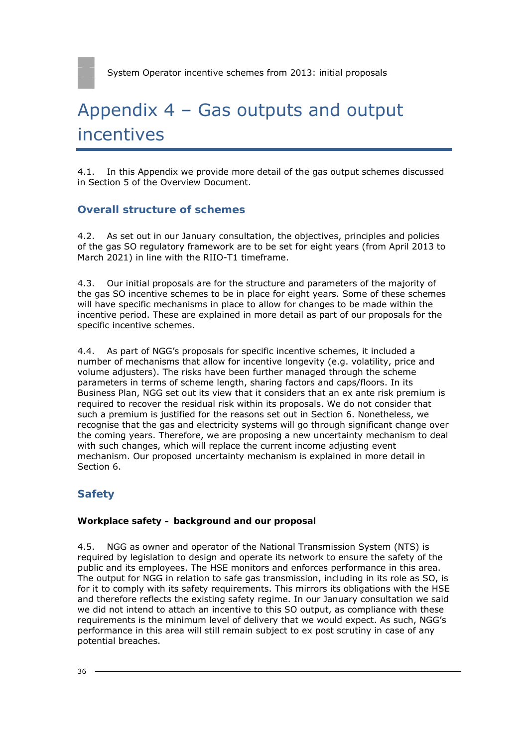# Appendix 4 – Gas outputs and output incentives

4.1. In this Appendix we provide more detail of the gas output schemes discussed in Section 5 of the Overview Document.

## Overall structure of schemes

4.2. As set out in our January consultation, the objectives, principles and policies of the gas SO regulatory framework are to be set for eight years (from April 2013 to March 2021) in line with the RIIO-T1 timeframe.

4.3. Our initial proposals are for the structure and parameters of the majority of the gas SO incentive schemes to be in place for eight years. Some of these schemes will have specific mechanisms in place to allow for changes to be made within the incentive period. These are explained in more detail as part of our proposals for the specific incentive schemes.

4.4. As part of NGG's proposals for specific incentive schemes, it included a number of mechanisms that allow for incentive longevity (e.g. volatility, price and volume adjusters). The risks have been further managed through the scheme parameters in terms of scheme length, sharing factors and caps/floors. In its Business Plan, NGG set out its view that it considers that an ex ante risk premium is required to recover the residual risk within its proposals. We do not consider that such a premium is justified for the reasons set out in Section 6. Nonetheless, we recognise that the gas and electricity systems will go through significant change over the coming years. Therefore, we are proposing a new uncertainty mechanism to deal with such changes, which will replace the current income adjusting event mechanism. Our proposed uncertainty mechanism is explained in more detail in Section 6.

## Safety

**Workplace safety – background and our proposal**

4.5. NGG as owner and operator of the National Transmission System (NTS) is required by legislation to design and operate its network to ensure the safety of the public and its employees. The HSE monitors and enforces performance in this area. The output for NGG in relation to safe gas transmission, including in its role as SO, is for it to comply with its safety requirements. This mirrors its obligations with the HSE and therefore reflects the existing safety regime. In our January consultation we said we did not intend to attach an incentive to this SO output, as compliance with these requirements is the minimum level of delivery that we would expect. As such, NGG's performance in this area will still remain subject to ex post scrutiny in case of any potential breaches.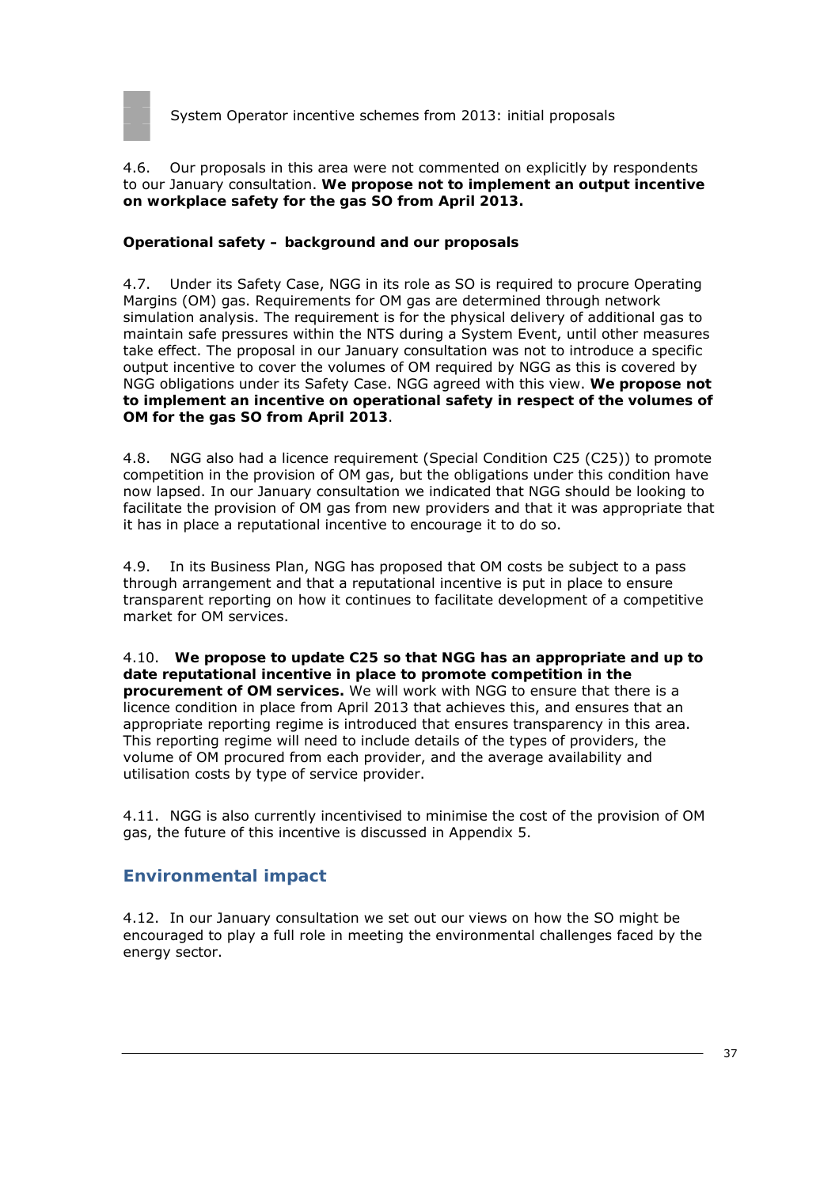4.6. Our proposals in this area were not commented on explicitly by respondents to our January consultation. **We propose not to implement an output incentive on workplace safety for the gas SO from April 2013.**

**Operational safety – background and our proposals**

4.7. Under its Safety Case, NGG in its role as SO is required to procure Operating Margins (OM) gas. Requirements for OM gas are determined through network simulation analysis. The requirement is for the physical delivery of additional gas to maintain safe pressures within the NTS during a System Event, until other measures take effect. The proposal in our January consultation was not to introduce a specific output incentive to cover the volumes of OM required by NGG as this is covered by NGG obligations under its Safety Case. NGG agreed with this view. **We propose not to implement an incentive on operational safety in respect of the volumes of OM for the gas SO from April 2013**.

4.8. NGG also had a licence requirement (Special Condition C25 (C25)) to promote competition in the provision of OM gas, but the obligations under this condition have now lapsed. In our January consultation we indicated that NGG should be looking to facilitate the provision of OM gas from new providers and that it was appropriate that it has in place a reputational incentive to encourage it to do so.

4.9. In its Business Plan, NGG has proposed that OM costs be subject to a pass through arrangement and that a reputational incentive is put in place to ensure transparent reporting on how it continues to facilitate development of a competitive market for OM services.

4.10. **We propose to update C25 so that NGG has an appropriate and up to date reputational incentive in place to promote competition in the procurement of OM services.** We will work with NGG to ensure that there is a licence condition in place from April 2013 that achieves this, and ensures that an appropriate reporting regime is introduced that ensures transparency in this area. This reporting regime will need to include details of the types of providers, the volume of OM procured from each provider, and the average availability and utilisation costs by type of service provider.

4.11. NGG is also currently incentivised to minimise the cost of the provision of OM gas, the future of this incentive is discussed in Appendix 5.

## Environmental impact

4.12. In our January consultation we set out our views on how the SO might be encouraged to play a full role in meeting the environmental challenges faced by the energy sector.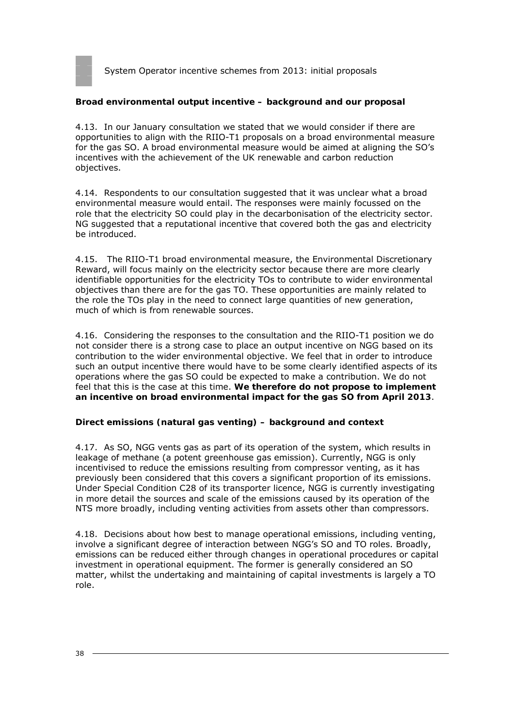### Broad environmental output incentive – background and our proposal

4.13. In our January consultation we stated that we would consider if there are opportunities to align with the RIIO-T1 proposals on a broad environmental measure for the gas SO. A broad environmental measure would be aimed at aligning the SO's incentives with the achievement of the UK renewable and carbon reduction objectives.

4.14. Respondents to our consultation suggested that it was unclear what a broad environmental measure would entail. The responses were mainly focussed on the role that the electricity SO could play in the decarbonisation of the electricity sector. NG suggested that a reputational incentive that covered both the gas and electricity be introduced.

4.15. The RIIO-T1 broad environmental measure, the Environmental Discretionary Reward, will focus mainly on the electricity sector because there are more clearly identifiable opportunities for the electricity TOs to contribute to wider environmental objectives than there are for the gas TO. These opportunities are mainly related to the role the TOs play in the need to connect large quantities of new generation, much of which is from renewable sources.

4.16. Considering the responses to the consultation and the RIIO-T1 position we do not consider there is a strong case to place an output incentive on NGG based on its contribution to the wider environmental objective. We feel that in order to introduce such an output incentive there would have to be some clearly identified aspects of its operations where the gas SO could be expected to make a contribution. We do not feel that this is the case at this time. **We therefore do not propose to implement an incentive on broad environmental impact for the gas SO from April 2013**.

### Direct emissions (natural gas venting) – background and context

4.17. As SO, NGG vents gas as part of its operation of the system, which results in leakage of methane (a potent greenhouse gas emission). Currently, NGG is only incentivised to reduce the emissions resulting from compressor venting, as it has previously been considered that this covers a significant proportion of its emissions. Under Special Condition C28 of its transporter licence, NGG is currently investigating in more detail the sources and scale of the emissions caused by its operation of the NTS more broadly, including venting activities from assets other than compressors.

4.18. Decisions about how best to manage operational emissions, including venting, involve a significant degree of interaction between NGG's SO and TO roles. Broadly, emissions can be reduced either through changes in operational procedures or capital investment in operational equipment. The former is generally considered an SO matter, whilst the undertaking and maintaining of capital investments is largely a TO role.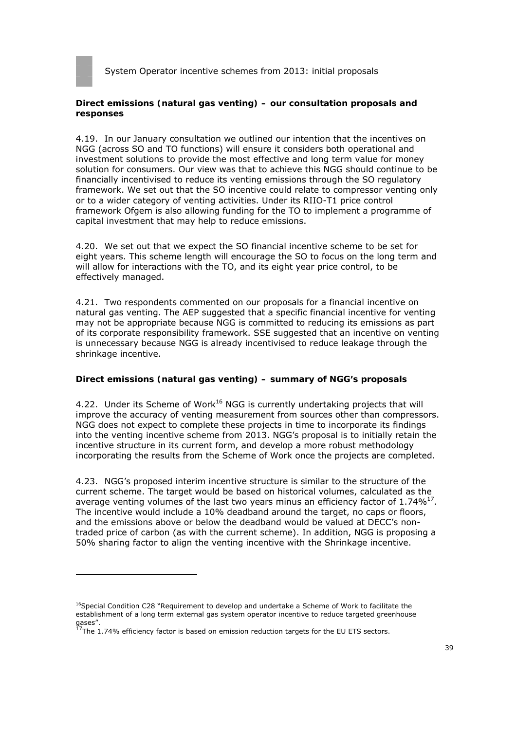### Direct emissions (natural gas venting) – our consultation proposals and responses

4.19. In our January consultation we outlined our intention that the incentives on NGG (across SO and TO functions) will ensure it considers both operational and investment solutions to provide the most effective and long term value for money solution for consumers. Our view was that to achieve this NGG should continue to be financially incentivised to reduce its venting emissions through the SO regulatory framework. We set out that the SO incentive could relate to compressor venting only or to a wider category of venting activities. Under its RIIO-T1 price control framework Ofgem is also allowing funding for the TO to implement a programme of capital investment that may help to reduce emissions.

4.20. We set out that we expect the SO financial incentive scheme to be set for eight years. This scheme length will encourage the SO to focus on the long term and will allow for interactions with the TO, and its eight year price control, to be effectively managed.

4.21. Two respondents commented on our proposals for a financial incentive on natural gas venting. The AEP suggested that a specific financial incentive for venting may not be appropriate because NGG is committed to reducing its emissions as part of its corporate responsibility framework. SSE suggested that an incentive on venting is unnecessary because NGG is already incentivised to reduce leakage through the shrinkage incentive.

### Direct emissions (natural gas venting) – summary of NGG's proposals

4.22. Under its Scheme of Work[16] NGG is currently undertaking projects that will improve the accuracy of venting measurement from sources other than compressors. NGG does not expect to complete these projects in time to incorporate its findings into the venting incentive scheme from 2013. NGG's proposal is to initially retain the incentive structure in its current form, and develop a more robust methodology incorporating the results from the Scheme of Work once the projects are completed.

4.23. NGG's proposed interim incentive structure is similar to the structure of the current scheme. The target would be based on historical volumes, calculated as the average venting volumes of the last two years minus an efficiency factor of 1.74%[17]. The incentive would include a 10% deadband around the target, no caps or floors, and the emissions above or below the deadband would be valued at DECC's non-traded price of carbon (as with the current scheme). In addition, NGG is proposing a 50% sharing factor to align the venting incentive with the Shrinkage incentive.

---

[16] Special Condition C28 "Requirement to develop and undertake a Scheme of Work to facilitate the establishment of a long term external gas system operator incentive to reduce targeted greenhouse gases".

[17] The 1.74% efficiency factor is based on emission reduction targets for the EU ETS sectors.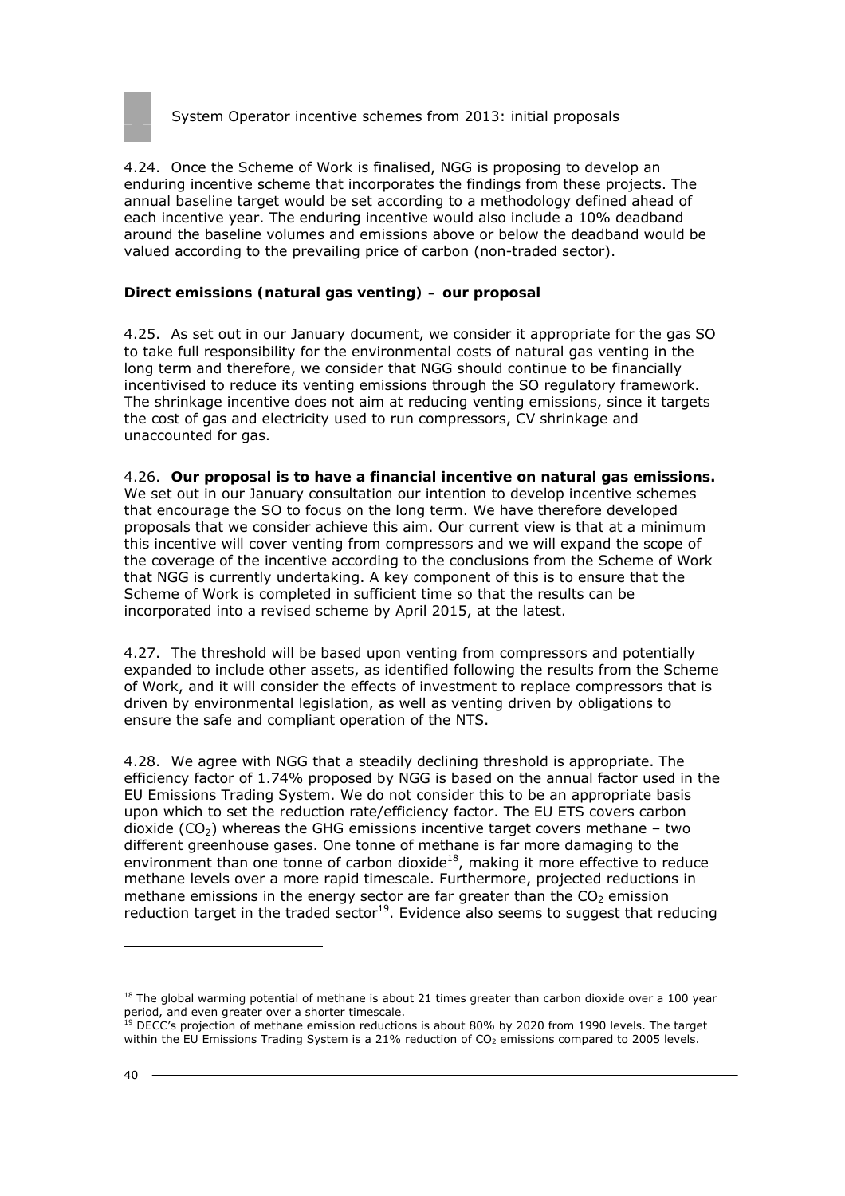4.24. Once the Scheme of Work is finalised, NGG is proposing to develop an enduring incentive scheme that incorporates the findings from these projects. The annual baseline target would be set according to a methodology defined ahead of each incentive year. The enduring incentive would also include a 10% deadband around the baseline volumes and emissions above or below the deadband would be valued according to the prevailing price of carbon (non-traded sector).

### Direct emissions (natural gas venting) – our proposal

4.25. As set out in our January document, we consider it appropriate for the gas SO to take full responsibility for the environmental costs of natural gas venting in the long term and therefore, we consider that NGG should continue to be financially incentivised to reduce its venting emissions through the SO regulatory framework. The shrinkage incentive does not aim at reducing venting emissions, since it targets the cost of gas and electricity used to run compressors, CV shrinkage and unaccounted for gas.

4.26. **Our proposal is to have a financial incentive on natural gas emissions.** We set out in our January consultation our intention to develop incentive schemes that encourage the SO to focus on the long term. We have therefore developed proposals that we consider achieve this aim. Our current view is that at a minimum this incentive will cover venting from compressors and we will expand the scope of the coverage of the incentive according to the conclusions from the Scheme of Work that NGG is currently undertaking. A key component of this is to ensure that the Scheme of Work is completed in sufficient time so that the results can be incorporated into a revised scheme by April 2015, at the latest.

4.27. The threshold will be based upon venting from compressors and potentially expanded to include other assets, as identified following the results from the Scheme of Work, and it will consider the effects of investment to replace compressors that is driven by environmental legislation, as well as venting driven by obligations to ensure the safe and compliant operation of the NTS.

4.28. We agree with NGG that a steadily declining threshold is appropriate. The efficiency factor of 1.74% proposed by NGG is based on the annual factor used in the EU Emissions Trading System. We do not consider this to be an appropriate basis upon which to set the reduction rate/efficiency factor. The EU ETS covers carbon dioxide ($CO_2$) whereas the GHG emissions incentive target covers methane – two different greenhouse gases. One tonne of methane is far more damaging to the environment than one tonne of carbon dioxide[18], making it more effective to reduce methane levels over a more rapid timescale. Furthermore, projected reductions in methane emissions in the energy sector are far greater than the $CO_2$ emission reduction target in the traded sector[19]. Evidence also seems to suggest that reducing

---

[18] The global warming potential of methane is about 21 times greater than carbon dioxide over a 100 year period, and even greater over a shorter timescale.

[19] DECC's projection of methane emission reductions is about 80% by 2020 from 1990 levels. The target within the EU Emissions Trading System is a 21% reduction of $CO_2$ emissions compared to 2005 levels.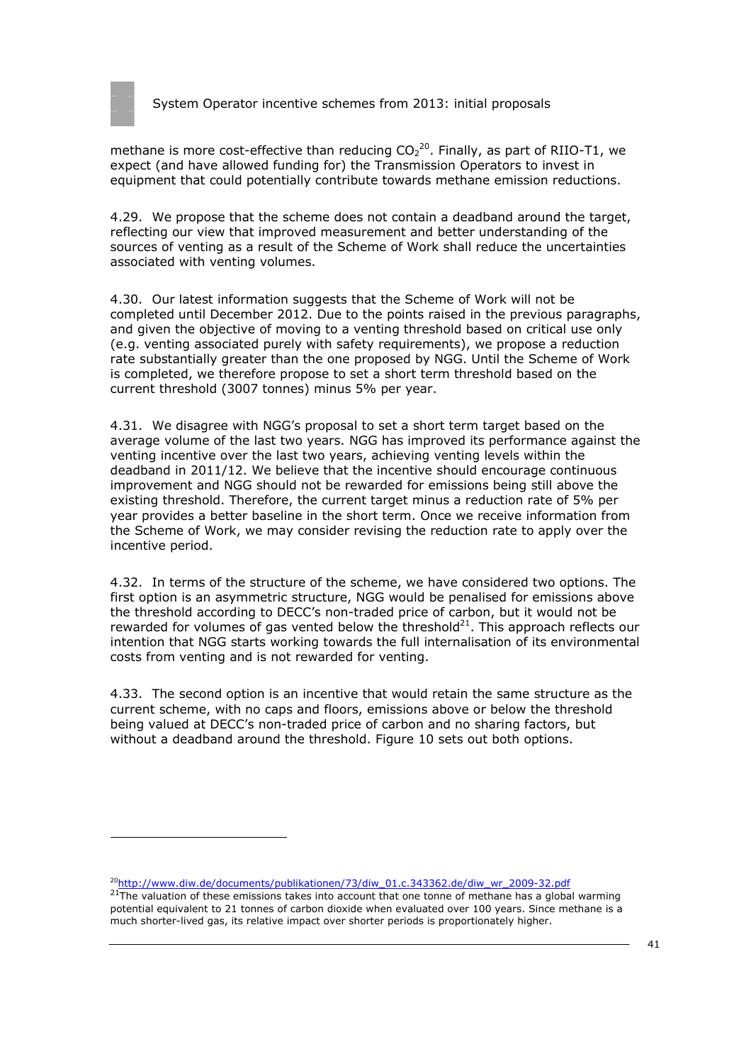methane is more cost-effective than reducing $CO_2$[20]. Finally, as part of RIIO-T1, we expect (and have allowed funding for) the Transmission Operators to invest in equipment that could potentially contribute towards methane emission reductions.

4.29. We propose that the scheme does not contain a deadband around the target, reflecting our view that improved measurement and better understanding of the sources of venting as a result of the Scheme of Work shall reduce the uncertainties associated with venting volumes.

4.30. Our latest information suggests that the Scheme of Work will not be completed until December 2012. Due to the points raised in the previous paragraphs, and given the objective of moving to a venting threshold based on critical use only (e.g. venting associated purely with safety requirements), we propose a reduction rate substantially greater than the one proposed by NGG. Until the Scheme of Work is completed, we therefore propose to set a short term threshold based on the current threshold (3007 tonnes) minus 5% per year.

4.31. We disagree with NGG's proposal to set a short term target based on the average volume of the last two years. NGG has improved its performance against the venting incentive over the last two years, achieving venting levels within the deadband in 2011/12. We believe that the incentive should encourage continuous improvement and NGG should not be rewarded for emissions being still above the existing threshold. Therefore, the current target minus a reduction rate of 5% per year provides a better baseline in the short term. Once we receive information from the Scheme of Work, we may consider revising the reduction rate to apply over the incentive period.

4.32. In terms of the structure of the scheme, we have considered two options. The first option is an asymmetric structure, NGG would be penalised for emissions above the threshold according to DECC's non-traded price of carbon, but it would not be rewarded for volumes of gas vented below the threshold[21]. This approach reflects our intention that NGG starts working towards the full internalisation of its environmental costs from venting and is not rewarded for venting.

4.33. The second option is an incentive that would retain the same structure as the current scheme, with no caps and floors, emissions above or below the threshold being valued at DECC's non-traded price of carbon and no sharing factors, but without a deadband around the threshold. Figure 10 sets out both options.

---

[20] http://www.diw.de/documents/publikationen/73/diw_01.c.343362.de/diw_wr_2009-32.pdf

[21] The valuation of these emissions takes into account that one tonne of methane has a global warming potential equivalent to 21 tonnes of carbon dioxide when evaluated over 100 years. Since methane is a much shorter-lived gas, its relative impact over shorter periods is proportionately higher.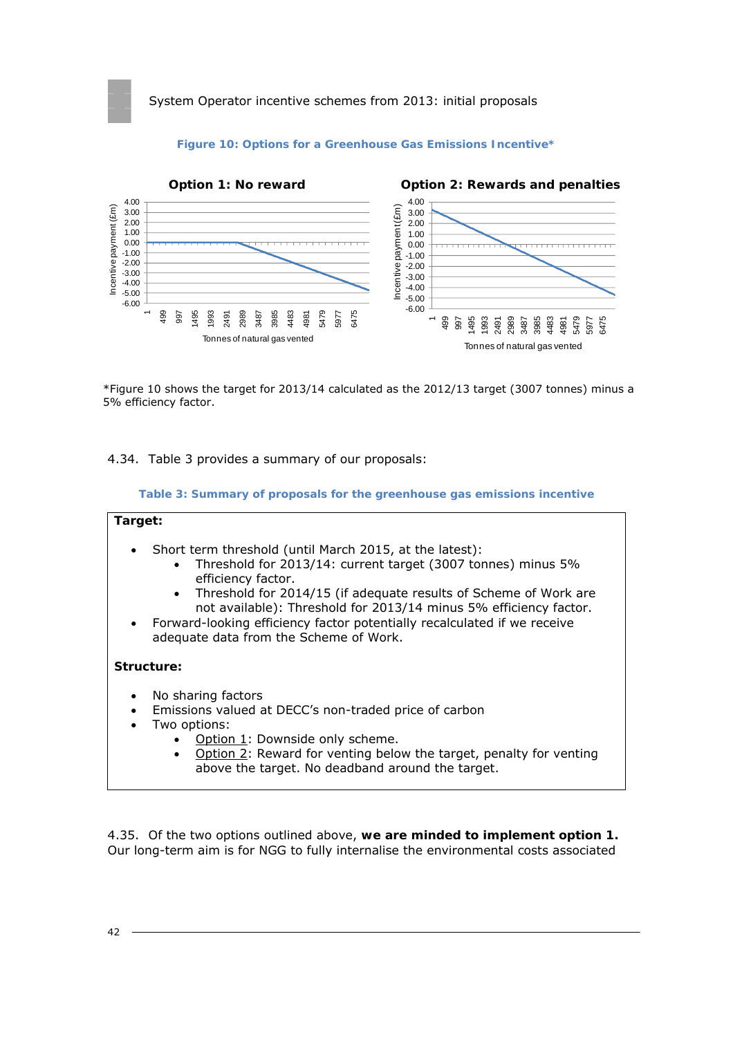**Figure 10: Options for a Greenhouse Gas Emissions Incentive***

*Figure 10 shows the target for 2013/14 calculated as the 2012/13 target (3007 tonnes) minus a 5% efficiency factor.

4.34. Table 3 provides a summary of our proposals:

**Table 3: Summary of proposals for the greenhouse gas emissions incentive**

**Target:**

- Short term threshold (until March 2015, at the latest):
  - Threshold for 2013/14: current target (3007 tonnes) minus 5% efficiency factor.
  - Threshold for 2014/15 (if adequate results of Scheme of Work are not available): Threshold for 2013/14 minus 5% efficiency factor.
- Forward-looking efficiency factor potentially recalculated if we receive adequate data from the Scheme of Work.

**Structure:**

- No sharing factors
- Emissions valued at DECC's non-traded price of carbon
- Two options:
  - Option 1: Downside only scheme.
  - Option 2: Reward for venting below the target, penalty for venting above the target. No deadband around the target.

4.35. Of the two options outlined above, **we are minded to implement option 1.** Our long-term aim is for NGG to fully internalise the environmental costs associated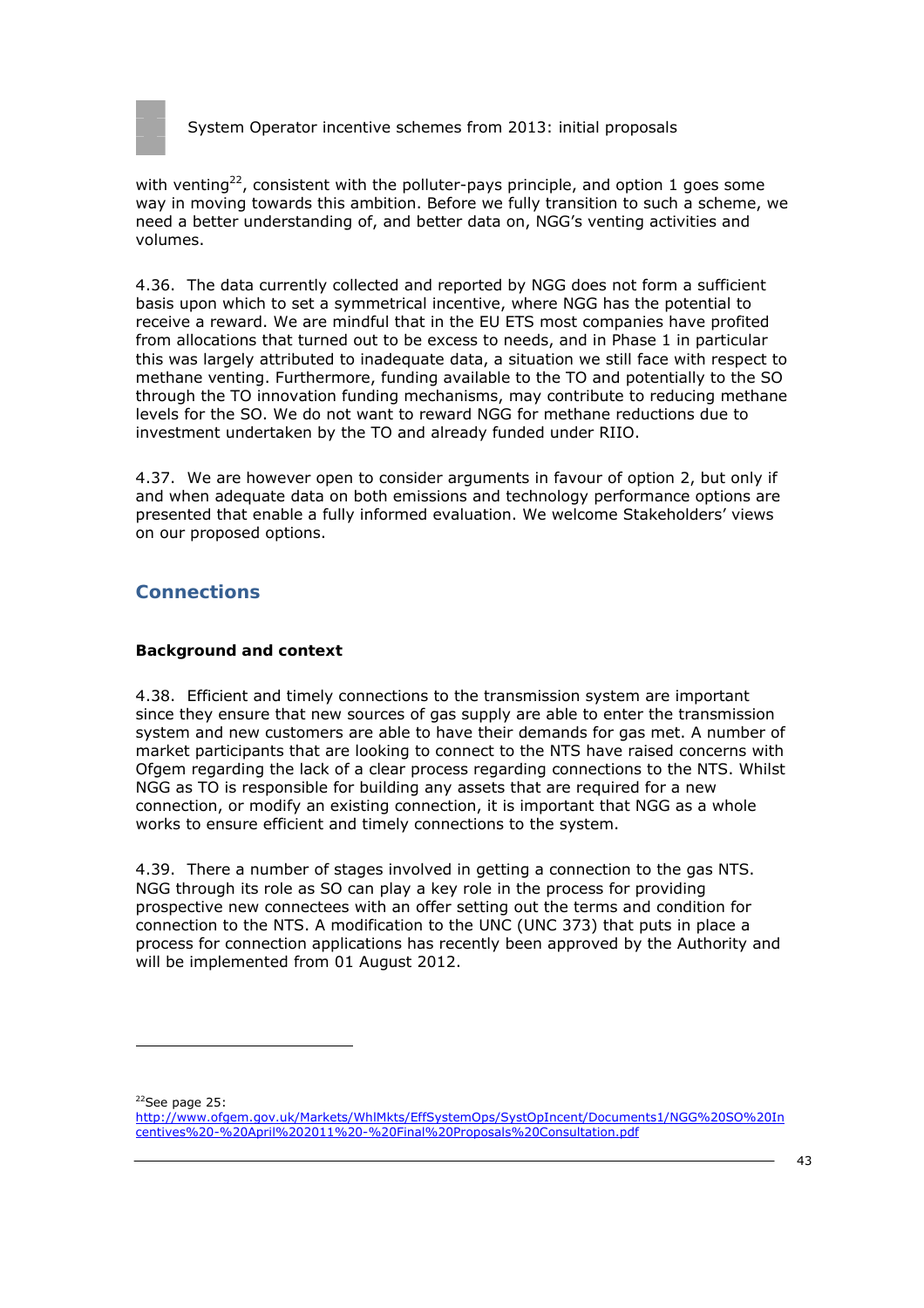with venting[22], consistent with the polluter-pays principle, and option 1 goes some way in moving towards this ambition. Before we fully transition to such a scheme, we need a better understanding of, and better data on, NGG's venting activities and volumes.

4.36. The data currently collected and reported by NGG does not form a sufficient basis upon which to set a symmetrical incentive, where NGG has the potential to receive a reward. We are mindful that in the EU ETS most companies have profited from allocations that turned out to be excess to needs, and in Phase 1 in particular this was largely attributed to inadequate data, a situation we still face with respect to methane venting. Furthermore, funding available to the TO and potentially to the SO through the TO innovation funding mechanisms, may contribute to reducing methane levels for the SO. We do not want to reward NGG for methane reductions due to investment undertaken by the TO and already funded under RIIO.

4.37. We are however open to consider arguments in favour of option 2, but only if and when adequate data on both emissions and technology performance options are presented that enable a fully informed evaluation. We welcome Stakeholders' views on our proposed options.

## Connections

### Background and context

4.38. Efficient and timely connections to the transmission system are important since they ensure that new sources of gas supply are able to enter the transmission system and new customers are able to have their demands for gas met. A number of market participants that are looking to connect to the NTS have raised concerns with Ofgem regarding the lack of a clear process regarding connections to the NTS. Whilst NGG as TO is responsible for building any assets that are required for a new connection, or modify an existing connection, it is important that NGG as a whole works to ensure efficient and timely connections to the system.

4.39. There a number of stages involved in getting a connection to the gas NTS. NGG through its role as SO can play a key role in the process for providing prospective new connectees with an offer setting out the terms and condition for connection to the NTS. A modification to the UNC (UNC 373) that puts in place a process for connection applications has recently been approved by the Authority and will be implemented from 01 August 2012.

---

[22] See page 25: http://www.ofgem.gov.uk/Markets/WhlMkts/EffSystemOps/SystOpIncent/Documents1/NGG%20SO%20Incentives%20-%20April%202011%20-%20Final%20Proposals%20Consultation.pdf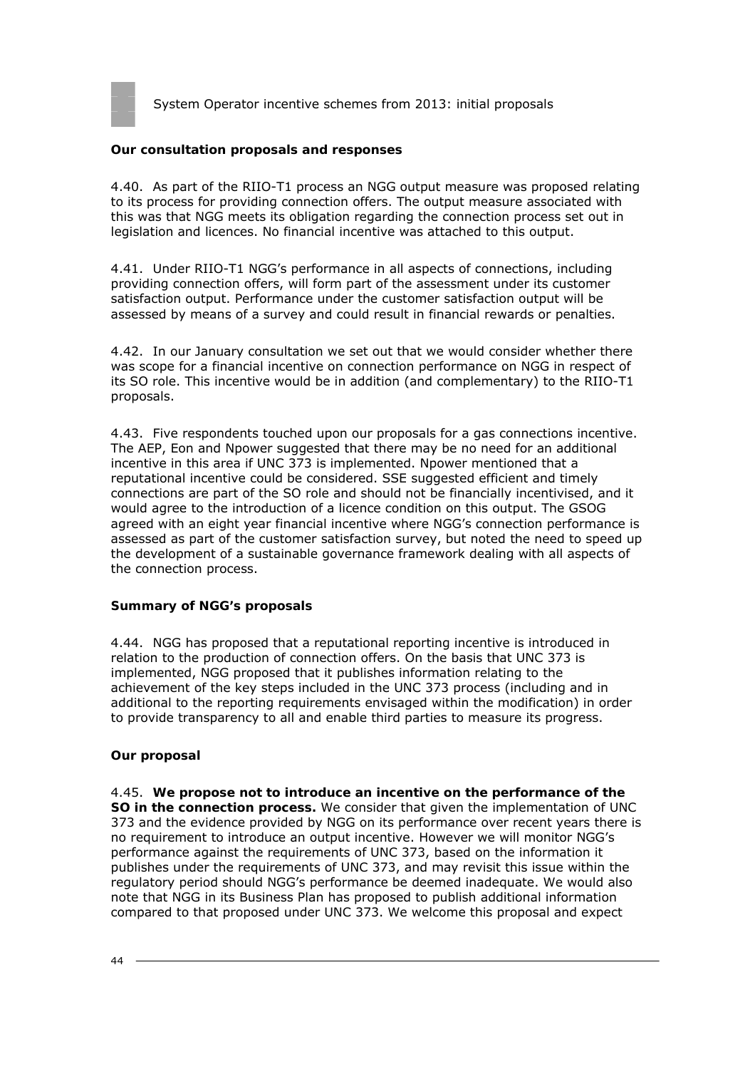**Our consultation proposals and responses**

4.40. As part of the RIIO-T1 process an NGG output measure was proposed relating to its process for providing connection offers. The output measure associated with this was that NGG meets its obligation regarding the connection process set out in legislation and licences. No financial incentive was attached to this output.

4.41. Under RIIO-T1 NGG's performance in all aspects of connections, including providing connection offers, will form part of the assessment under its customer satisfaction output. Performance under the customer satisfaction output will be assessed by means of a survey and could result in financial rewards or penalties.

4.42. In our January consultation we set out that we would consider whether there was scope for a financial incentive on connection performance on NGG in respect of its SO role. This incentive would be in addition (and complementary) to the RIIO-T1 proposals.

4.43. Five respondents touched upon our proposals for a gas connections incentive. The AEP, Eon and Npower suggested that there may be no need for an additional incentive in this area if UNC 373 is implemented. Npower mentioned that a reputational incentive could be considered. SSE suggested efficient and timely connections are part of the SO role and should not be financially incentivised, and it would agree to the introduction of a licence condition on this output. The GSOG agreed with an eight year financial incentive where NGG's connection performance is assessed as part of the customer satisfaction survey, but noted the need to speed up the development of a sustainable governance framework dealing with all aspects of the connection process.

**Summary of NGG's proposals**

4.44. NGG has proposed that a reputational reporting incentive is introduced in relation to the production of connection offers. On the basis that UNC 373 is implemented, NGG proposed that it publishes information relating to the achievement of the key steps included in the UNC 373 process (including and in additional to the reporting requirements envisaged within the modification) in order to provide transparency to all and enable third parties to measure its progress.

**Our proposal**

4.45. **We propose not to introduce an incentive on the performance of the SO in the connection process.** We consider that given the implementation of UNC 373 and the evidence provided by NGG on its performance over recent years there is no requirement to introduce an output incentive. However we will monitor NGG's performance against the requirements of UNC 373, based on the information it publishes under the requirements of UNC 373, and may revisit this issue within the regulatory period should NGG's performance be deemed inadequate. We would also note that NGG in its Business Plan has proposed to publish additional information compared to that proposed under UNC 373. We welcome this proposal and expect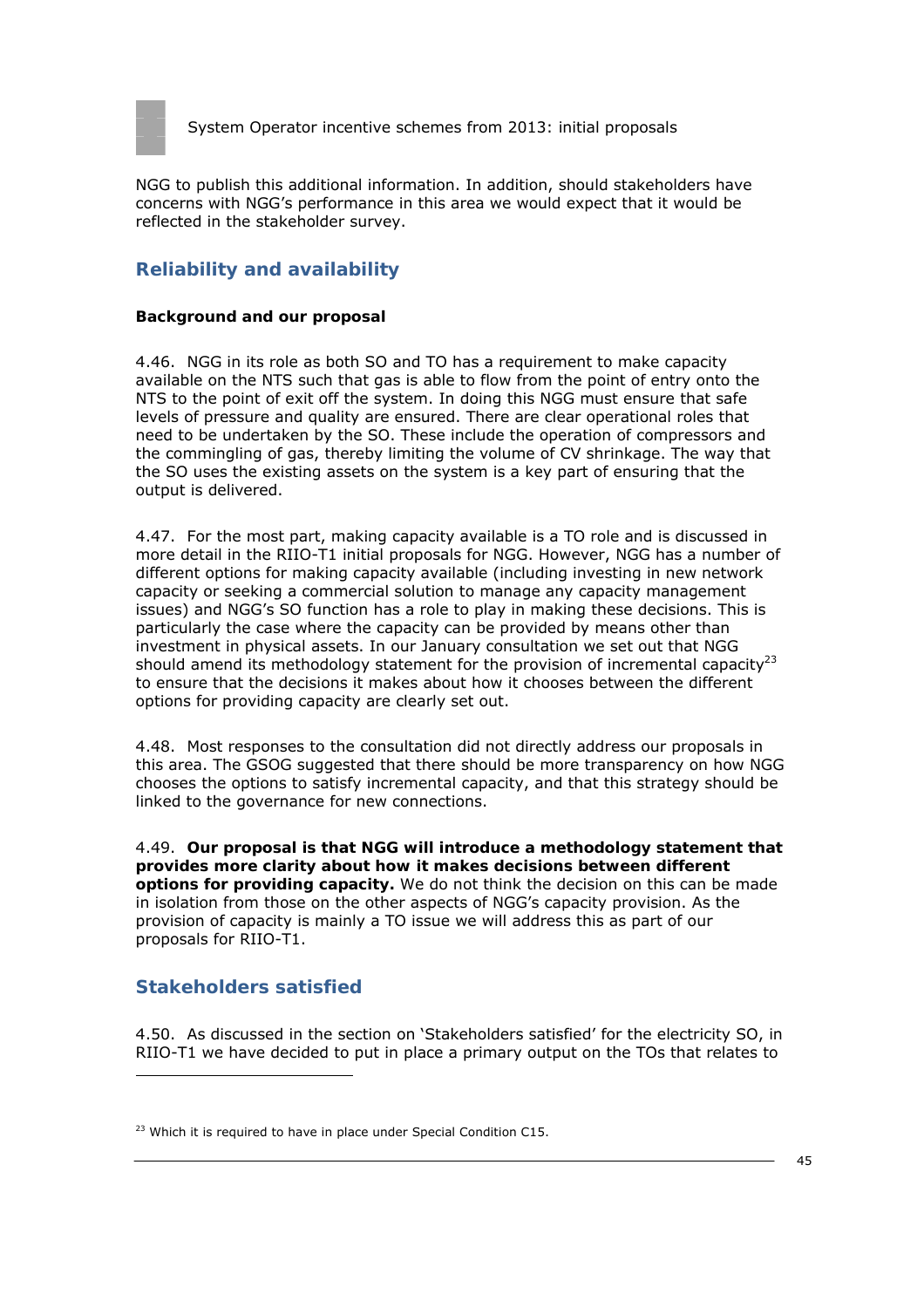NGG to publish this additional information. In addition, should stakeholders have concerns with NGG's performance in this area we would expect that it would be reflected in the stakeholder survey.

## Reliability and availability

### Background and our proposal

4.46. NGG in its role as both SO and TO has a requirement to make capacity available on the NTS such that gas is able to flow from the point of entry onto the NTS to the point of exit off the system. In doing this NGG must ensure that safe levels of pressure and quality are ensured. There are clear operational roles that need to be undertaken by the SO. These include the operation of compressors and the commingling of gas, thereby limiting the volume of CV shrinkage. The way that the SO uses the existing assets on the system is a key part of ensuring that the output is delivered.

4.47. For the most part, making capacity available is a TO role and is discussed in more detail in the RIIO-T1 initial proposals for NGG. However, NGG has a number of different options for making capacity available (including investing in new network capacity or seeking a commercial solution to manage any capacity management issues) and NGG's SO function has a role to play in making these decisions. This is particularly the case where the capacity can be provided by means other than investment in physical assets. In our January consultation we set out that NGG should amend its methodology statement for the provision of incremental capacity[23] to ensure that the decisions it makes about how it chooses between the different options for providing capacity are clearly set out.

4.48. Most responses to the consultation did not directly address our proposals in this area. The GSOG suggested that there should be more transparency on how NGG chooses the options to satisfy incremental capacity, and that this strategy should be linked to the governance for new connections.

4.49. **Our proposal is that NGG will introduce a methodology statement that provides more clarity about how it makes decisions between different options for providing capacity.** We do not think the decision on this can be made in isolation from those on the other aspects of NGG's capacity provision. As the provision of capacity is mainly a TO issue we will address this as part of our proposals for RIIO-T1.

## Stakeholders satisfied

4.50. As discussed in the section on 'Stakeholders satisfied' for the electricity SO, in RIIO-T1 we have decided to put in place a primary output on the TOs that relates to

---

[23] Which it is required to have in place under Special Condition C15.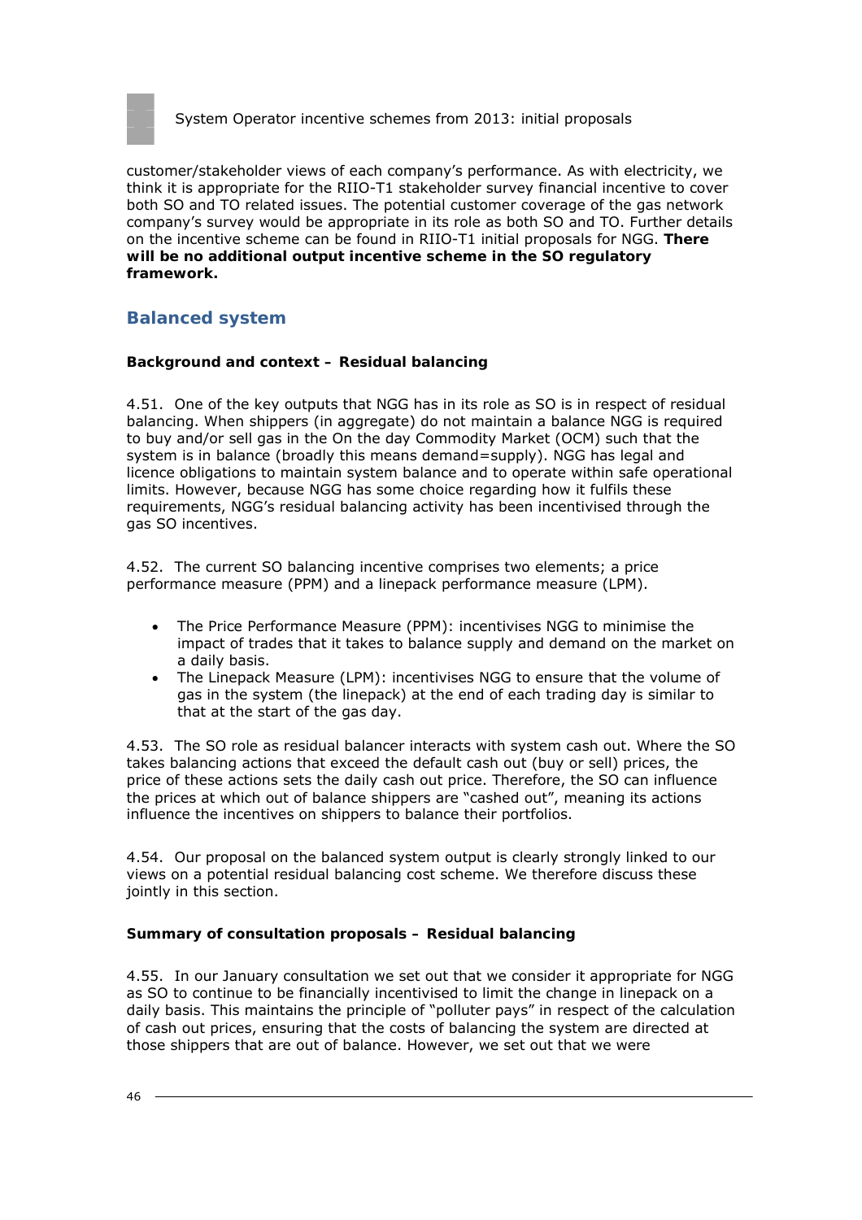customer/stakeholder views of each company's performance. As with electricity, we think it is appropriate for the RIIO-T1 stakeholder survey financial incentive to cover both SO and TO related issues. The potential customer coverage of the gas network company's survey would be appropriate in its role as both SO and TO. Further details on the incentive scheme can be found in RIIO-T1 initial proposals for NGG. **There will be no additional output incentive scheme in the SO regulatory framework.**

## Balanced system

**Background and context – Residual balancing**

4.51. One of the key outputs that NGG has in its role as SO is in respect of residual balancing. When shippers (in aggregate) do not maintain a balance NGG is required to buy and/or sell gas in the On the day Commodity Market (OCM) such that the system is in balance (broadly this means demand=supply). NGG has legal and licence obligations to maintain system balance and to operate within safe operational limits. However, because NGG has some choice regarding how it fulfils these requirements, NGG's residual balancing activity has been incentivised through the gas SO incentives.

4.52. The current SO balancing incentive comprises two elements; a price performance measure (PPM) and a linepack performance measure (LPM).

- The Price Performance Measure (PPM): incentivises NGG to minimise the impact of trades that it takes to balance supply and demand on the market on a daily basis.
- The Linepack Measure (LPM): incentivises NGG to ensure that the volume of gas in the system (the linepack) at the end of each trading day is similar to that at the start of the gas day.

4.53. The SO role as residual balancer interacts with system cash out. Where the SO takes balancing actions that exceed the default cash out (buy or sell) prices, the price of these actions sets the daily cash out price. Therefore, the SO can influence the prices at which out of balance shippers are "cashed out", meaning its actions influence the incentives on shippers to balance their portfolios.

4.54. Our proposal on the balanced system output is clearly strongly linked to our views on a potential residual balancing cost scheme. We therefore discuss these jointly in this section.

**Summary of consultation proposals – Residual balancing**

4.55. In our January consultation we set out that we consider it appropriate for NGG as SO to continue to be financially incentivised to limit the change in linepack on a daily basis. This maintains the principle of "polluter pays" in respect of the calculation of cash out prices, ensuring that the costs of balancing the system are directed at those shippers that are out of balance. However, we set out that we were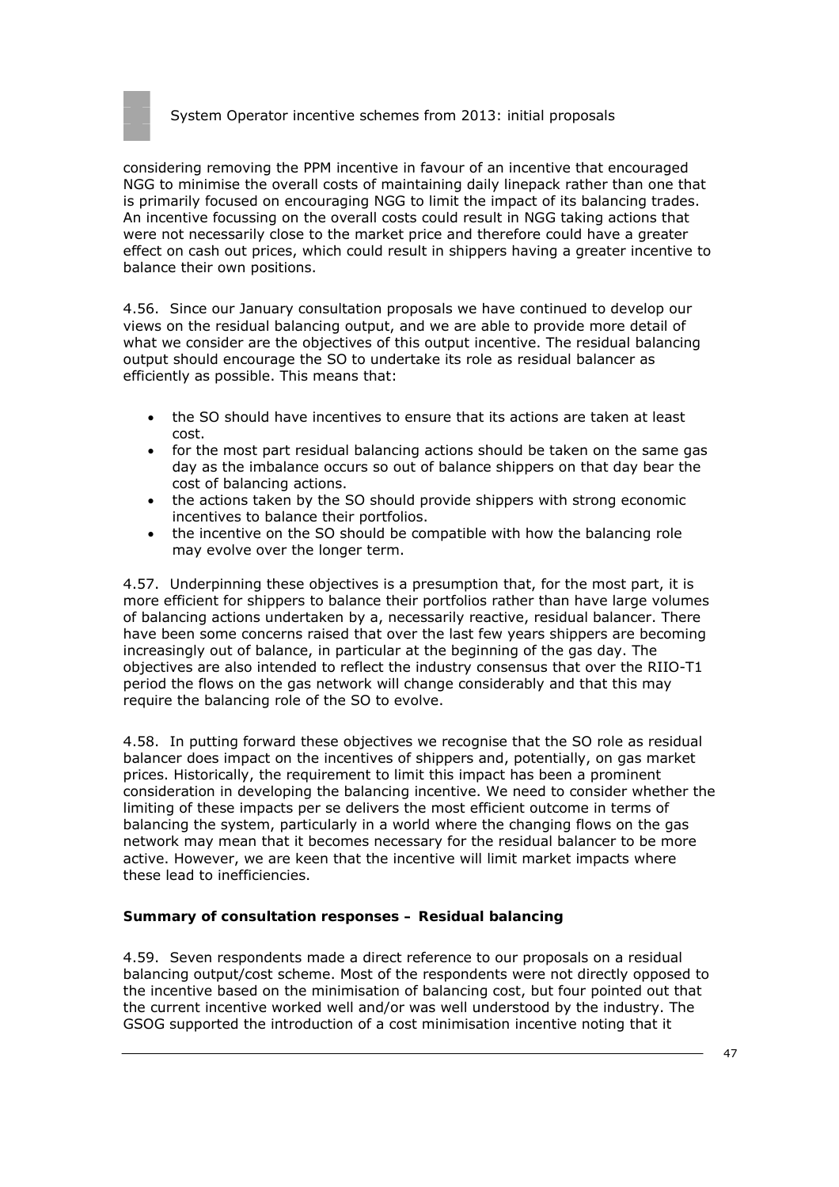considering removing the PPM incentive in favour of an incentive that encouraged NGG to minimise the overall costs of maintaining daily linepack rather than one that is primarily focused on encouraging NGG to limit the impact of its balancing trades. An incentive focussing on the overall costs could result in NGG taking actions that were not necessarily close to the market price and therefore could have a greater effect on cash out prices, which could result in shippers having a greater incentive to balance their own positions.

4.56. Since our January consultation proposals we have continued to develop our views on the residual balancing output, and we are able to provide more detail of what we consider are the objectives of this output incentive. The residual balancing output should encourage the SO to undertake its role as residual balancer as efficiently as possible. This means that:

- the SO should have incentives to ensure that its actions are taken at least cost.
- for the most part residual balancing actions should be taken on the same gas day as the imbalance occurs so out of balance shippers on that day bear the cost of balancing actions.
- the actions taken by the SO should provide shippers with strong economic incentives to balance their portfolios.
- the incentive on the SO should be compatible with how the balancing role may evolve over the longer term.

4.57. Underpinning these objectives is a presumption that, for the most part, it is more efficient for shippers to balance their portfolios rather than have large volumes of balancing actions undertaken by a, necessarily reactive, residual balancer. There have been some concerns raised that over the last few years shippers are becoming increasingly out of balance, in particular at the beginning of the gas day. The objectives are also intended to reflect the industry consensus that over the RIIO-T1 period the flows on the gas network will change considerably and that this may require the balancing role of the SO to evolve.

4.58. In putting forward these objectives we recognise that the SO role as residual balancer does impact on the incentives of shippers and, potentially, on gas market prices. Historically, the requirement to limit this impact has been a prominent consideration in developing the balancing incentive. We need to consider whether the limiting of these impacts per se delivers the most efficient outcome in terms of balancing the system, particularly in a world where the changing flows on the gas network may mean that it becomes necessary for the residual balancer to be more active. However, we are keen that the incentive will limit market impacts where these lead to inefficiencies.

**Summary of consultation responses – Residual balancing**

4.59. Seven respondents made a direct reference to our proposals on a residual balancing output/cost scheme. Most of the respondents were not directly opposed to the incentive based on the minimisation of balancing cost, but four pointed out that the current incentive worked well and/or was well understood by the industry. The GSOG supported the introduction of a cost minimisation incentive noting that it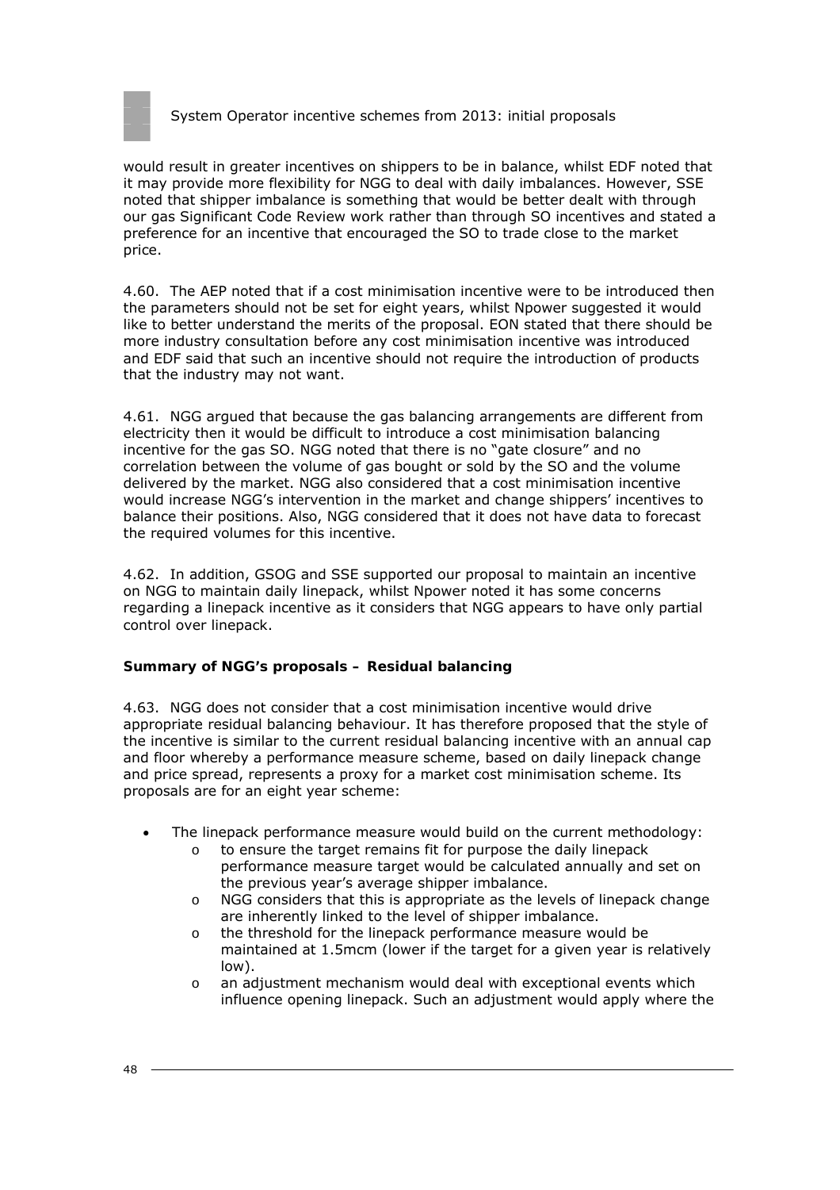would result in greater incentives on shippers to be in balance, whilst EDF noted that it may provide more flexibility for NGG to deal with daily imbalances. However, SSE noted that shipper imbalance is something that would be better dealt with through our gas Significant Code Review work rather than through SO incentives and stated a preference for an incentive that encouraged the SO to trade close to the market price.

4.60. The AEP noted that if a cost minimisation incentive were to be introduced then the parameters should not be set for eight years, whilst Npower suggested it would like to better understand the merits of the proposal. EON stated that there should be more industry consultation before any cost minimisation incentive was introduced and EDF said that such an incentive should not require the introduction of products that the industry may not want.

4.61. NGG argued that because the gas balancing arrangements are different from electricity then it would be difficult to introduce a cost minimisation balancing incentive for the gas SO. NGG noted that there is no "gate closure" and no correlation between the volume of gas bought or sold by the SO and the volume delivered by the market. NGG also considered that a cost minimisation incentive would increase NGG's intervention in the market and change shippers' incentives to balance their positions. Also, NGG considered that it does not have data to forecast the required volumes for this incentive.

4.62. In addition, GSOG and SSE supported our proposal to maintain an incentive on NGG to maintain daily linepack, whilst Npower noted it has some concerns regarding a linepack incentive as it considers that NGG appears to have only partial control over linepack.

**Summary of NGG's proposals – Residual balancing**

4.63. NGG does not consider that a cost minimisation incentive would drive appropriate residual balancing behaviour. It has therefore proposed that the style of the incentive is similar to the current residual balancing incentive with an annual cap and floor whereby a performance measure scheme, based on daily linepack change and price spread, represents a proxy for a market cost minimisation scheme. Its proposals are for an eight year scheme:

- The linepack performance measure would build on the current methodology:
  - to ensure the target remains fit for purpose the daily linepack performance measure target would be calculated annually and set on the previous year's average shipper imbalance.
  - NGG considers that this is appropriate as the levels of linepack change are inherently linked to the level of shipper imbalance.
  - the threshold for the linepack performance measure would be maintained at 1.5mcm (lower if the target for a given year is relatively low).
  - an adjustment mechanism would deal with exceptional events which influence opening linepack. Such an adjustment would apply where the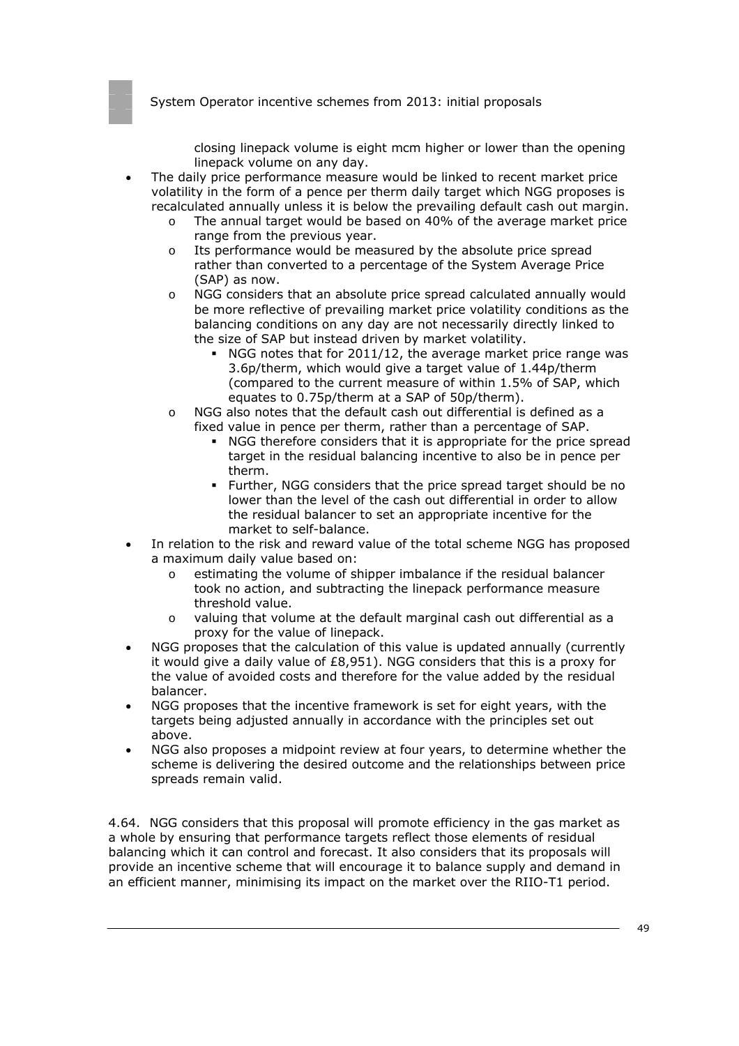- closing linepack volume is eight mcm higher or lower than the opening linepack volume on any day.

- The daily price performance measure would be linked to recent market price volatility in the form of a pence per therm daily target which NGG proposes is recalculated annually unless it is below the prevailing default cash out margin.
    - The annual target would be based on 40% of the average market price range from the previous year.
    - Its performance would be measured by the absolute price spread rather than converted to a percentage of the System Average Price (SAP) as now.
    - NGG considers that an absolute price spread calculated annually would be more reflective of prevailing market price volatility conditions as the balancing conditions on any day are not necessarily directly linked to the size of SAP but instead driven by market volatility.
        - NGG notes that for 2011/12, the average market price range was 3.6p/therm, which would give a target value of 1.44p/therm (compared to the current measure of within 1.5% of SAP, which equates to 0.75p/therm at a SAP of 50p/therm).
    - NGG also notes that the default cash out differential is defined as a fixed value in pence per therm, rather than a percentage of SAP.
        - NGG therefore considers that it is appropriate for the price spread target in the residual balancing incentive to also be in pence per therm.
        - Further, NGG considers that the price spread target should be no lower than the level of the cash out differential in order to allow the residual balancer to set an appropriate incentive for the market to self-balance.
- In relation to the risk and reward value of the total scheme NGG has proposed a maximum daily value based on:
    - estimating the volume of shipper imbalance if the residual balancer took no action, and subtracting the linepack performance measure threshold value.
    - valuing that volume at the default marginal cash out differential as a proxy for the value of linepack.
- NGG proposes that the calculation of this value is updated annually (currently it would give a daily value of £8,951). NGG considers that this is a proxy for the value of avoided costs and therefore for the value added by the residual balancer.
- NGG proposes that the incentive framework is set for eight years, with the targets being adjusted annually in accordance with the principles set out above.
- NGG also proposes a midpoint review at four years, to determine whether the scheme is delivering the desired outcome and the relationships between price spreads remain valid.

4.64. NGG considers that this proposal will promote efficiency in the gas market as a whole by ensuring that performance targets reflect those elements of residual balancing which it can control and forecast. It also considers that its proposals will provide an incentive scheme that will encourage it to balance supply and demand in an efficient manner, minimising its impact on the market over the RIIO-T1 period.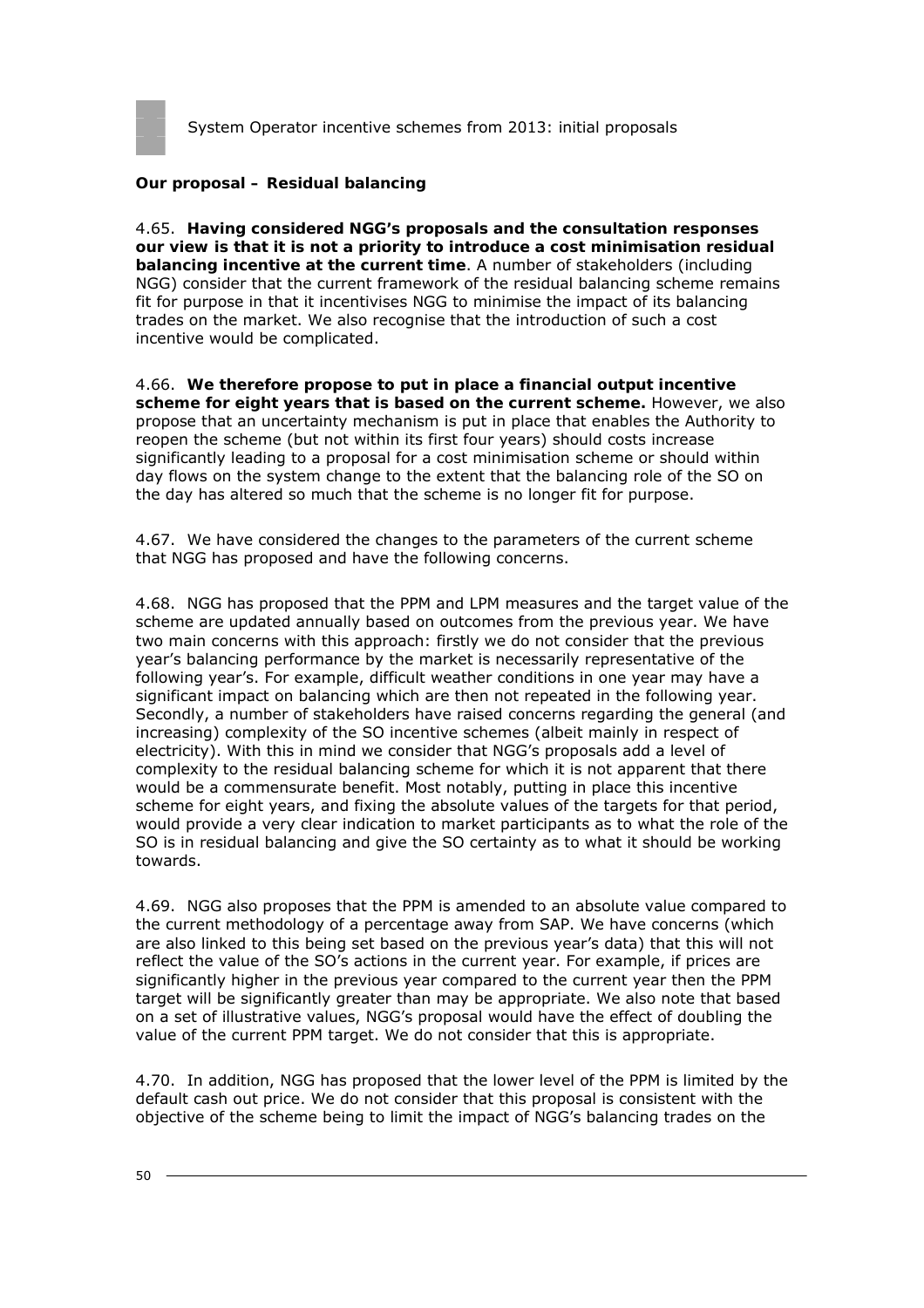### Our proposal – Residual balancing

4.65. **Having considered NGG's proposals and the consultation responses our view is that it is not a priority to introduce a cost minimisation residual balancing incentive at the current time**. A number of stakeholders (including NGG) consider that the current framework of the residual balancing scheme remains fit for purpose in that it incentivises NGG to minimise the impact of its balancing trades on the market. We also recognise that the introduction of such a cost incentive would be complicated.

4.66. **We therefore propose to put in place a financial output incentive scheme for eight years that is based on the current scheme.** However, we also propose that an uncertainty mechanism is put in place that enables the Authority to reopen the scheme (but not within its first four years) should costs increase significantly leading to a proposal for a cost minimisation scheme or should within day flows on the system change to the extent that the balancing role of the SO on the day has altered so much that the scheme is no longer fit for purpose.

4.67. We have considered the changes to the parameters of the current scheme that NGG has proposed and have the following concerns.

4.68. NGG has proposed that the PPM and LPM measures and the target value of the scheme are updated annually based on outcomes from the previous year. We have two main concerns with this approach: firstly we do not consider that the previous year's balancing performance by the market is necessarily representative of the following year's. For example, difficult weather conditions in one year may have a significant impact on balancing which are then not repeated in the following year. Secondly, a number of stakeholders have raised concerns regarding the general (and increasing) complexity of the SO incentive schemes (albeit mainly in respect of electricity). With this in mind we consider that NGG's proposals add a level of complexity to the residual balancing scheme for which it is not apparent that there would be a commensurate benefit. Most notably, putting in place this incentive scheme for eight years, and fixing the absolute values of the targets for that period, would provide a very clear indication to market participants as to what the role of the SO is in residual balancing and give the SO certainty as to what it should be working towards.

4.69. NGG also proposes that the PPM is amended to an absolute value compared to the current methodology of a percentage away from SAP. We have concerns (which are also linked to this being set based on the previous year's data) that this will not reflect the value of the SO's actions in the current year. For example, if prices are significantly higher in the previous year compared to the current year then the PPM target will be significantly greater than may be appropriate. We also note that based on a set of illustrative values, NGG's proposal would have the effect of doubling the value of the current PPM target. We do not consider that this is appropriate.

4.70. In addition, NGG has proposed that the lower level of the PPM is limited by the default cash out price. We do not consider that this proposal is consistent with the objective of the scheme being to limit the impact of NGG's balancing trades on the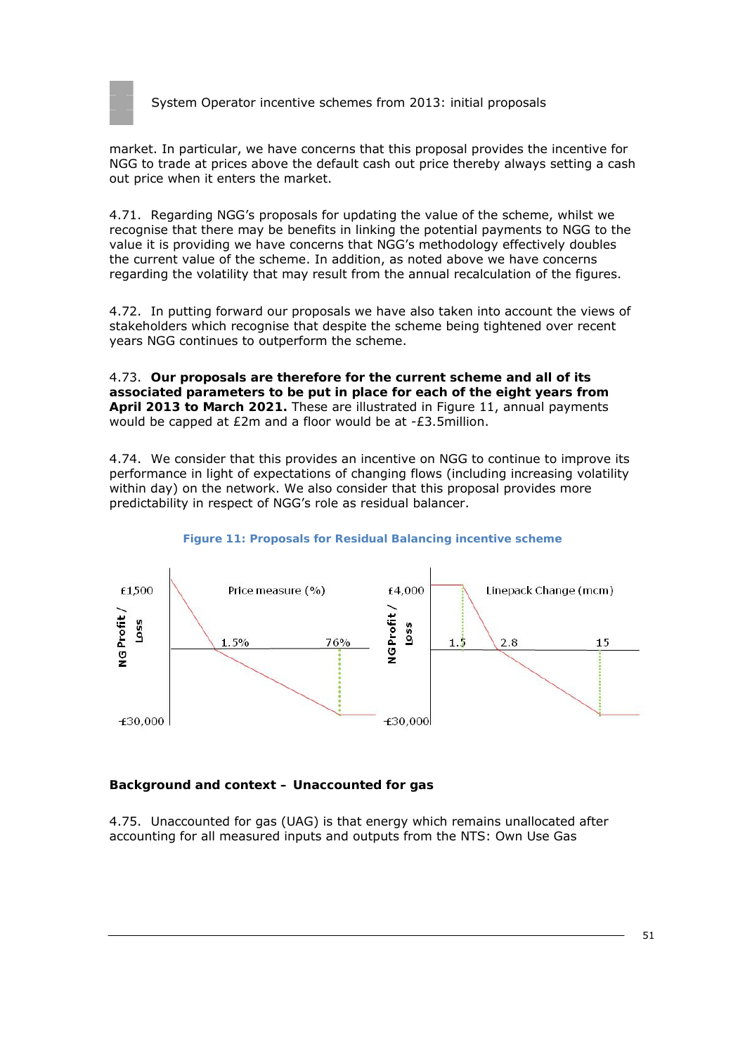market. In particular, we have concerns that this proposal provides the incentive for NGG to trade at prices above the default cash out price thereby always setting a cash out price when it enters the market.

4.71. Regarding NGG's proposals for updating the value of the scheme, whilst we recognise that there may be benefits in linking the potential payments to NGG to the value it is providing we have concerns that NGG's methodology effectively doubles the current value of the scheme. In addition, as noted above we have concerns regarding the volatility that may result from the annual recalculation of the figures.

4.72. In putting forward our proposals we have also taken into account the views of stakeholders which recognise that despite the scheme being tightened over recent years NGG continues to outperform the scheme.

4.73. **Our proposals are therefore for the current scheme and all of its associated parameters to be put in place for each of the eight years from April 2013 to March 2021.** These are illustrated in Figure 11, annual payments would be capped at £2m and a floor would be at -£3.5million.

4.74. We consider that this provides an incentive on NGG to continue to improve its performance in light of expectations of changing flows (including increasing volatility within day) on the network. We also consider that this proposal provides more predictability in respect of NGG's role as residual balancer.

**Figure 11: Proposals for Residual Balancing incentive scheme**

NG Profit / Loss — Price measure (%): £1,500; 1.5%; 76%; -£30,000

NG Profit / Loss — Linepack Change (mcm): £4,000; 1.5; 2.8; 15; -£30,000

**Background and context – Unaccounted for gas**

4.75. Unaccounted for gas (UAG) is that energy which remains unallocated after accounting for all measured inputs and outputs from the NTS: Own Use Gas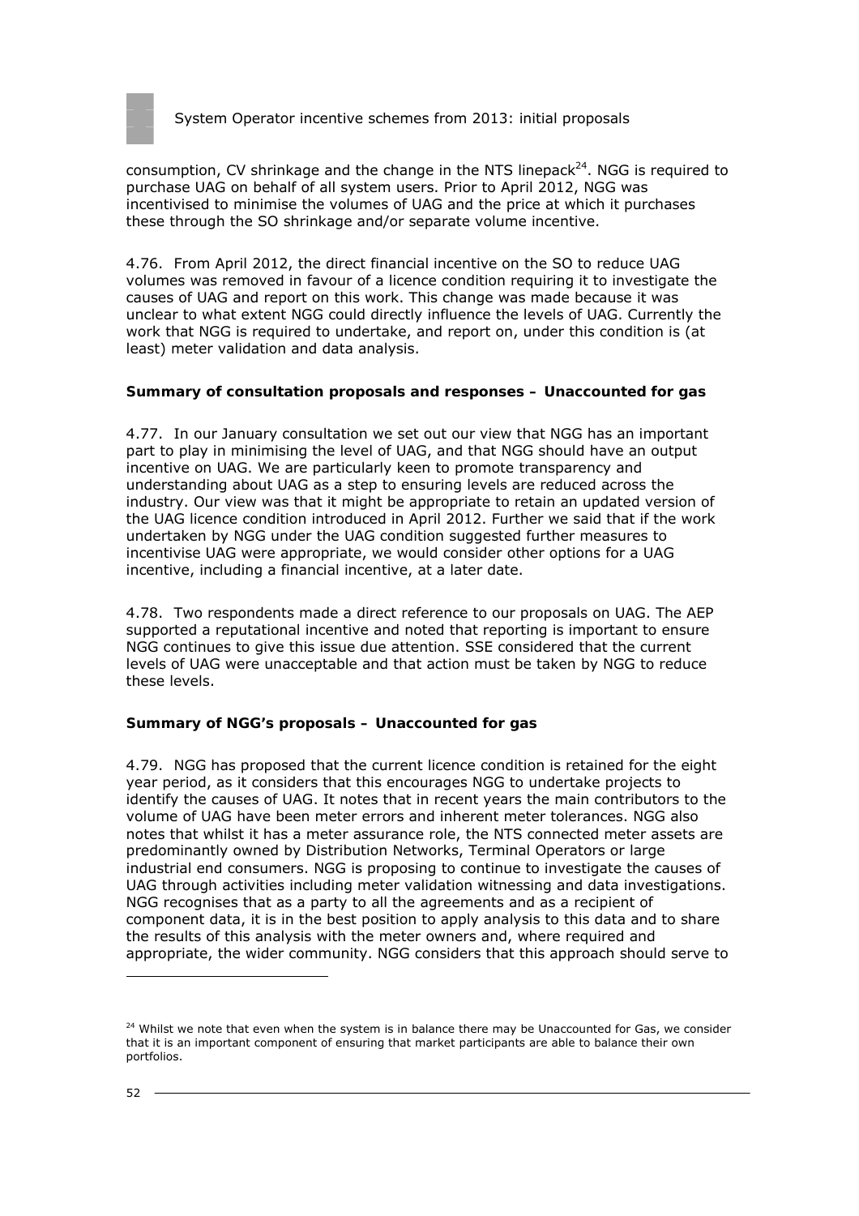consumption, CV shrinkage and the change in the NTS linepack[24]. NGG is required to purchase UAG on behalf of all system users. Prior to April 2012, NGG was incentivised to minimise the volumes of UAG and the price at which it purchases these through the SO shrinkage and/or separate volume incentive.

4.76. From April 2012, the direct financial incentive on the SO to reduce UAG volumes was removed in favour of a licence condition requiring it to investigate the causes of UAG and report on this work. This change was made because it was unclear to what extent NGG could directly influence the levels of UAG. Currently the work that NGG is required to undertake, and report on, under this condition is (at least) meter validation and data analysis.

**Summary of consultation proposals and responses – Unaccounted for gas**

4.77. In our January consultation we set out our view that NGG has an important part to play in minimising the level of UAG, and that NGG should have an output incentive on UAG. We are particularly keen to promote transparency and understanding about UAG as a step to ensuring levels are reduced across the industry. Our view was that it might be appropriate to retain an updated version of the UAG licence condition introduced in April 2012. Further we said that if the work undertaken by NGG under the UAG condition suggested further measures to incentivise UAG were appropriate, we would consider other options for a UAG incentive, including a financial incentive, at a later date.

4.78. Two respondents made a direct reference to our proposals on UAG. The AEP supported a reputational incentive and noted that reporting is important to ensure NGG continues to give this issue due attention. SSE considered that the current levels of UAG were unacceptable and that action must be taken by NGG to reduce these levels.

**Summary of NGG's proposals – Unaccounted for gas**

4.79. NGG has proposed that the current licence condition is retained for the eight year period, as it considers that this encourages NGG to undertake projects to identify the causes of UAG. It notes that in recent years the main contributors to the volume of UAG have been meter errors and inherent meter tolerances. NGG also notes that whilst it has a meter assurance role, the NTS connected meter assets are predominantly owned by Distribution Networks, Terminal Operators or large industrial end consumers. NGG is proposing to continue to investigate the causes of UAG through activities including meter validation witnessing and data investigations. NGG recognises that as a party to all the agreements and as a recipient of component data, it is in the best position to apply analysis to this data and to share the results of this analysis with the meter owners and, where required and appropriate, the wider community. NGG considers that this approach should serve to

[24] Whilst we note that even when the system is in balance there may be Unaccounted for Gas, we consider that it is an important component of ensuring that market participants are able to balance their own portfolios.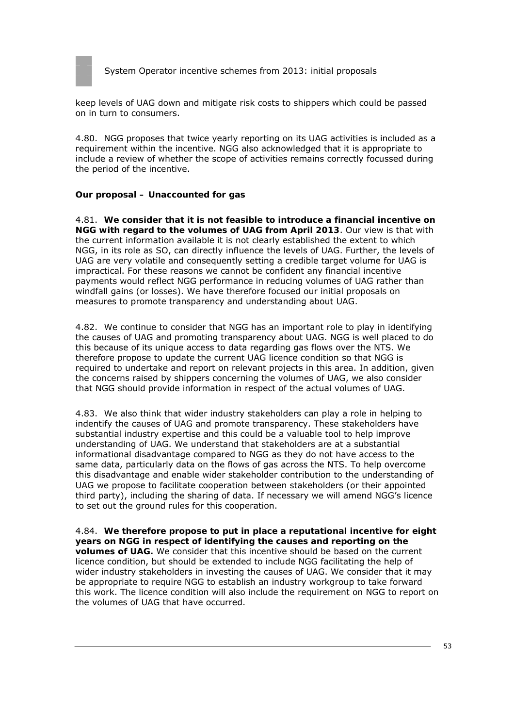keep levels of UAG down and mitigate risk costs to shippers which could be passed on in turn to consumers.

4.80. NGG proposes that twice yearly reporting on its UAG activities is included as a requirement within the incentive. NGG also acknowledged that it is appropriate to include a review of whether the scope of activities remains correctly focussed during the period of the incentive.

### Our proposal – Unaccounted for gas

4.81. **We consider that it is not feasible to introduce a financial incentive on NGG with regard to the volumes of UAG from April 2013**. Our view is that with the current information available it is not clearly established the extent to which NGG, in its role as SO, can directly influence the levels of UAG. Further, the levels of UAG are very volatile and consequently setting a credible target volume for UAG is impractical. For these reasons we cannot be confident any financial incentive payments would reflect NGG performance in reducing volumes of UAG rather than windfall gains (or losses). We have therefore focused our initial proposals on measures to promote transparency and understanding about UAG.

4.82. We continue to consider that NGG has an important role to play in identifying the causes of UAG and promoting transparency about UAG. NGG is well placed to do this because of its unique access to data regarding gas flows over the NTS. We therefore propose to update the current UAG licence condition so that NGG is required to undertake and report on relevant projects in this area. In addition, given the concerns raised by shippers concerning the volumes of UAG, we also consider that NGG should provide information in respect of the actual volumes of UAG.

4.83. We also think that wider industry stakeholders can play a role in helping to indentify the causes of UAG and promote transparency. These stakeholders have substantial industry expertise and this could be a valuable tool to help improve understanding of UAG. We understand that stakeholders are at a substantial informational disadvantage compared to NGG as they do not have access to the same data, particularly data on the flows of gas across the NTS. To help overcome this disadvantage and enable wider stakeholder contribution to the understanding of UAG we propose to facilitate cooperation between stakeholders (or their appointed third party), including the sharing of data. If necessary we will amend NGG's licence to set out the ground rules for this cooperation.

4.84. **We therefore propose to put in place a reputational incentive for eight years on NGG in respect of identifying the causes and reporting on the volumes of UAG.** We consider that this incentive should be based on the current licence condition, but should be extended to include NGG facilitating the help of wider industry stakeholders in investing the causes of UAG. We consider that it may be appropriate to require NGG to establish an industry workgroup to take forward this work. The licence condition will also include the requirement on NGG to report on the volumes of UAG that have occurred.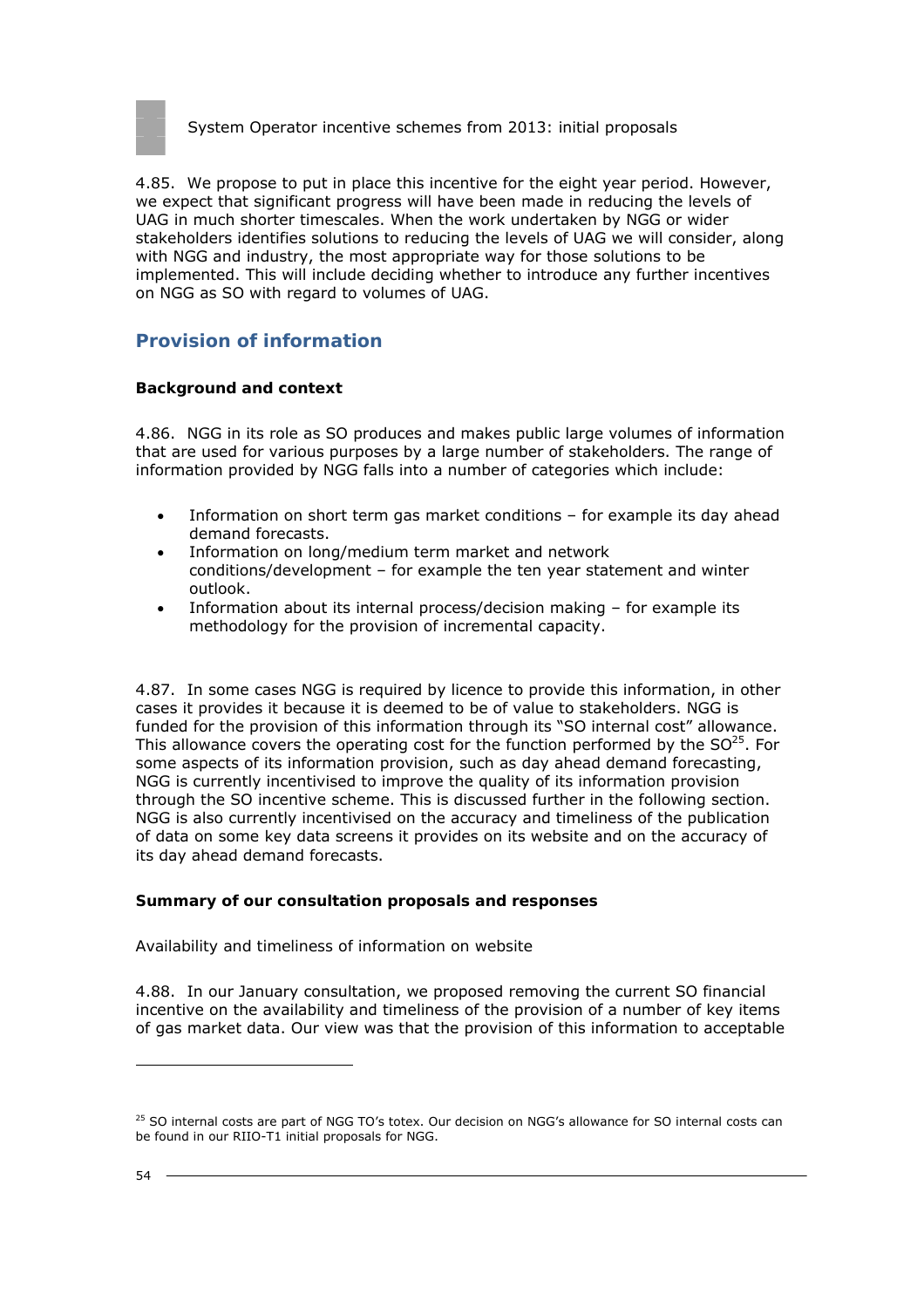4.85. We propose to put in place this incentive for the eight year period. However, we expect that significant progress will have been made in reducing the levels of UAG in much shorter timescales. When the work undertaken by NGG or wider stakeholders identifies solutions to reducing the levels of UAG we will consider, along with NGG and industry, the most appropriate way for those solutions to be implemented. This will include deciding whether to introduce any further incentives on NGG as SO with regard to volumes of UAG.

## Provision of information

### Background and context

4.86. NGG in its role as SO produces and makes public large volumes of information that are used for various purposes by a large number of stakeholders. The range of information provided by NGG falls into a number of categories which include:

- Information on short term gas market conditions – for example its day ahead demand forecasts.
- Information on long/medium term market and network conditions/development – for example the ten year statement and winter outlook.
- Information about its internal process/decision making – for example its methodology for the provision of incremental capacity.

4.87. In some cases NGG is required by licence to provide this information, in other cases it provides it because it is deemed to be of value to stakeholders. NGG is funded for the provision of this information through its "SO internal cost" allowance. This allowance covers the operating cost for the function performed by the SO[25]. For some aspects of its information provision, such as day ahead demand forecasting, NGG is currently incentivised to improve the quality of its information provision through the SO incentive scheme. This is discussed further in the following section. NGG is also currently incentivised on the accuracy and timeliness of the publication of data on some key data screens it provides on its website and on the accuracy of its day ahead demand forecasts.

### Summary of our consultation proposals and responses

Availability and timeliness of information on website

4.88. In our January consultation, we proposed removing the current SO financial incentive on the availability and timeliness of the provision of a number of key items of gas market data. Our view was that the provision of this information to acceptable

[25] SO internal costs are part of NGG TO's totex. Our decision on NGG's allowance for SO internal costs can be found in our RIIO-T1 initial proposals for NGG.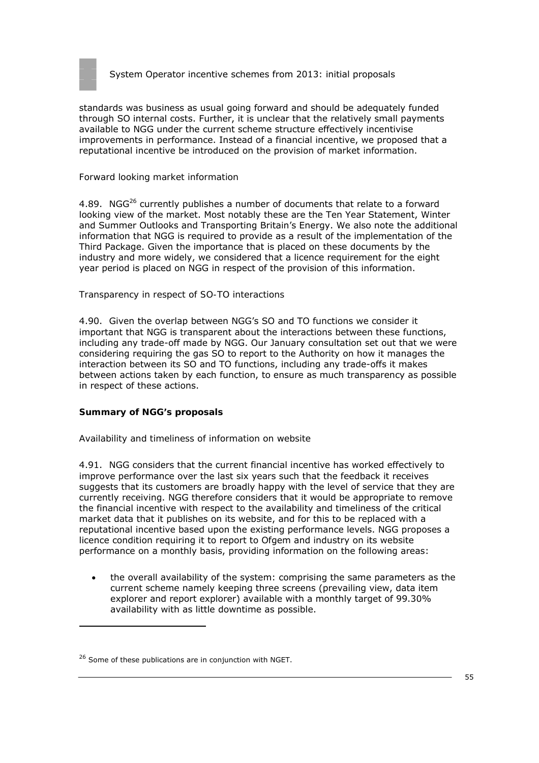standards was business as usual going forward and should be adequately funded through SO internal costs. Further, it is unclear that the relatively small payments available to NGG under the current scheme structure effectively incentivise improvements in performance. Instead of a financial incentive, we proposed that a reputational incentive be introduced on the provision of market information.

*Forward looking market information*

4.89. NGG[26] currently publishes a number of documents that relate to a forward looking view of the market. Most notably these are the Ten Year Statement, Winter and Summer Outlooks and Transporting Britain's Energy. We also note the additional information that NGG is required to provide as a result of the implementation of the Third Package. Given the importance that is placed on these documents by the industry and more widely, we considered that a licence requirement for the eight year period is placed on NGG in respect of the provision of this information.

*Transparency in respect of SO-TO interactions*

4.90. Given the overlap between NGG's SO and TO functions we consider it important that NGG is transparent about the interactions between these functions, including any trade-off made by NGG. Our January consultation set out that we were considering requiring the gas SO to report to the Authority on how it manages the interaction between its SO and TO functions, including any trade-offs it makes between actions taken by each function, to ensure as much transparency as possible in respect of these actions.

**Summary of NGG's proposals**

*Availability and timeliness of information on website*

4.91. NGG considers that the current financial incentive has worked effectively to improve performance over the last six years such that the feedback it receives suggests that its customers are broadly happy with the level of service that they are currently receiving. NGG therefore considers that it would be appropriate to remove the financial incentive with respect to the availability and timeliness of the critical market data that it publishes on its website, and for this to be replaced with a reputational incentive based upon the existing performance levels. NGG proposes a licence condition requiring it to report to Ofgem and industry on its website performance on a monthly basis, providing information on the following areas:

- the overall availability of the system: comprising the same parameters as the current scheme namely keeping three screens (prevailing view, data item explorer and report explorer) available with a monthly target of 99.30% availability with as little downtime as possible.

---

[26] Some of these publications are in conjunction with NGET.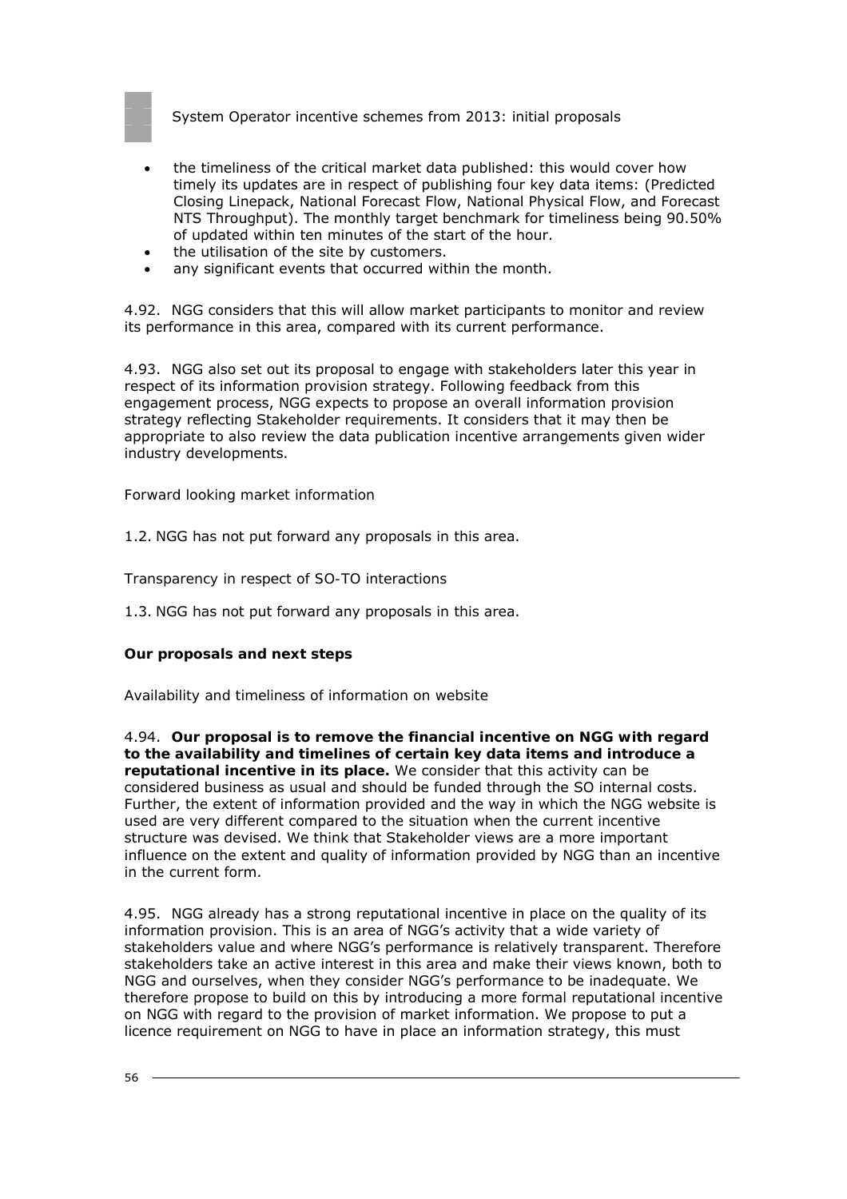- the timeliness of the critical market data published: this would cover how timely its updates are in respect of publishing four key data items: (Predicted Closing Linepack, National Forecast Flow, National Physical Flow, and Forecast NTS Throughput). The monthly target benchmark for timeliness being 90.50% of updated within ten minutes of the start of the hour.
- the utilisation of the site by customers.
- any significant events that occurred within the month.

4.92. NGG considers that this will allow market participants to monitor and review its performance in this area, compared with its current performance.

4.93. NGG also set out its proposal to engage with stakeholders later this year in respect of its information provision strategy. Following feedback from this engagement process, NGG expects to propose an overall information provision strategy reflecting Stakeholder requirements. It considers that it may then be appropriate to also review the data publication incentive arrangements given wider industry developments.

*Forward looking market information*

1.2. NGG has not put forward any proposals in this area.

*Transparency in respect of SO-TO interactions*

1.3. NGG has not put forward any proposals in this area.

**Our proposals and next steps**

*Availability and timeliness of information on website*

4.94. **Our proposal is to remove the financial incentive on NGG with regard to the availability and timelines of certain key data items and introduce a reputational incentive in its place.** We consider that this activity can be considered business as usual and should be funded through the SO internal costs. Further, the extent of information provided and the way in which the NGG website is used are very different compared to the situation when the current incentive structure was devised. We think that Stakeholder views are a more important influence on the extent and quality of information provided by NGG than an incentive in the current form.

4.95. NGG already has a strong reputational incentive in place on the quality of its information provision. This is an area of NGG's activity that a wide variety of stakeholders value and where NGG's performance is relatively transparent. Therefore stakeholders take an active interest in this area and make their views known, both to NGG and ourselves, when they consider NGG's performance to be inadequate. We therefore propose to build on this by introducing a more formal reputational incentive on NGG with regard to the provision of market information. We propose to put a licence requirement on NGG to have in place an information strategy, this must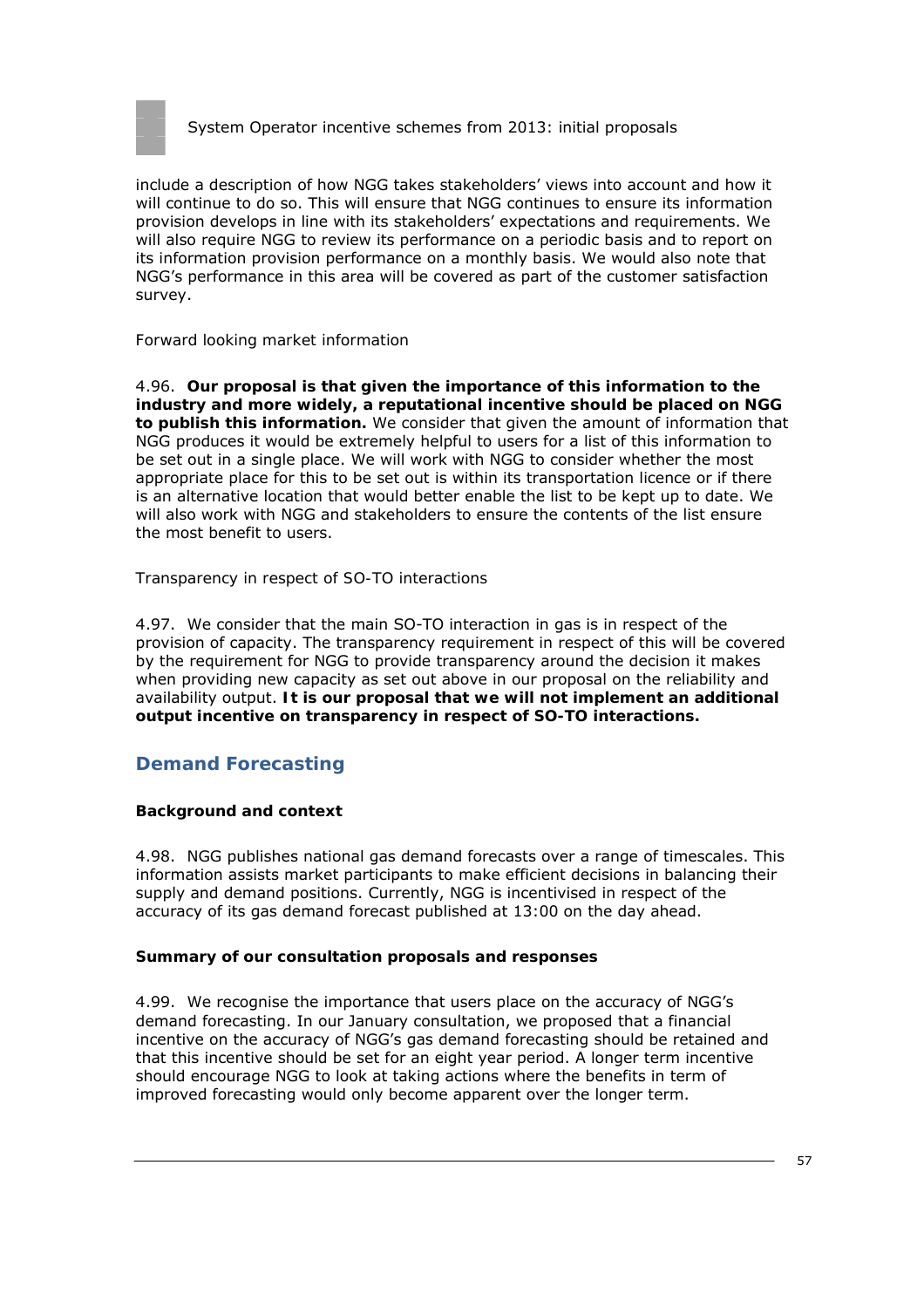include a description of how NGG takes stakeholders' views into account and how it will continue to do so. This will ensure that NGG continues to ensure its information provision develops in line with its stakeholders' expectations and requirements. We will also require NGG to review its performance on a periodic basis and to report on its information provision performance on a monthly basis. We would also note that NGG's performance in this area will be covered as part of the customer satisfaction survey.

*Forward looking market information*

4.96. **Our proposal is that given the importance of this information to the industry and more widely, a reputational incentive should be placed on NGG to publish this information.** We consider that given the amount of information that NGG produces it would be extremely helpful to users for a list of this information to be set out in a single place. We will work with NGG to consider whether the most appropriate place for this to be set out is within its transportation licence or if there is an alternative location that would better enable the list to be kept up to date. We will also work with NGG and stakeholders to ensure the contents of the list ensure the most benefit to users.

*Transparency in respect of SO-TO interactions*

4.97. We consider that the main SO-TO interaction in gas is in respect of the provision of capacity. The transparency requirement in respect of this will be covered by the requirement for NGG to provide transparency around the decision it makes when providing new capacity as set out above in our proposal on the reliability and availability output. **It is our proposal that we will not implement an additional output incentive on transparency in respect of SO-TO interactions.**

## Demand Forecasting

### Background and context

4.98. NGG publishes national gas demand forecasts over a range of timescales. This information assists market participants to make efficient decisions in balancing their supply and demand positions. Currently, NGG is incentivised in respect of the accuracy of its gas demand forecast published at 13:00 on the day ahead.

### Summary of our consultation proposals and responses

4.99. We recognise the importance that users place on the accuracy of NGG's demand forecasting. In our January consultation, we proposed that a financial incentive on the accuracy of NGG's gas demand forecasting should be retained and that this incentive should be set for an eight year period. A longer term incentive should encourage NGG to look at taking actions where the benefits in term of improved forecasting would only become apparent over the longer term.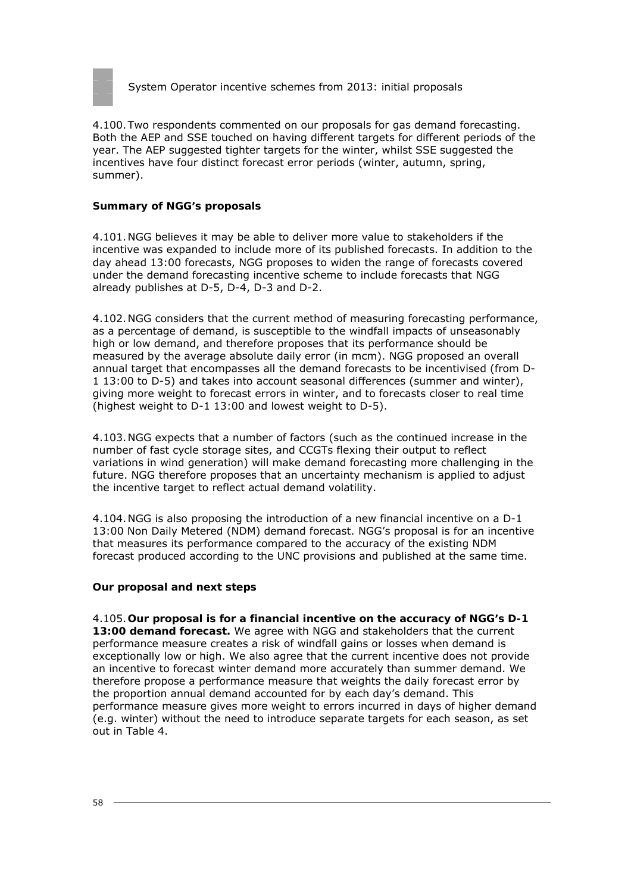4.100. Two respondents commented on our proposals for gas demand forecasting. Both the AEP and SSE touched on having different targets for different periods of the year. The AEP suggested tighter targets for the winter, whilst SSE suggested the incentives have four distinct forecast error periods (winter, autumn, spring, summer).

**Summary of NGG's proposals**

4.101. NGG believes it may be able to deliver more value to stakeholders if the incentive was expanded to include more of its published forecasts. In addition to the day ahead 13:00 forecasts, NGG proposes to widen the range of forecasts covered under the demand forecasting incentive scheme to include forecasts that NGG already publishes at D-5, D-4, D-3 and D-2.

4.102. NGG considers that the current method of measuring forecasting performance, as a percentage of demand, is susceptible to the windfall impacts of unseasonably high or low demand, and therefore proposes that its performance should be measured by the average absolute daily error (in mcm). NGG proposed an overall annual target that encompasses all the demand forecasts to be incentivised (from D-1 13:00 to D-5) and takes into account seasonal differences (summer and winter), giving more weight to forecast errors in winter, and to forecasts closer to real time (highest weight to D-1 13:00 and lowest weight to D-5).

4.103. NGG expects that a number of factors (such as the continued increase in the number of fast cycle storage sites, and CCGTs flexing their output to reflect variations in wind generation) will make demand forecasting more challenging in the future. NGG therefore proposes that an uncertainty mechanism is applied to adjust the incentive target to reflect actual demand volatility.

4.104. NGG is also proposing the introduction of a new financial incentive on a D-1 13:00 Non Daily Metered (NDM) demand forecast. NGG's proposal is for an incentive that measures its performance compared to the accuracy of the existing NDM forecast produced according to the UNC provisions and published at the same time.

**Our proposal and next steps**

4.105. **Our proposal is for a financial incentive on the accuracy of NGG's D-1 13:00 demand forecast.** We agree with NGG and stakeholders that the current performance measure creates a risk of windfall gains or losses when demand is exceptionally low or high. We also agree that the current incentive does not provide an incentive to forecast winter demand more accurately than summer demand. We therefore propose a performance measure that weights the daily forecast error by the proportion annual demand accounted for by each day's demand. This performance measure gives more weight to errors incurred in days of higher demand (e.g. winter) without the need to introduce separate targets for each season, as set out in Table 4.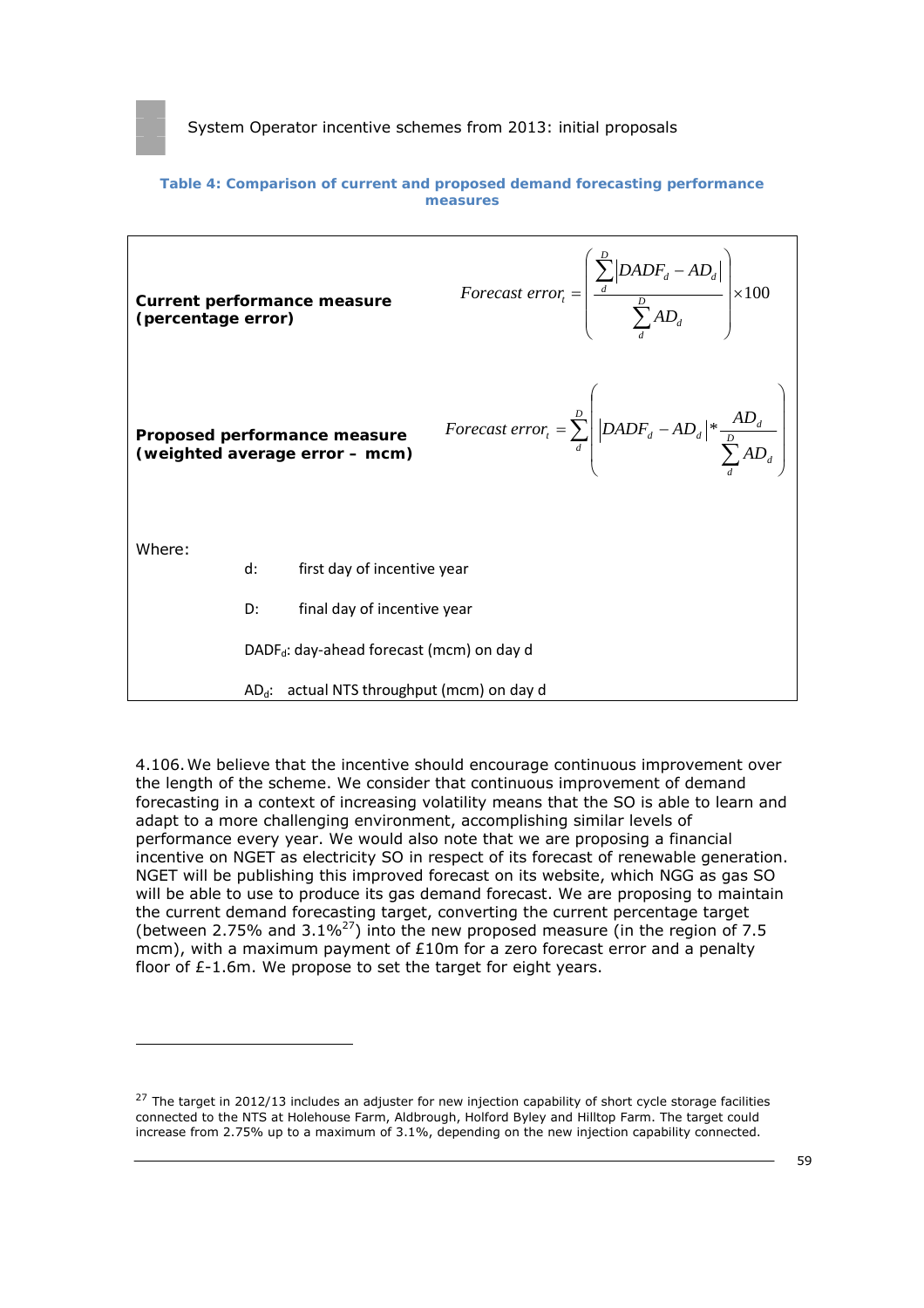**Table 4: Comparison of current and proposed demand forecasting performance measures**

| | |
|---|---|
| **Current performance measure (percentage error)** | $$Forecast\ error_t = \left( \frac{\sum_{d}^{D} \lvert DADF_d - AD_d \rvert}{\sum_{d}^{D} AD_d} \right) \times 100$$ |
| **Proposed performance measure (weighted average error – mcm)** | $$Forecast\ error_t = \sum_{d}^{D} \left( \lvert DADF_d - AD_d \rvert * \frac{AD_d}{\sum_{d}^{D} AD_d} \right)$$ |

Where:

- d: first day of incentive year
- D: final day of incentive year
- $DADF_d$: day-ahead forecast (mcm) on day d
- $AD_d$: actual NTS throughput (mcm) on day d

4.106. We believe that the incentive should encourage continuous improvement over the length of the scheme. We consider that continuous improvement of demand forecasting in a context of increasing volatility means that the SO is able to learn and adapt to a more challenging environment, accomplishing similar levels of performance every year. We would also note that we are proposing a financial incentive on NGET as electricity SO in respect of its forecast of renewable generation. NGET will be publishing this improved forecast on its website, which NGG as gas SO will be able to use to produce its gas demand forecast. We are proposing to maintain the current demand forecasting target, converting the current percentage target (between 2.75% and 3.1%[27]) into the new proposed measure (in the region of 7.5 mcm), with a maximum payment of £10m for a zero forecast error and a penalty floor of £-1.6m. We propose to set the target for eight years.

---

[27] The target in 2012/13 includes an adjuster for new injection capability of short cycle storage facilities connected to the NTS at Holehouse Farm, Aldbrough, Holford Byley and Hilltop Farm. The target could increase from 2.75% up to a maximum of 3.1%, depending on the new injection capability connected.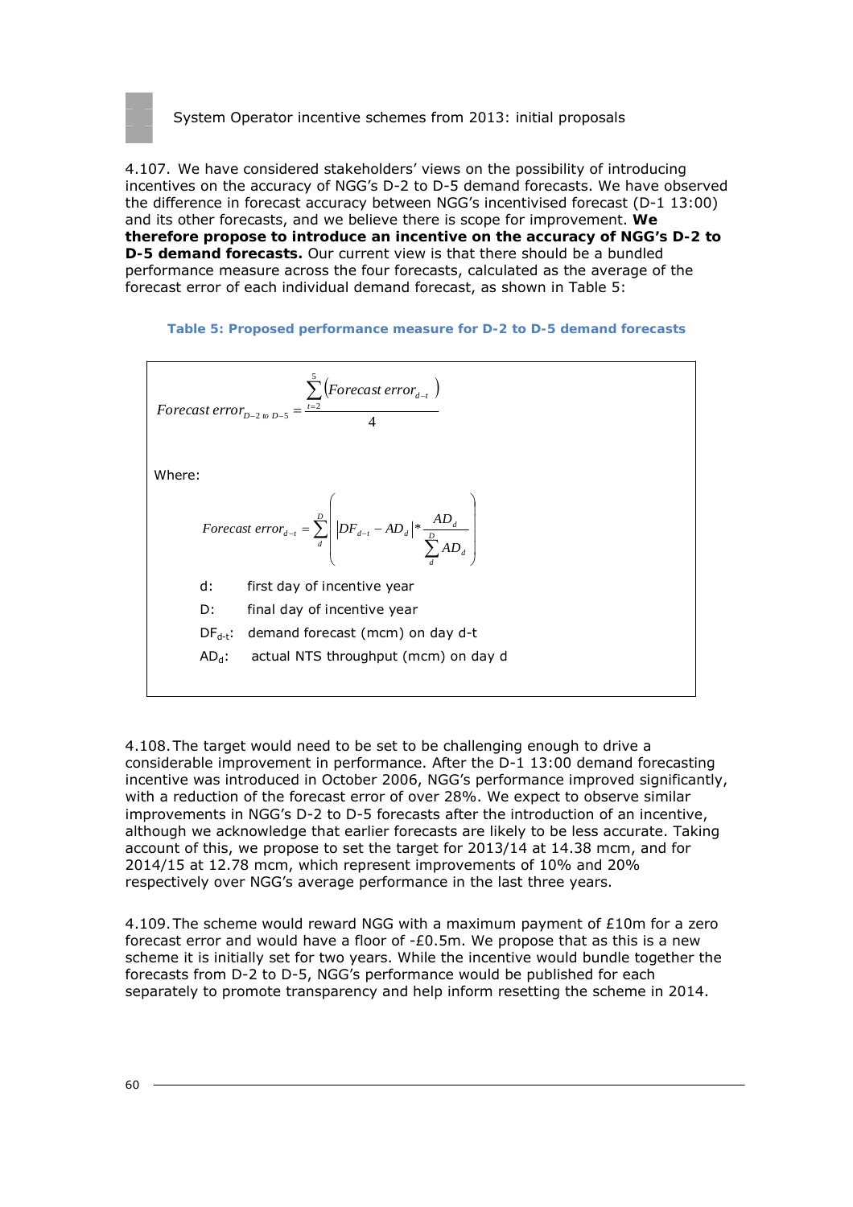4.107. We have considered stakeholders' views on the possibility of introducing incentives on the accuracy of NGG's D-2 to D-5 demand forecasts. We have observed the difference in forecast accuracy between NGG's incentivised forecast (D-1 13:00) and its other forecasts, and we believe there is scope for improvement. **We therefore propose to introduce an incentive on the accuracy of NGG's D-2 to D-5 demand forecasts.** Our current view is that there should be a bundled performance measure across the four forecasts, calculated as the average of the forecast error of each individual demand forecast, as shown in Table 5:

**Table 5: Proposed performance measure for D-2 to D-5 demand forecasts**

$$Forecast\ error_{D-2\ to\ D-5} = \frac{\sum_{t=2}^{5}\left(Forecast\ error_{d-t}\right)}{4}$$

Where:

$$Forecast\ error_{d-t} = \sum_{d}^{D}\left(\left|DF_{d-t} - AD_{d}\right| * \frac{AD_{d}}{\sum_{d}^{D} AD_{d}}\right)$$

- d: first day of incentive year
- D: final day of incentive year
- $DF_{d-t}$: demand forecast (mcm) on day d-t
- $AD_d$: actual NTS throughput (mcm) on day d

4.108. The target would need to be set to be challenging enough to drive a considerable improvement in performance. After the D-1 13:00 demand forecasting incentive was introduced in October 2006, NGG's performance improved significantly, with a reduction of the forecast error of over 28%. We expect to observe similar improvements in NGG's D-2 to D-5 forecasts after the introduction of an incentive, although we acknowledge that earlier forecasts are likely to be less accurate. Taking account of this, we propose to set the target for 2013/14 at 14.38 mcm, and for 2014/15 at 12.78 mcm, which represent improvements of 10% and 20% respectively over NGG's average performance in the last three years.

4.109. The scheme would reward NGG with a maximum payment of £10m for a zero forecast error and would have a floor of -£0.5m. We propose that as this is a new scheme it is initially set for two years. While the incentive would bundle together the forecasts from D-2 to D-5, NGG's performance would be published for each separately to promote transparency and help inform resetting the scheme in 2014.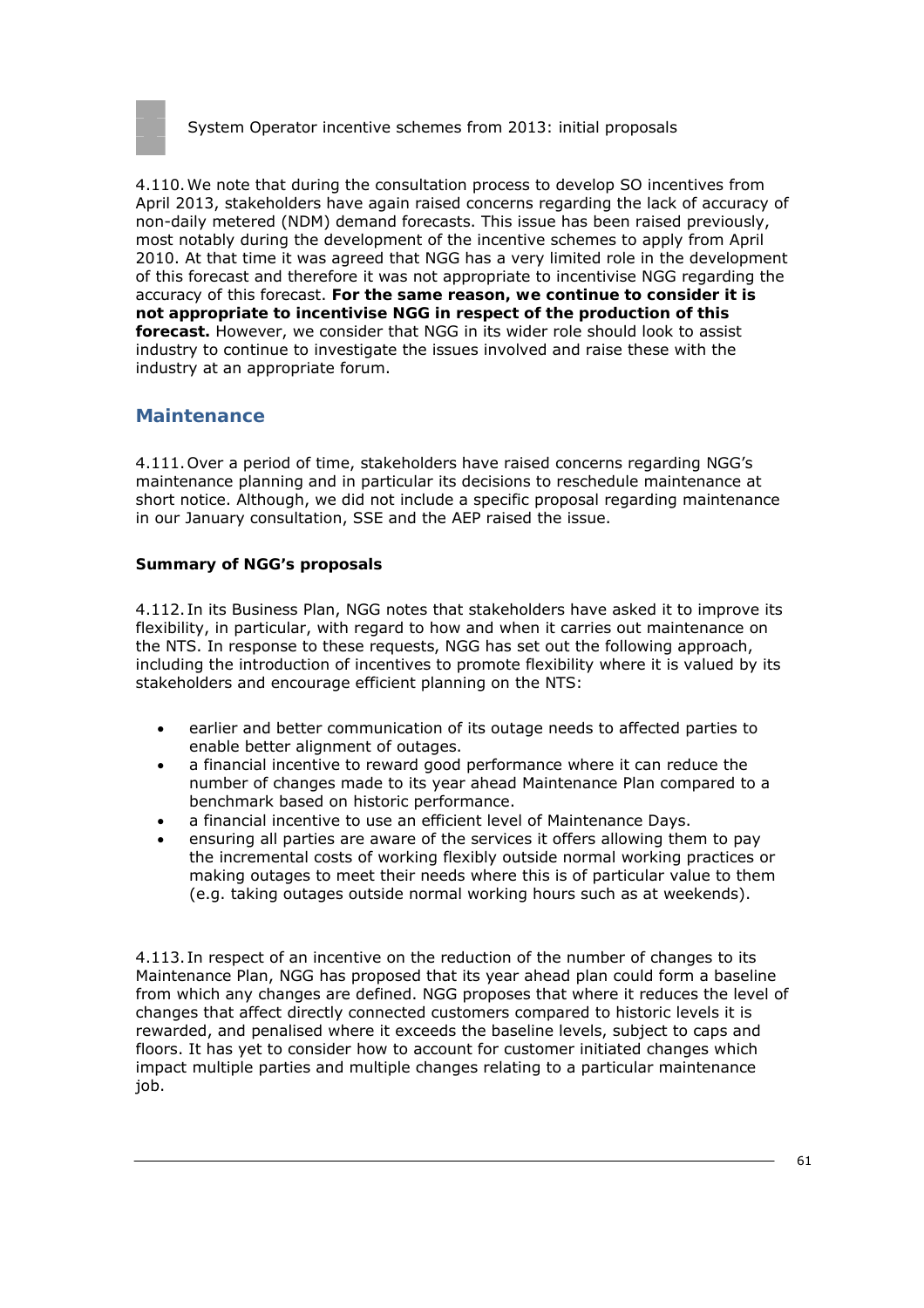4.110. We note that during the consultation process to develop SO incentives from April 2013, stakeholders have again raised concerns regarding the lack of accuracy of non-daily metered (NDM) demand forecasts. This issue has been raised previously, most notably during the development of the incentive schemes to apply from April 2010. At that time it was agreed that NGG has a very limited role in the development of this forecast and therefore it was not appropriate to incentivise NGG regarding the accuracy of this forecast. **For the same reason, we continue to consider it is not appropriate to incentivise NGG in respect of the production of this forecast.** However, we consider that NGG in its wider role should look to assist industry to continue to investigate the issues involved and raise these with the industry at an appropriate forum.

## Maintenance

4.111. Over a period of time, stakeholders have raised concerns regarding NGG's maintenance planning and in particular its decisions to reschedule maintenance at short notice. Although, we did not include a specific proposal regarding maintenance in our January consultation, SSE and the AEP raised the issue.

### Summary of NGG's proposals

4.112. In its Business Plan, NGG notes that stakeholders have asked it to improve its flexibility, in particular, with regard to how and when it carries out maintenance on the NTS. In response to these requests, NGG has set out the following approach, including the introduction of incentives to promote flexibility where it is valued by its stakeholders and encourage efficient planning on the NTS:

- earlier and better communication of its outage needs to affected parties to enable better alignment of outages.
- a financial incentive to reward good performance where it can reduce the number of changes made to its year ahead Maintenance Plan compared to a benchmark based on historic performance.
- a financial incentive to use an efficient level of Maintenance Days.
- ensuring all parties are aware of the services it offers allowing them to pay the incremental costs of working flexibly outside normal working practices or making outages to meet their needs where this is of particular value to them (e.g. taking outages outside normal working hours such as at weekends).

4.113. In respect of an incentive on the reduction of the number of changes to its Maintenance Plan, NGG has proposed that its year ahead plan could form a baseline from which any changes are defined. NGG proposes that where it reduces the level of changes that affect directly connected customers compared to historic levels it is rewarded, and penalised where it exceeds the baseline levels, subject to caps and floors. It has yet to consider how to account for customer initiated changes which impact multiple parties and multiple changes relating to a particular maintenance job.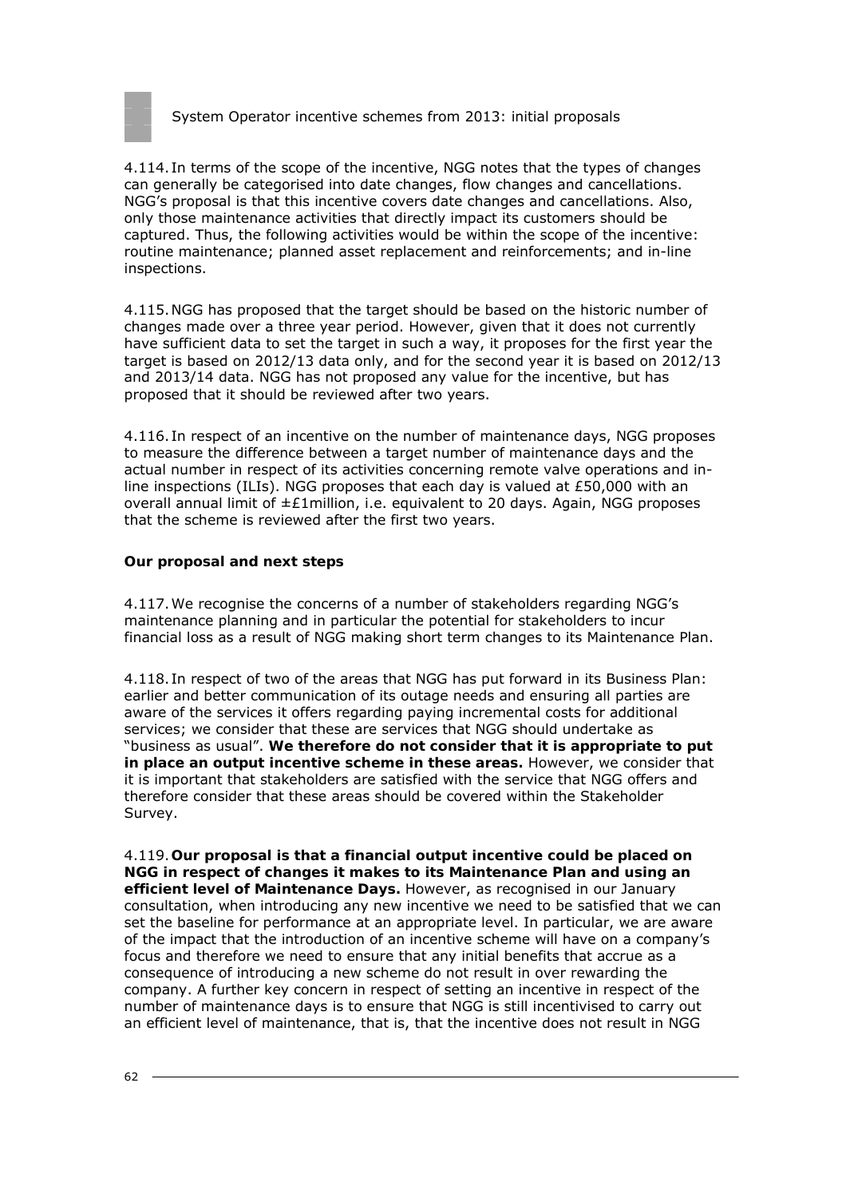4.114. In terms of the scope of the incentive, NGG notes that the types of changes can generally be categorised into date changes, flow changes and cancellations. NGG's proposal is that this incentive covers date changes and cancellations. Also, only those maintenance activities that directly impact its customers should be captured. Thus, the following activities would be within the scope of the incentive: routine maintenance; planned asset replacement and reinforcements; and in-line inspections.

4.115. NGG has proposed that the target should be based on the historic number of changes made over a three year period. However, given that it does not currently have sufficient data to set the target in such a way, it proposes for the first year the target is based on 2012/13 data only, and for the second year it is based on 2012/13 and 2013/14 data. NGG has not proposed any value for the incentive, but has proposed that it should be reviewed after two years.

4.116. In respect of an incentive on the number of maintenance days, NGG proposes to measure the difference between a target number of maintenance days and the actual number in respect of its activities concerning remote valve operations and in-line inspections (ILIs). NGG proposes that each day is valued at £50,000 with an overall annual limit of ±£1million, i.e. equivalent to 20 days. Again, NGG proposes that the scheme is reviewed after the first two years.

**Our proposal and next steps**

4.117. We recognise the concerns of a number of stakeholders regarding NGG's maintenance planning and in particular the potential for stakeholders to incur financial loss as a result of NGG making short term changes to its Maintenance Plan.

4.118. In respect of two of the areas that NGG has put forward in its Business Plan: earlier and better communication of its outage needs and ensuring all parties are aware of the services it offers regarding paying incremental costs for additional services; we consider that these are services that NGG should undertake as "business as usual". **We therefore do not consider that it is appropriate to put in place an output incentive scheme in these areas.** However, we consider that it is important that stakeholders are satisfied with the service that NGG offers and therefore consider that these areas should be covered within the Stakeholder Survey.

4.119. **Our proposal is that a financial output incentive could be placed on NGG in respect of changes it makes to its Maintenance Plan and using an efficient level of Maintenance Days.** However, as recognised in our January consultation, when introducing any new incentive we need to be satisfied that we can set the baseline for performance at an appropriate level. In particular, we are aware of the impact that the introduction of an incentive scheme will have on a company's focus and therefore we need to ensure that any initial benefits that accrue as a consequence of introducing a new scheme do not result in over rewarding the company. A further key concern in respect of setting an incentive in respect of the number of maintenance days is to ensure that NGG is still incentivised to carry out an efficient level of maintenance, that is, that the incentive does not result in NGG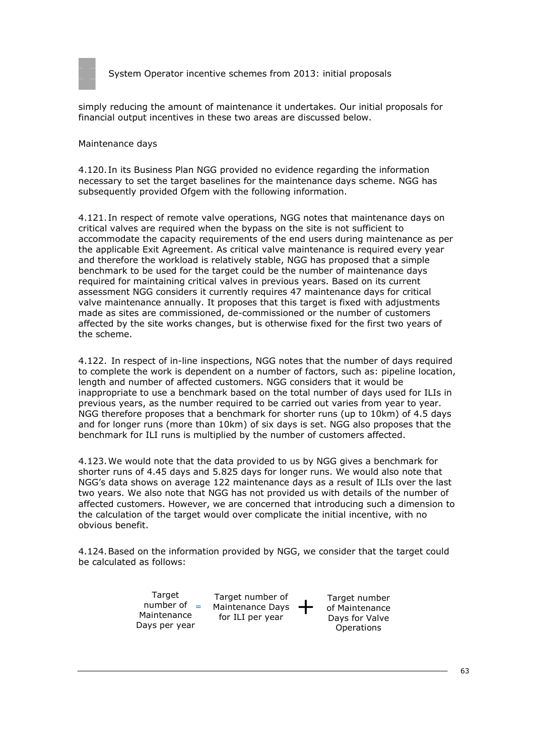simply reducing the amount of maintenance it undertakes. Our initial proposals for financial output incentives in these two areas are discussed below.

Maintenance days

4.120. In its Business Plan NGG provided no evidence regarding the information necessary to set the target baselines for the maintenance days scheme. NGG has subsequently provided Ofgem with the following information.

4.121. In respect of remote valve operations, NGG notes that maintenance days on critical valves are required when the bypass on the site is not sufficient to accommodate the capacity requirements of the end users during maintenance as per the applicable Exit Agreement. As critical valve maintenance is required every year and therefore the workload is relatively stable, NGG has proposed that a simple benchmark to be used for the target could be the number of maintenance days required for maintaining critical valves in previous years. Based on its current assessment NGG considers it currently requires 47 maintenance days for critical valve maintenance annually. It proposes that this target is fixed with adjustments made as sites are commissioned, de-commissioned or the number of customers affected by the site works changes, but is otherwise fixed for the first two years of the scheme.

4.122. In respect of in-line inspections, NGG notes that the number of days required to complete the work is dependent on a number of factors, such as: pipeline location, length and number of affected customers. NGG considers that it would be inappropriate to use a benchmark based on the total number of days used for ILIs in previous years, as the number required to be carried out varies from year to year. NGG therefore proposes that a benchmark for shorter runs (up to 10km) of 4.5 days and for longer runs (more than 10km) of six days is set. NGG also proposes that the benchmark for ILI runs is multiplied by the number of customers affected.

4.123. We would note that the data provided to us by NGG gives a benchmark for shorter runs of 4.45 days and 5.825 days for longer runs. We would also note that NGG's data shows on average 122 maintenance days as a result of ILIs over the last two years. We also note that NGG has not provided us with details of the number of affected customers. However, we are concerned that introducing such a dimension to the calculation of the target would over complicate the initial incentive, with no obvious benefit.

4.124. Based on the information provided by NGG, we consider that the target could be calculated as follows:

$$\text{Target number of Maintenance Days per year} = \text{Target number of Maintenance Days for ILI per year} + \text{Target number of Maintenance Days for Valve Operations}$$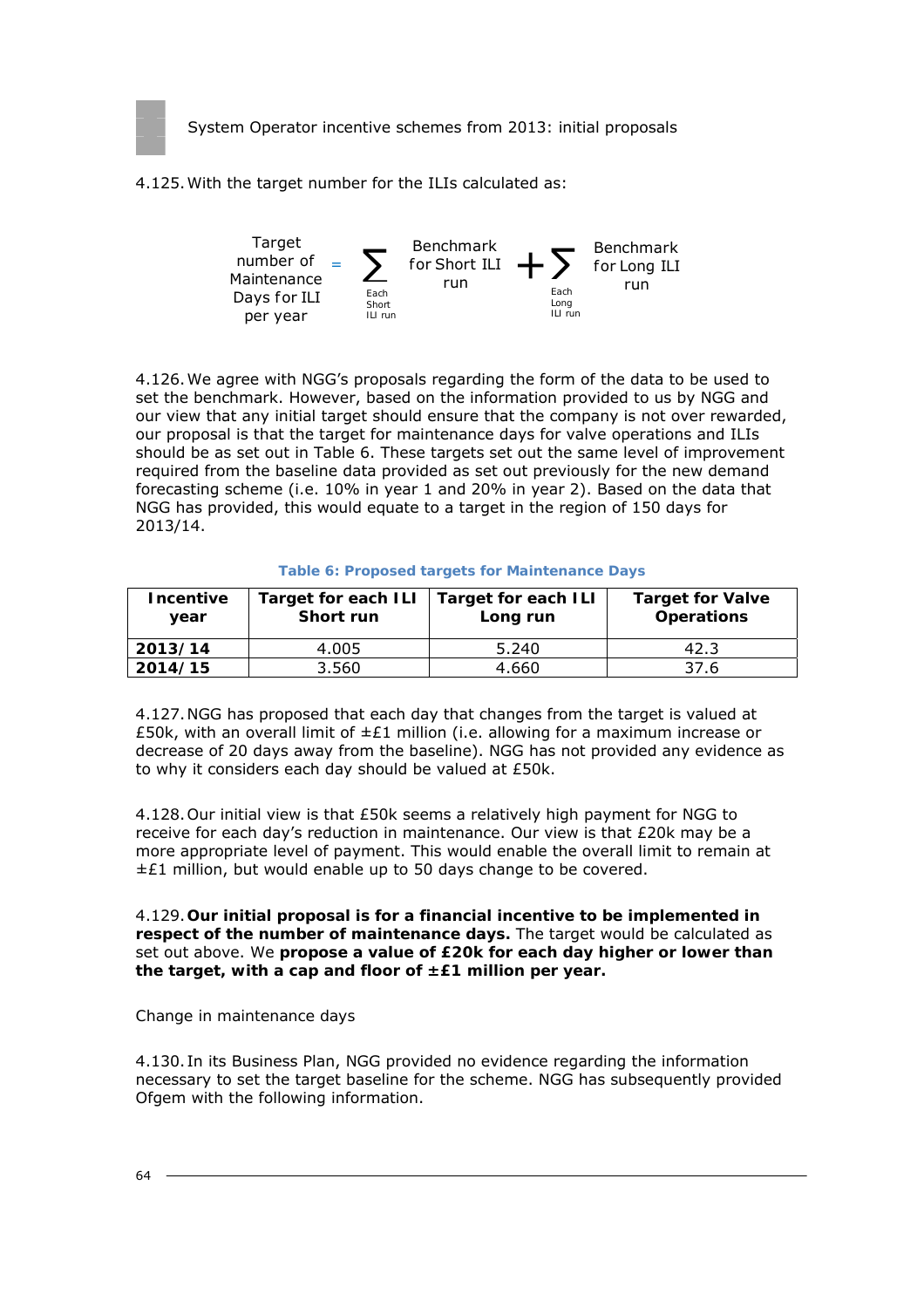4.125. With the target number for the ILIs calculated as:

$$\text{Target number of Maintenance Days for ILI per year} = \sum_{\text{Each Short ILI run}} \text{Benchmark for Short ILI run} + \sum_{\text{Each Long ILI run}} \text{Benchmark for Long ILI run}$$

4.126. We agree with NGG's proposals regarding the form of the data to be used to set the benchmark. However, based on the information provided to us by NGG and our view that any initial target should ensure that the company is not over rewarded, our proposal is that the target for maintenance days for valve operations and ILIs should be as set out in Table 6. These targets set out the same level of improvement required from the baseline data provided as set out previously for the new demand forecasting scheme (i.e. 10% in year 1 and 20% in year 2). Based on the data that NGG has provided, this would equate to a target in the region of 150 days for 2013/14.

**Table 6: Proposed targets for Maintenance Days**

| Incentive year | Target for each ILI Short run | Target for each ILI Long run | Target for Valve Operations |
|---|---|---|---|
| **2013/14** | 4.005 | 5.240 | 42.3 |
| **2014/15** | 3.560 | 4.660 | 37.6 |

4.127. NGG has proposed that each day that changes from the target is valued at £50k, with an overall limit of ±£1 million (i.e. allowing for a maximum increase or decrease of 20 days away from the baseline). NGG has not provided any evidence as to why it considers each day should be valued at £50k.

4.128. Our initial view is that £50k seems a relatively high payment for NGG to receive for each day's reduction in maintenance. Our view is that £20k may be a more appropriate level of payment. This would enable the overall limit to remain at ±£1 million, but would enable up to 50 days change to be covered.

4.129. **Our initial proposal is for a financial incentive to be implemented in respect of the number of maintenance days.** The target would be calculated as set out above. We **propose a value of £20k for each day higher or lower than the target, with a cap and floor of ±£1 million per year.**

Change in maintenance days

4.130. In its Business Plan, NGG provided no evidence regarding the information necessary to set the target baseline for the scheme. NGG has subsequently provided Ofgem with the following information.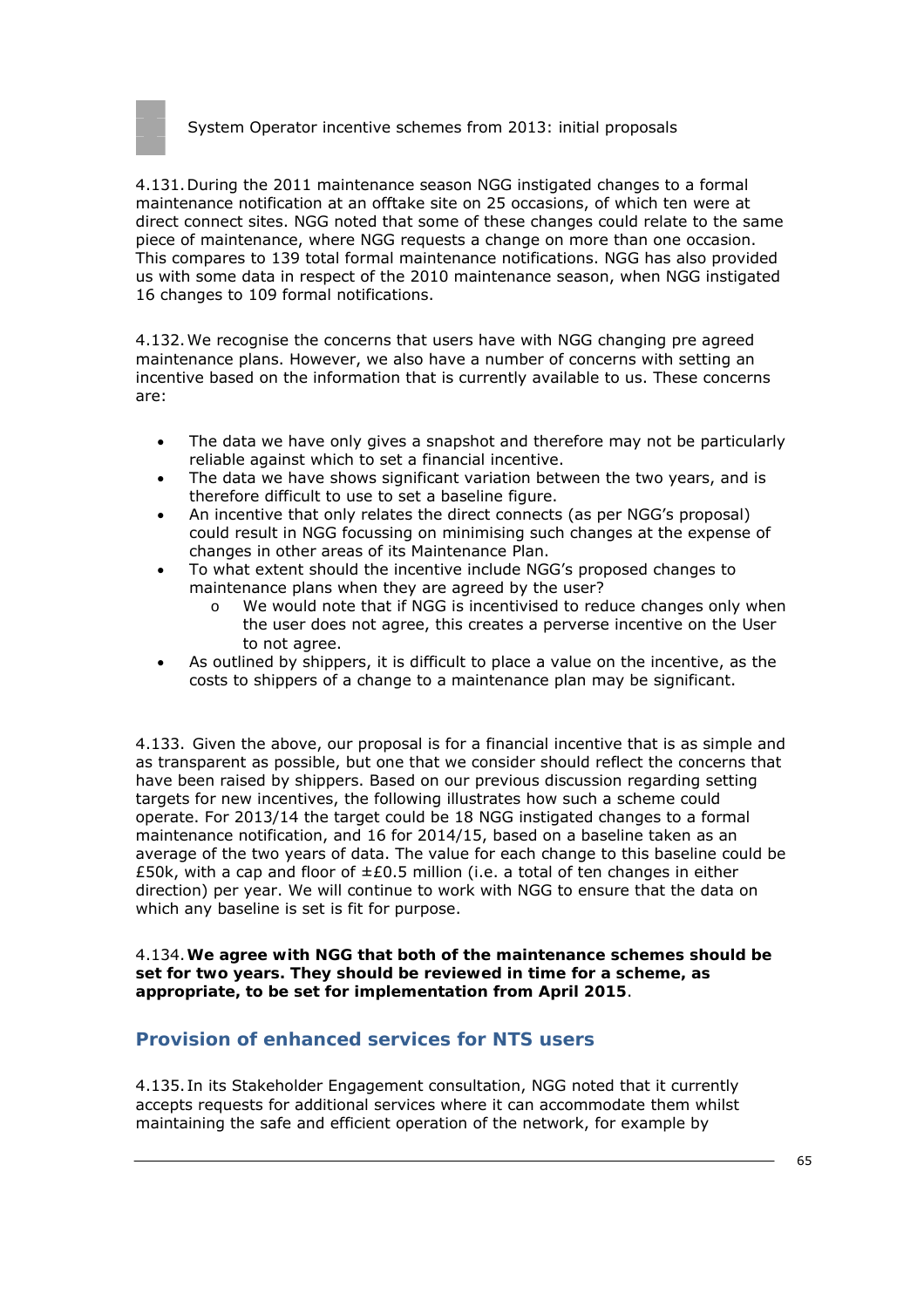4.131. During the 2011 maintenance season NGG instigated changes to a formal maintenance notification at an offtake site on 25 occasions, of which ten were at direct connect sites. NGG noted that some of these changes could relate to the same piece of maintenance, where NGG requests a change on more than one occasion. This compares to 139 total formal maintenance notifications. NGG has also provided us with some data in respect of the 2010 maintenance season, when NGG instigated 16 changes to 109 formal notifications.

4.132. We recognise the concerns that users have with NGG changing pre agreed maintenance plans. However, we also have a number of concerns with setting an incentive based on the information that is currently available to us. These concerns are:

- The data we have only gives a snapshot and therefore may not be particularly reliable against which to set a financial incentive.
- The data we have shows significant variation between the two years, and is therefore difficult to use to set a baseline figure.
- An incentive that only relates the direct connects (as per NGG's proposal) could result in NGG focussing on minimising such changes at the expense of changes in other areas of its Maintenance Plan.
- To what extent should the incentive include NGG's proposed changes to maintenance plans when they are agreed by the user?
  - We would note that if NGG is incentivised to reduce changes only when the user does not agree, this creates a perverse incentive on the User to not agree.
- As outlined by shippers, it is difficult to place a value on the incentive, as the costs to shippers of a change to a maintenance plan may be significant.

4.133. Given the above, our proposal is for a financial incentive that is as simple and as transparent as possible, but one that we consider should reflect the concerns that have been raised by shippers. Based on our previous discussion regarding setting targets for new incentives, the following illustrates how such a scheme could operate. For 2013/14 the target could be 18 NGG instigated changes to a formal maintenance notification, and 16 for 2014/15, based on a baseline taken as an average of the two years of data. The value for each change to this baseline could be £50k, with a cap and floor of ±£0.5 million (i.e. a total of ten changes in either direction) per year. We will continue to work with NGG to ensure that the data on which any baseline is set is fit for purpose.

4.134. **We agree with NGG that both of the maintenance schemes should be set for two years. They should be reviewed in time for a scheme, as appropriate, to be set for implementation from April 2015**.

## Provision of enhanced services for NTS users

4.135. In its Stakeholder Engagement consultation, NGG noted that it currently accepts requests for additional services where it can accommodate them whilst maintaining the safe and efficient operation of the network, for example by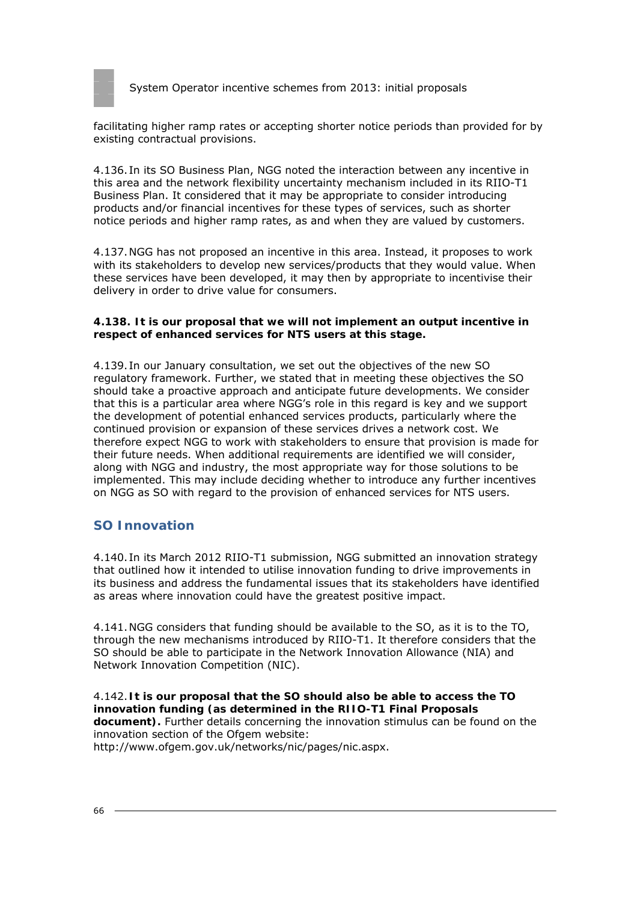facilitating higher ramp rates or accepting shorter notice periods than provided for by existing contractual provisions.

4.136. In its SO Business Plan, NGG noted the interaction between any incentive in this area and the network flexibility uncertainty mechanism included in its RIIO-T1 Business Plan. It considered that it may be appropriate to consider introducing products and/or financial incentives for these types of services, such as shorter notice periods and higher ramp rates, as and when they are valued by customers.

4.137. NGG has not proposed an incentive in this area. Instead, it proposes to work with its stakeholders to develop new services/products that they would value. When these services have been developed, it may then by appropriate to incentivise their delivery in order to drive value for consumers.

**4.138. It is our proposal that we will not implement an output incentive in respect of enhanced services for NTS users at this stage.**

4.139. In our January consultation, we set out the objectives of the new SO regulatory framework. Further, we stated that in meeting these objectives the SO should take a proactive approach and anticipate future developments. We consider that this is a particular area where NGG's role in this regard is key and we support the development of potential enhanced services products, particularly where the continued provision or expansion of these services drives a network cost. We therefore expect NGG to work with stakeholders to ensure that provision is made for their future needs. When additional requirements are identified we will consider, along with NGG and industry, the most appropriate way for those solutions to be implemented. This may include deciding whether to introduce any further incentives on NGG as SO with regard to the provision of enhanced services for NTS users.

## SO Innovation

4.140. In its March 2012 RIIO-T1 submission, NGG submitted an innovation strategy that outlined how it intended to utilise innovation funding to drive improvements in its business and address the fundamental issues that its stakeholders have identified as areas where innovation could have the greatest positive impact.

4.141. NGG considers that funding should be available to the SO, as it is to the TO, through the new mechanisms introduced by RIIO-T1. It therefore considers that the SO should be able to participate in the Network Innovation Allowance (NIA) and Network Innovation Competition (NIC).

4.142. **It is our proposal that the SO should also be able to access the TO innovation funding (as determined in the RIIO-T1 Final Proposals document).** Further details concerning the innovation stimulus can be found on the innovation section of the Ofgem website: http://www.ofgem.gov.uk/networks/nic/pages/nic.aspx.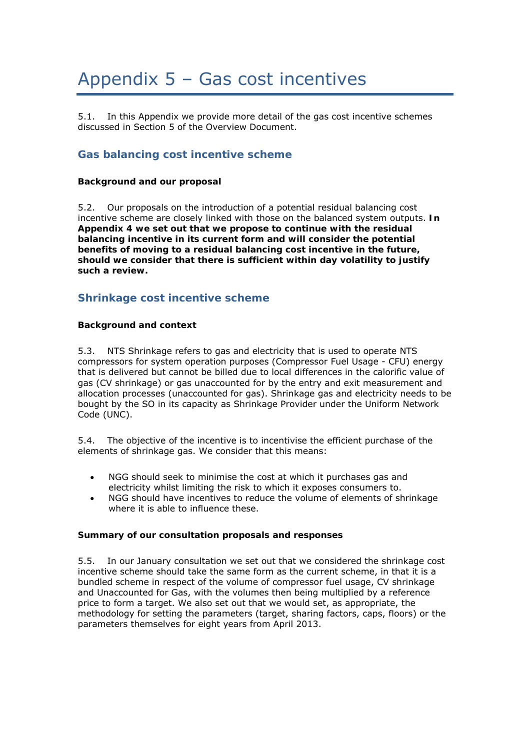# Appendix 5 – Gas cost incentives

5.1. In this Appendix we provide more detail of the gas cost incentive schemes discussed in Section 5 of the Overview Document.

## Gas balancing cost incentive scheme

### Background and our proposal

5.2. Our proposals on the introduction of a potential residual balancing cost incentive scheme are closely linked with those on the balanced system outputs. **In Appendix 4 we set out that we propose to continue with the residual balancing incentive in its current form and will consider the potential benefits of moving to a residual balancing cost incentive in the future, should we consider that there is sufficient within day volatility to justify such a review.**

## Shrinkage cost incentive scheme

### Background and context

5.3. NTS Shrinkage refers to gas and electricity that is used to operate NTS compressors for system operation purposes (Compressor Fuel Usage - CFU) energy that is delivered but cannot be billed due to local differences in the calorific value of gas (CV shrinkage) or gas unaccounted for by the entry and exit measurement and allocation processes (unaccounted for gas). Shrinkage gas and electricity needs to be bought by the SO in its capacity as Shrinkage Provider under the Uniform Network Code (UNC).

5.4. The objective of the incentive is to incentivise the efficient purchase of the elements of shrinkage gas. We consider that this means:

- NGG should seek to minimise the cost at which it purchases gas and electricity whilst limiting the risk to which it exposes consumers to.
- NGG should have incentives to reduce the volume of elements of shrinkage where it is able to influence these.

### Summary of our consultation proposals and responses

5.5. In our January consultation we set out that we considered the shrinkage cost incentive scheme should take the same form as the current scheme, in that it is a bundled scheme in respect of the volume of compressor fuel usage, CV shrinkage and Unaccounted for Gas, with the volumes then being multiplied by a reference price to form a target. We also set out that we would set, as appropriate, the methodology for setting the parameters (target, sharing factors, caps, floors) or the parameters themselves for eight years from April 2013.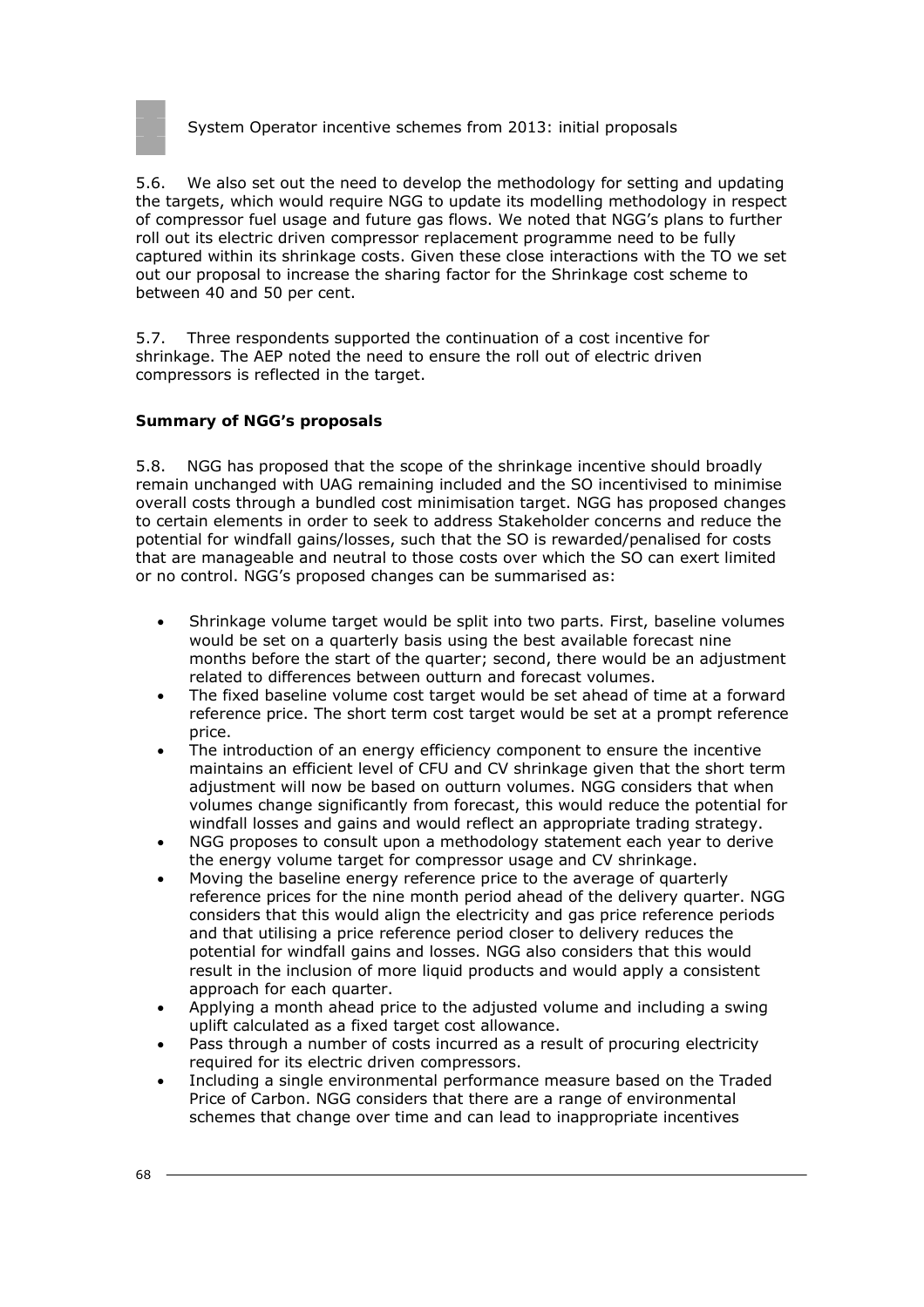5.6. We also set out the need to develop the methodology for setting and updating the targets, which would require NGG to update its modelling methodology in respect of compressor fuel usage and future gas flows. We noted that NGG's plans to further roll out its electric driven compressor replacement programme need to be fully captured within its shrinkage costs. Given these close interactions with the TO we set out our proposal to increase the sharing factor for the Shrinkage cost scheme to between 40 and 50 per cent.

5.7. Three respondents supported the continuation of a cost incentive for shrinkage. The AEP noted the need to ensure the roll out of electric driven compressors is reflected in the target.

**Summary of NGG's proposals**

5.8. NGG has proposed that the scope of the shrinkage incentive should broadly remain unchanged with UAG remaining included and the SO incentivised to minimise overall costs through a bundled cost minimisation target. NGG has proposed changes to certain elements in order to seek to address Stakeholder concerns and reduce the potential for windfall gains/losses, such that the SO is rewarded/penalised for costs that are manageable and neutral to those costs over which the SO can exert limited or no control. NGG's proposed changes can be summarised as:

- Shrinkage volume target would be split into two parts. First, baseline volumes would be set on a quarterly basis using the best available forecast nine months before the start of the quarter; second, there would be an adjustment related to differences between outturn and forecast volumes.
- The fixed baseline volume cost target would be set ahead of time at a forward reference price. The short term cost target would be set at a prompt reference price.
- The introduction of an energy efficiency component to ensure the incentive maintains an efficient level of CFU and CV shrinkage given that the short term adjustment will now be based on outturn volumes. NGG considers that when volumes change significantly from forecast, this would reduce the potential for windfall losses and gains and would reflect an appropriate trading strategy.
- NGG proposes to consult upon a methodology statement each year to derive the energy volume target for compressor usage and CV shrinkage.
- Moving the baseline energy reference price to the average of quarterly reference prices for the nine month period ahead of the delivery quarter. NGG considers that this would align the electricity and gas price reference periods and that utilising a price reference period closer to delivery reduces the potential for windfall gains and losses. NGG also considers that this would result in the inclusion of more liquid products and would apply a consistent approach for each quarter.
- Applying a month ahead price to the adjusted volume and including a swing uplift calculated as a fixed target cost allowance.
- Pass through a number of costs incurred as a result of procuring electricity required for its electric driven compressors.
- Including a single environmental performance measure based on the Traded Price of Carbon. NGG considers that there are a range of environmental schemes that change over time and can lead to inappropriate incentives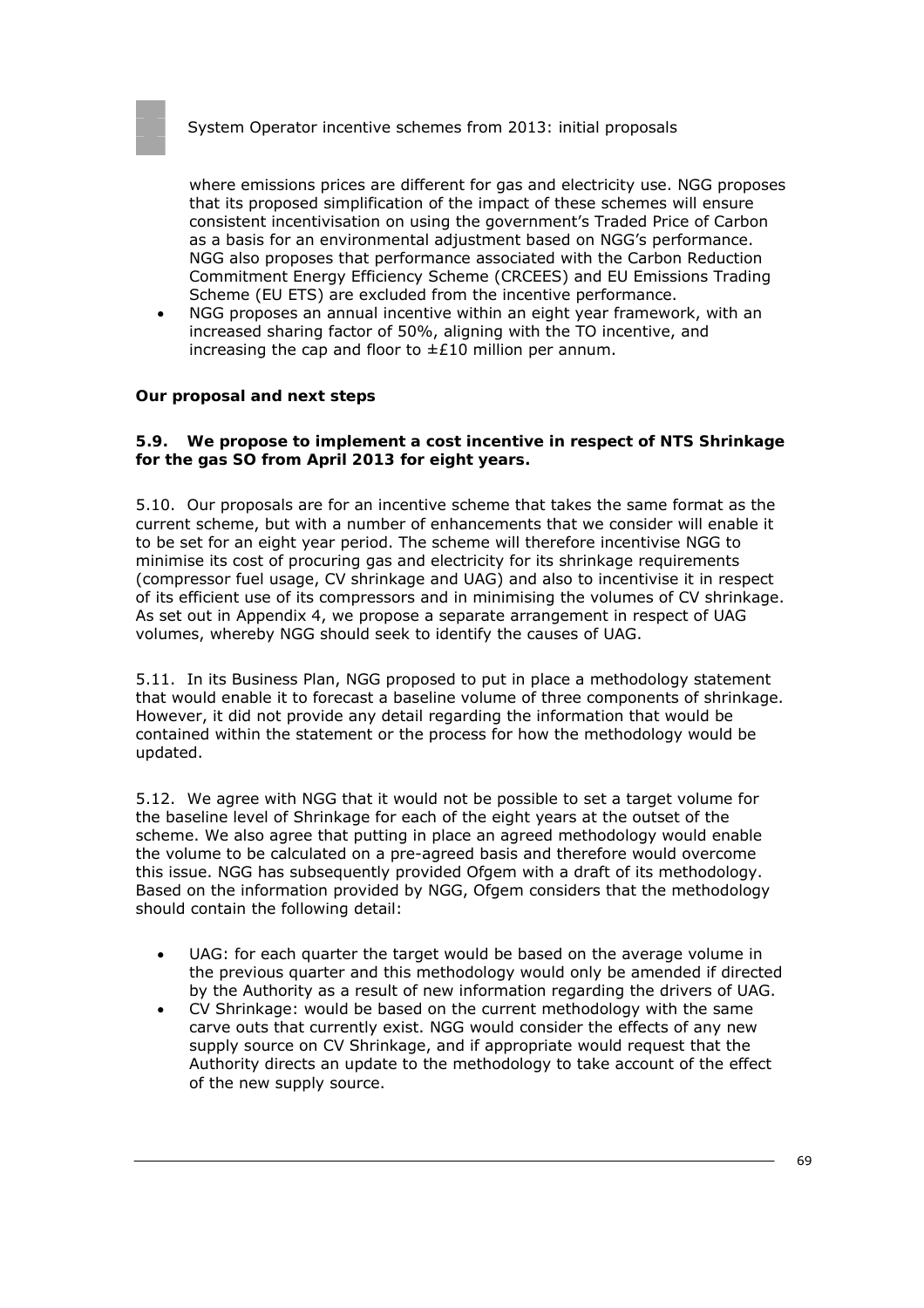where emissions prices are different for gas and electricity use. NGG proposes that its proposed simplification of the impact of these schemes will ensure consistent incentivisation on using the government's Traded Price of Carbon as a basis for an environmental adjustment based on NGG's performance. NGG also proposes that performance associated with the Carbon Reduction Commitment Energy Efficiency Scheme (CRCEES) and EU Emissions Trading Scheme (EU ETS) are excluded from the incentive performance.

- NGG proposes an annual incentive within an eight year framework, with an increased sharing factor of 50%, aligning with the TO incentive, and increasing the cap and floor to ±£10 million per annum.

**Our proposal and next steps**

**5.9. We propose to implement a cost incentive in respect of NTS Shrinkage for the gas SO from April 2013 for eight years.**

5.10. Our proposals are for an incentive scheme that takes the same format as the current scheme, but with a number of enhancements that we consider will enable it to be set for an eight year period. The scheme will therefore incentivise NGG to minimise its cost of procuring gas and electricity for its shrinkage requirements (compressor fuel usage, CV shrinkage and UAG) and also to incentivise it in respect of its efficient use of its compressors and in minimising the volumes of CV shrinkage. As set out in Appendix 4, we propose a separate arrangement in respect of UAG volumes, whereby NGG should seek to identify the causes of UAG.

5.11. In its Business Plan, NGG proposed to put in place a methodology statement that would enable it to forecast a baseline volume of three components of shrinkage. However, it did not provide any detail regarding the information that would be contained within the statement or the process for how the methodology would be updated.

5.12. We agree with NGG that it would not be possible to set a target volume for the baseline level of Shrinkage for each of the eight years at the outset of the scheme. We also agree that putting in place an agreed methodology would enable the volume to be calculated on a pre-agreed basis and therefore would overcome this issue. NGG has subsequently provided Ofgem with a draft of its methodology. Based on the information provided by NGG, Ofgem considers that the methodology should contain the following detail:

- UAG: for each quarter the target would be based on the average volume in the previous quarter and this methodology would only be amended if directed by the Authority as a result of new information regarding the drivers of UAG.
- CV Shrinkage: would be based on the current methodology with the same carve outs that currently exist. NGG would consider the effects of any new supply source on CV Shrinkage, and if appropriate would request that the Authority directs an update to the methodology to take account of the effect of the new supply source.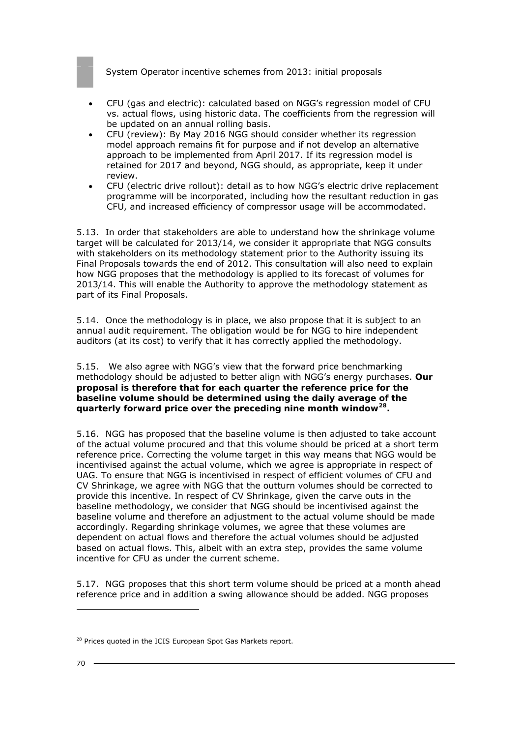- CFU (gas and electric): calculated based on NGG's regression model of CFU vs. actual flows, using historic data. The coefficients from the regression will be updated on an annual rolling basis.
- CFU (review): By May 2016 NGG should consider whether its regression model approach remains fit for purpose and if not develop an alternative approach to be implemented from April 2017. If its regression model is retained for 2017 and beyond, NGG should, as appropriate, keep it under review.
- CFU (electric drive rollout): detail as to how NGG's electric drive replacement programme will be incorporated, including how the resultant reduction in gas CFU, and increased efficiency of compressor usage will be accommodated.

5.13. In order that stakeholders are able to understand how the shrinkage volume target will be calculated for 2013/14, we consider it appropriate that NGG consults with stakeholders on its methodology statement prior to the Authority issuing its Final Proposals towards the end of 2012. This consultation will also need to explain how NGG proposes that the methodology is applied to its forecast of volumes for 2013/14. This will enable the Authority to approve the methodology statement as part of its Final Proposals.

5.14. Once the methodology is in place, we also propose that it is subject to an annual audit requirement. The obligation would be for NGG to hire independent auditors (at its cost) to verify that it has correctly applied the methodology.

5.15. We also agree with NGG's view that the forward price benchmarking methodology should be adjusted to better align with NGG's energy purchases. **Our proposal is therefore that for each quarter the reference price for the baseline volume should be determined using the daily average of the quarterly forward price over the preceding nine month window[28].**

5.16. NGG has proposed that the baseline volume is then adjusted to take account of the actual volume procured and that this volume should be priced at a short term reference price. Correcting the volume target in this way means that NGG would be incentivised against the actual volume, which we agree is appropriate in respect of UAG. To ensure that NGG is incentivised in respect of efficient volumes of CFU and CV Shrinkage, we agree with NGG that the outturn volumes should be corrected to provide this incentive. In respect of CV Shrinkage, given the carve outs in the baseline methodology, we consider that NGG should be incentivised against the baseline volume and therefore an adjustment to the actual volume should be made accordingly. Regarding shrinkage volumes, we agree that these volumes are dependent on actual flows and therefore the actual volumes should be adjusted based on actual flows. This, albeit with an extra step, provides the same volume incentive for CFU as under the current scheme.

5.17. NGG proposes that this short term volume should be priced at a month ahead reference price and in addition a swing allowance should be added. NGG proposes

[28] Prices quoted in the ICIS European Spot Gas Markets report.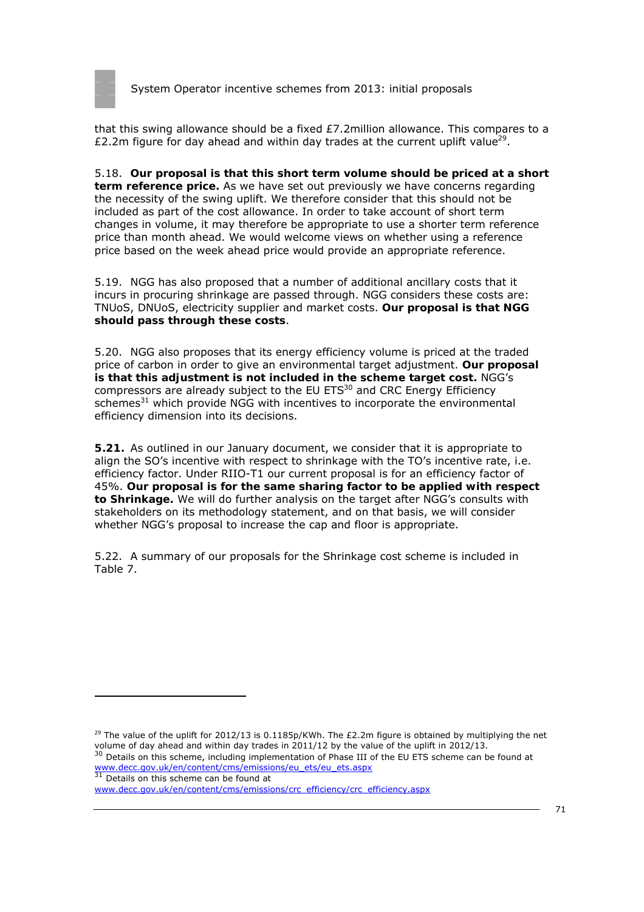that this swing allowance should be a fixed £7.2million allowance. This compares to a £2.2m figure for day ahead and within day trades at the current uplift value[29].

5.18. **Our proposal is that this short term volume should be priced at a short term reference price.** As we have set out previously we have concerns regarding the necessity of the swing uplift. We therefore consider that this should not be included as part of the cost allowance. In order to take account of short term changes in volume, it may therefore be appropriate to use a shorter term reference price than month ahead. We would welcome views on whether using a reference price based on the week ahead price would provide an appropriate reference.

5.19. NGG has also proposed that a number of additional ancillary costs that it incurs in procuring shrinkage are passed through. NGG considers these costs are: TNUoS, DNUoS, electricity supplier and market costs. **Our proposal is that NGG should pass through these costs**.

5.20. NGG also proposes that its energy efficiency volume is priced at the traded price of carbon in order to give an environmental target adjustment. **Our proposal is that this adjustment is not included in the scheme target cost.** NGG's compressors are already subject to the EU ETS[30] and CRC Energy Efficiency schemes[31] which provide NGG with incentives to incorporate the environmental efficiency dimension into its decisions.

**5.21.** As outlined in our January document, we consider that it is appropriate to align the SO's incentive with respect to shrinkage with the TO's incentive rate, i.e. efficiency factor. Under RIIO-T1 our current proposal is for an efficiency factor of 45%. **Our proposal is for the same sharing factor to be applied with respect to Shrinkage.** We will do further analysis on the target after NGG's consults with stakeholders on its methodology statement, and on that basis, we will consider whether NGG's proposal to increase the cap and floor is appropriate.

5.22. A summary of our proposals for the Shrinkage cost scheme is included in Table 7.

---

[29] The value of the uplift for 2012/13 is 0.1185p/KWh. The £2.2m figure is obtained by multiplying the net volume of day ahead and within day trades in 2011/12 by the value of the uplift in 2012/13.

[30] Details on this scheme, including implementation of Phase III of the EU ETS scheme can be found at www.decc.gov.uk/en/content/cms/emissions/eu_ets/eu_ets.aspx

[31] Details on this scheme can be found at www.decc.gov.uk/en/content/cms/emissions/crc_efficiency/crc_efficiency.aspx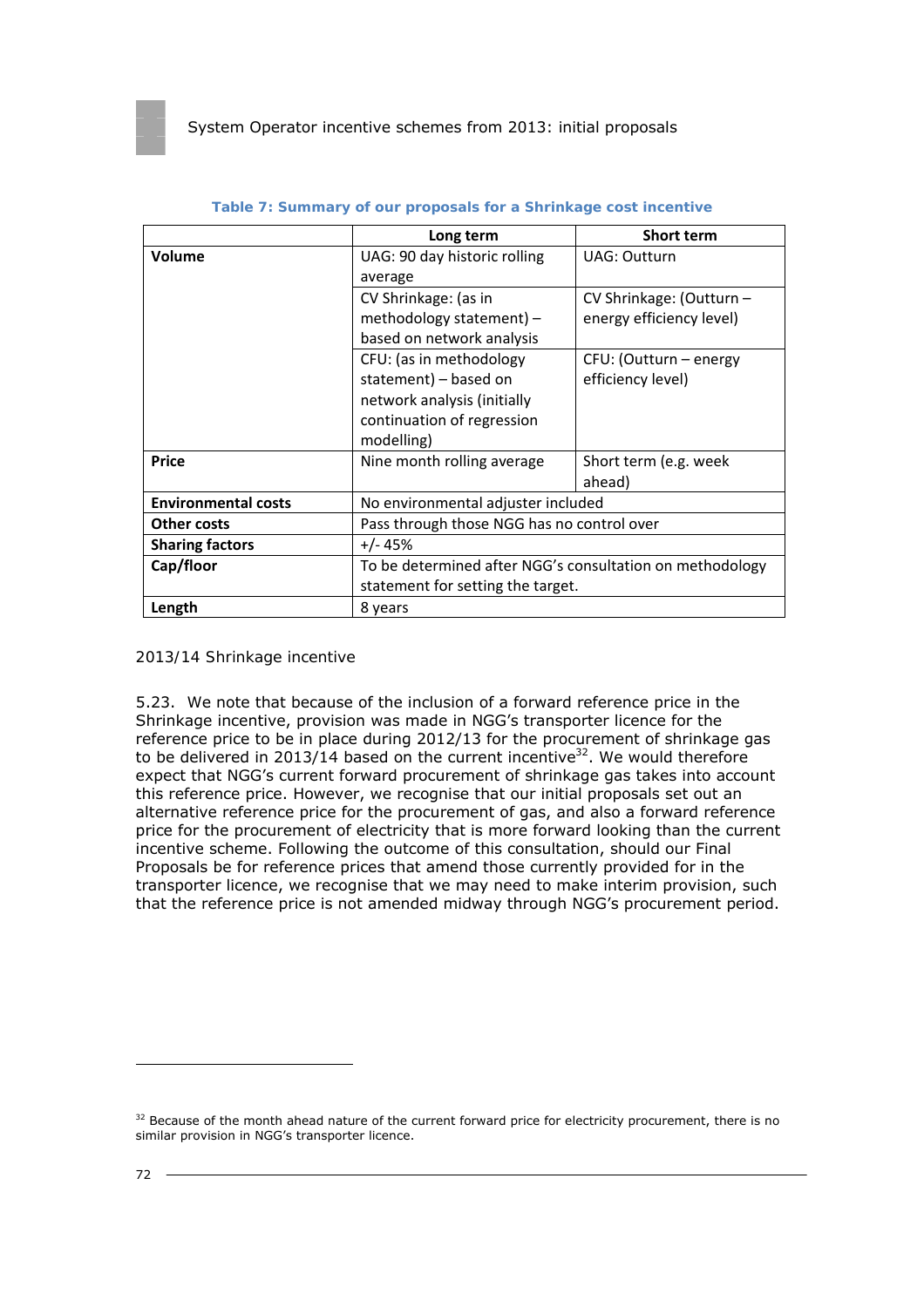**Table 7: Summary of our proposals for a Shrinkage cost incentive**

| | Long term | Short term |
|---|---|---|
| **Volume** | UAG: 90 day historic rolling average | UAG: Outturn |
| | CV Shrinkage: (as in methodology statement) – based on network analysis | CV Shrinkage: (Outturn – energy efficiency level) |
| | CFU: (as in methodology statement) – based on network analysis (initially continuation of regression modelling) | CFU: (Outturn – energy efficiency level) |
| **Price** | Nine month rolling average | Short term (e.g. week ahead) |
| **Environmental costs** | No environmental adjuster included | |
| **Other costs** | Pass through those NGG has no control over | |
| **Sharing factors** | +/- 45% | |
| **Cap/floor** | To be determined after NGG's consultation on methodology statement for setting the target. | |
| **Length** | 8 years | |

2013/14 Shrinkage incentive

5.23. We note that because of the inclusion of a forward reference price in the Shrinkage incentive, provision was made in NGG's transporter licence for the reference price to be in place during 2012/13 for the procurement of shrinkage gas to be delivered in 2013/14 based on the current incentive[32]. We would therefore expect that NGG's current forward procurement of shrinkage gas takes into account this reference price. However, we recognise that our initial proposals set out an alternative reference price for the procurement of gas, and also a forward reference price for the procurement of electricity that is more forward looking than the current incentive scheme. Following the outcome of this consultation, should our Final Proposals be for reference prices that amend those currently provided for in the transporter licence, we recognise that we may need to make interim provision, such that the reference price is not amended midway through NGG's procurement period.

[32] Because of the month ahead nature of the current forward price for electricity procurement, there is no similar provision in NGG's transporter licence.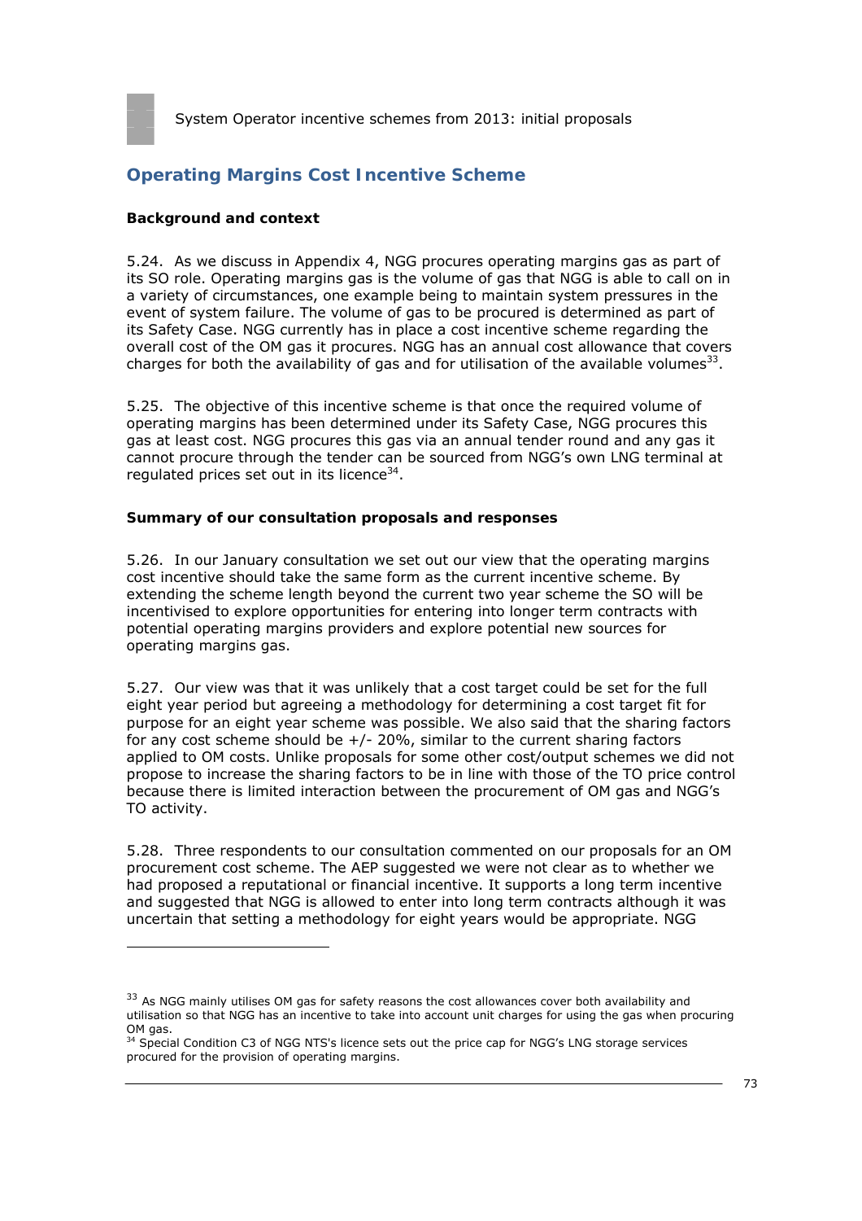## Operating Margins Cost Incentive Scheme

### Background and context

5.24. As we discuss in Appendix 4, NGG procures operating margins gas as part of its SO role. Operating margins gas is the volume of gas that NGG is able to call on in a variety of circumstances, one example being to maintain system pressures in the event of system failure. The volume of gas to be procured is determined as part of its Safety Case. NGG currently has in place a cost incentive scheme regarding the overall cost of the OM gas it procures. NGG has an annual cost allowance that covers charges for both the availability of gas and for utilisation of the available volumes[33].

5.25. The objective of this incentive scheme is that once the required volume of operating margins has been determined under its Safety Case, NGG procures this gas at least cost. NGG procures this gas via an annual tender round and any gas it cannot procure through the tender can be sourced from NGG's own LNG terminal at regulated prices set out in its licence[34].

### Summary of our consultation proposals and responses

5.26. In our January consultation we set out our view that the operating margins cost incentive should take the same form as the current incentive scheme. By extending the scheme length beyond the current two year scheme the SO will be incentivised to explore opportunities for entering into longer term contracts with potential operating margins providers and explore potential new sources for operating margins gas.

5.27. Our view was that it was unlikely that a cost target could be set for the full eight year period but agreeing a methodology for determining a cost target fit for purpose for an eight year scheme was possible. We also said that the sharing factors for any cost scheme should be +/- 20%, similar to the current sharing factors applied to OM costs. Unlike proposals for some other cost/output schemes we did not propose to increase the sharing factors to be in line with those of the TO price control because there is limited interaction between the procurement of OM gas and NGG's TO activity.

5.28. Three respondents to our consultation commented on our proposals for an OM procurement cost scheme. The AEP suggested we were not clear as to whether we had proposed a reputational or financial incentive. It supports a long term incentive and suggested that NGG is allowed to enter into long term contracts although it was uncertain that setting a methodology for eight years would be appropriate. NGG

---

[33] As NGG mainly utilises OM gas for safety reasons the cost allowances cover both availability and utilisation so that NGG has an incentive to take into account unit charges for using the gas when procuring OM gas.

[34] Special Condition C3 of NGG NTS's licence sets out the price cap for NGG's LNG storage services procured for the provision of operating margins.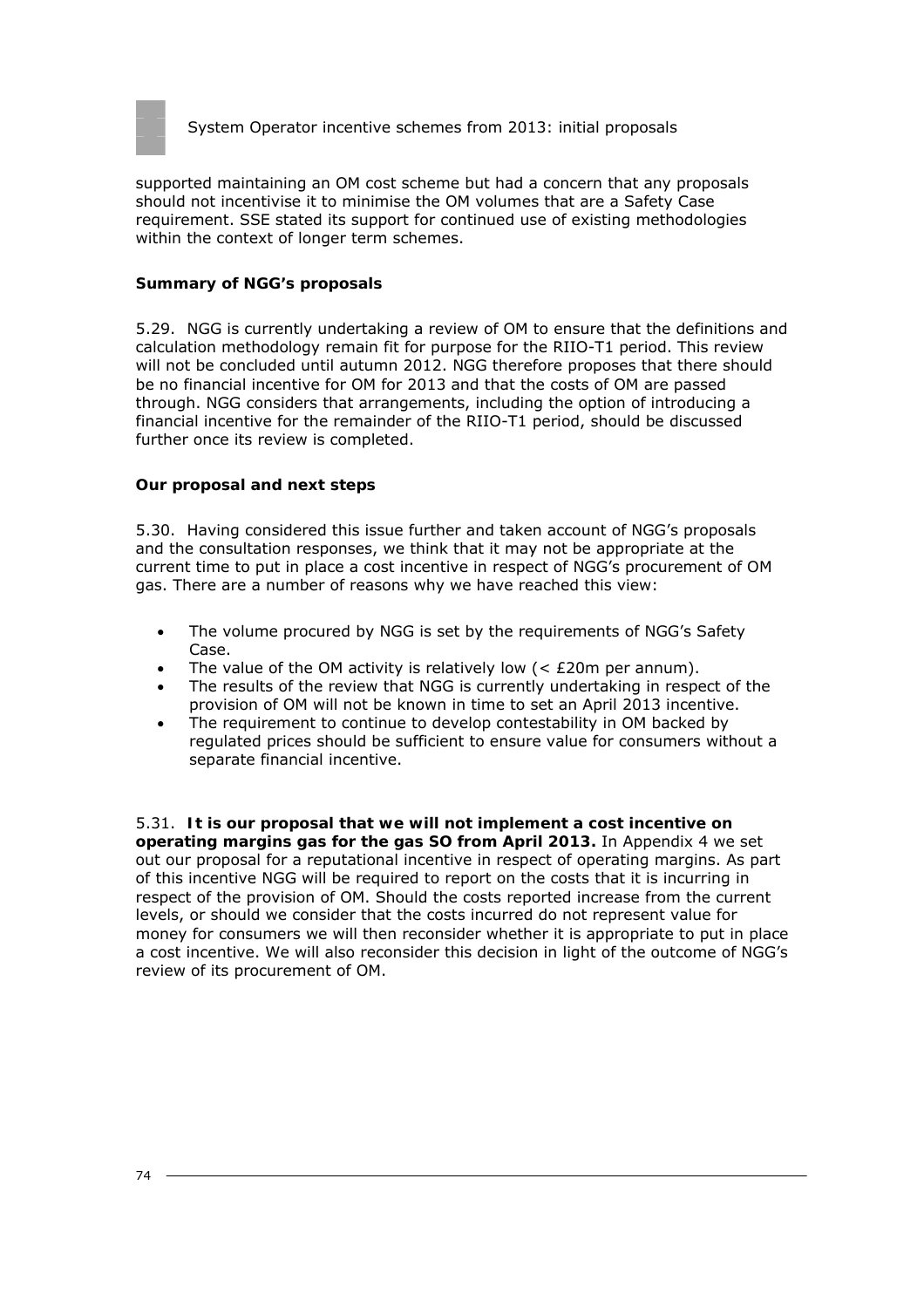supported maintaining an OM cost scheme but had a concern that any proposals should not incentivise it to minimise the OM volumes that are a Safety Case requirement. SSE stated its support for continued use of existing methodologies within the context of longer term schemes.

### Summary of NGG's proposals

5.29. NGG is currently undertaking a review of OM to ensure that the definitions and calculation methodology remain fit for purpose for the RIIO-T1 period. This review will not be concluded until autumn 2012. NGG therefore proposes that there should be no financial incentive for OM for 2013 and that the costs of OM are passed through. NGG considers that arrangements, including the option of introducing a financial incentive for the remainder of the RIIO-T1 period, should be discussed further once its review is completed.

### Our proposal and next steps

5.30. Having considered this issue further and taken account of NGG's proposals and the consultation responses, we think that it may not be appropriate at the current time to put in place a cost incentive in respect of NGG's procurement of OM gas. There are a number of reasons why we have reached this view:

- The volume procured by NGG is set by the requirements of NGG's Safety Case.
- The value of the OM activity is relatively low (< £20m per annum).
- The results of the review that NGG is currently undertaking in respect of the provision of OM will not be known in time to set an April 2013 incentive.
- The requirement to continue to develop contestability in OM backed by regulated prices should be sufficient to ensure value for consumers without a separate financial incentive.

5.31. **It is our proposal that we will not implement a cost incentive on operating margins gas for the gas SO from April 2013.** In Appendix 4 we set out our proposal for a reputational incentive in respect of operating margins. As part of this incentive NGG will be required to report on the costs that it is incurring in respect of the provision of OM. Should the costs reported increase from the current levels, or should we consider that the costs incurred do not represent value for money for consumers we will then reconsider whether it is appropriate to put in place a cost incentive. We will also reconsider this decision in light of the outcome of NGG's review of its procurement of OM.